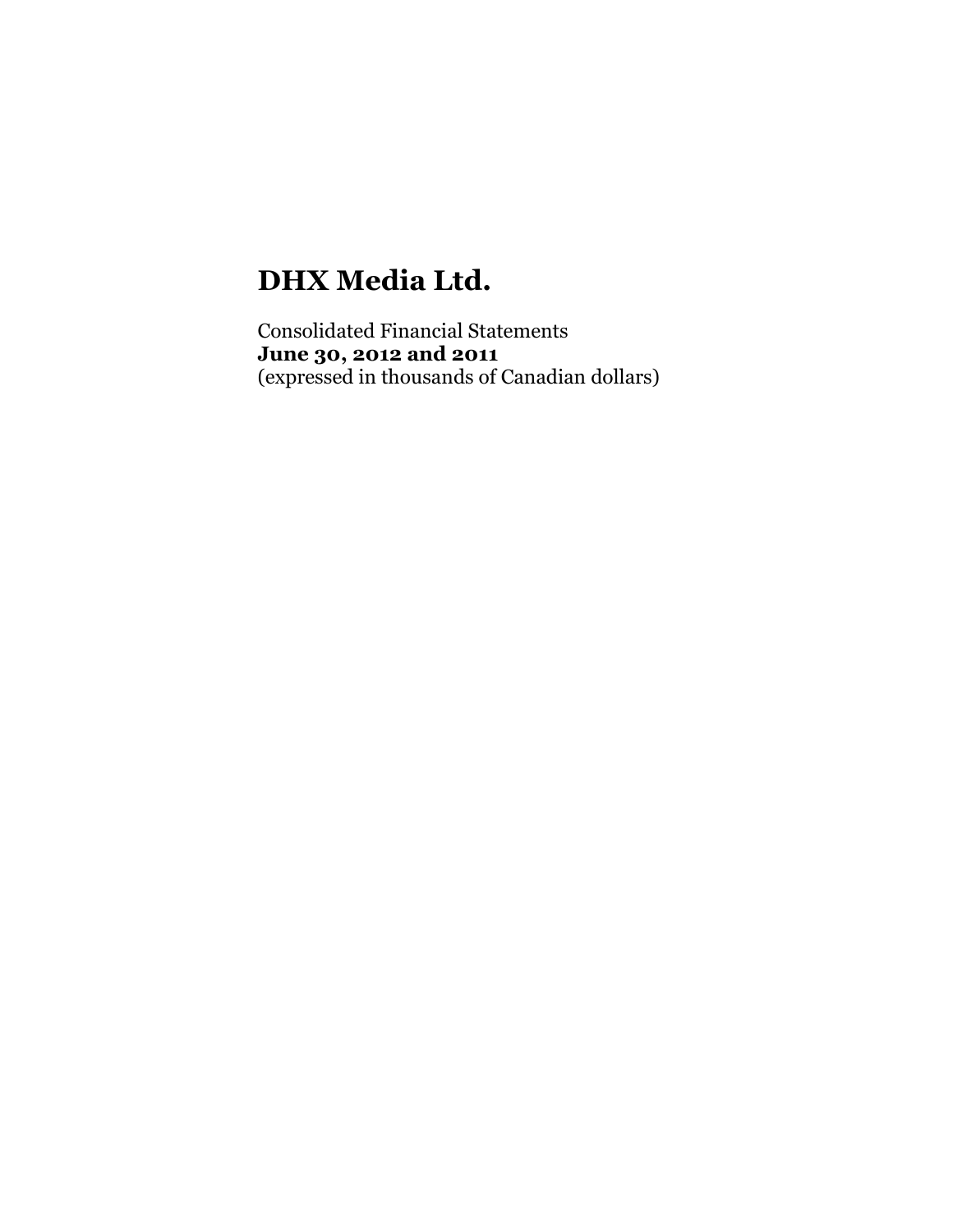# DHX Media Ltd.

Consolidated Financial Statements
**June 30, 2012 and 2011**
(expressed in thousands of Canadian dollars)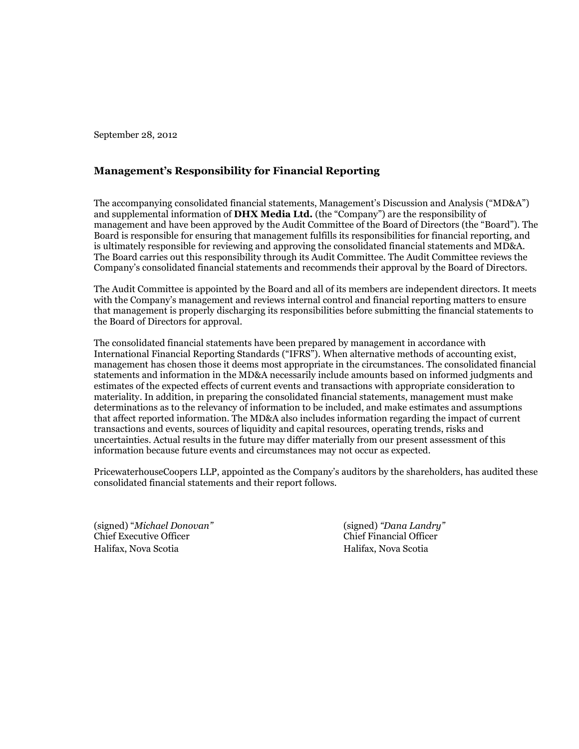September 28, 2012

## Management's Responsibility for Financial Reporting

The accompanying consolidated financial statements, Management's Discussion and Analysis ("MD&A") and supplemental information of **DHX Media Ltd.** (the "Company") are the responsibility of management and have been approved by the Audit Committee of the Board of Directors (the "Board"). The Board is responsible for ensuring that management fulfills its responsibilities for financial reporting, and is ultimately responsible for reviewing and approving the consolidated financial statements and MD&A. The Board carries out this responsibility through its Audit Committee. The Audit Committee reviews the Company's consolidated financial statements and recommends their approval by the Board of Directors.

The Audit Committee is appointed by the Board and all of its members are independent directors. It meets with the Company's management and reviews internal control and financial reporting matters to ensure that management is properly discharging its responsibilities before submitting the financial statements to the Board of Directors for approval.

The consolidated financial statements have been prepared by management in accordance with International Financial Reporting Standards ("IFRS"). When alternative methods of accounting exist, management has chosen those it deems most appropriate in the circumstances. The consolidated financial statements and information in the MD&A necessarily include amounts based on informed judgments and estimates of the expected effects of current events and transactions with appropriate consideration to materiality. In addition, in preparing the consolidated financial statements, management must make determinations as to the relevancy of information to be included, and make estimates and assumptions that affect reported information. The MD&A also includes information regarding the impact of current transactions and events, sources of liquidity and capital resources, operating trends, risks and uncertainties. Actual results in the future may differ materially from our present assessment of this information because future events and circumstances may not occur as expected.

PricewaterhouseCoopers LLP, appointed as the Company's auditors by the shareholders, has audited these consolidated financial statements and their report follows.

(signed) "*Michael Donovan*"
Chief Executive Officer
Halifax, Nova Scotia

(signed) *"Dana Landry"*
Chief Financial Officer
Halifax, Nova Scotia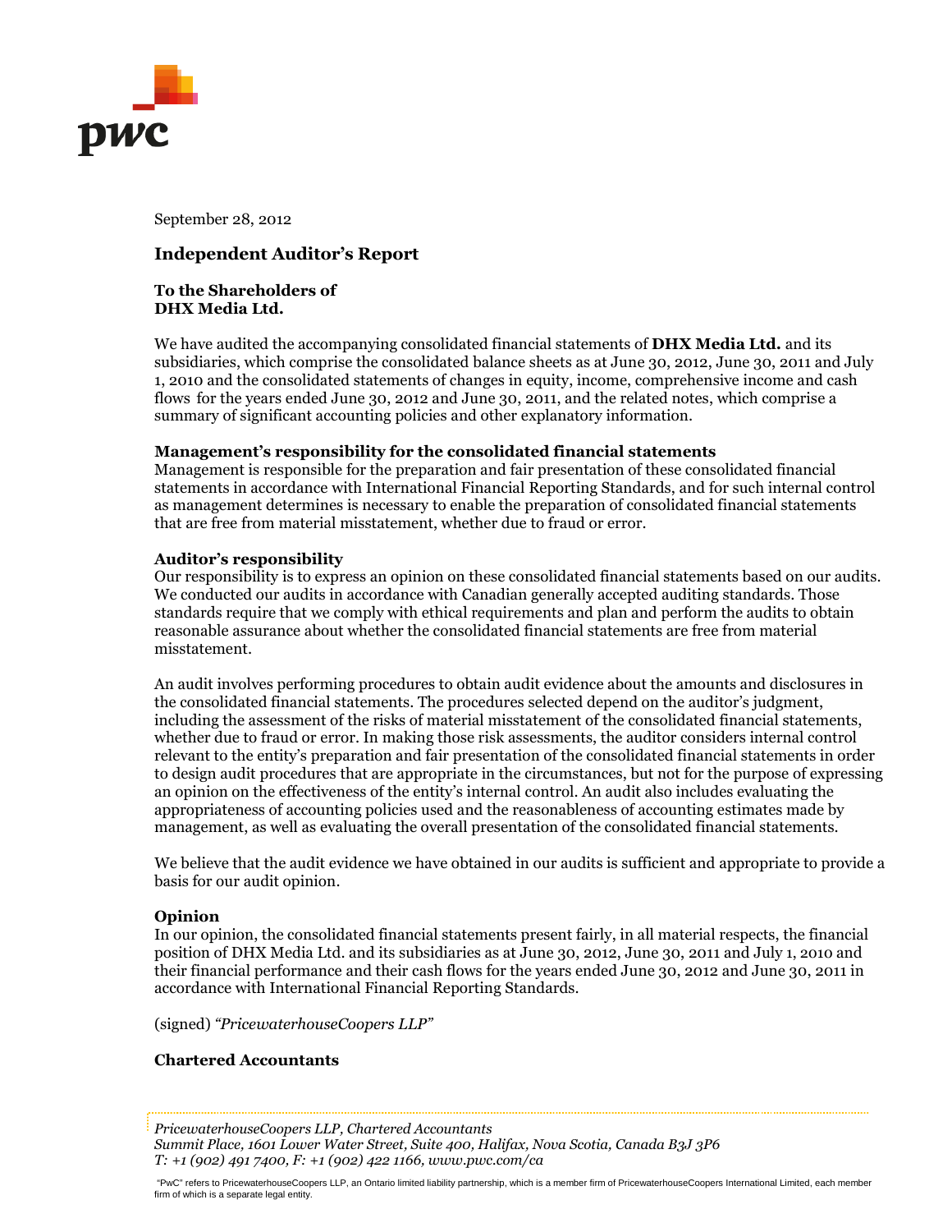September 28, 2012

## Independent Auditor's Report

**To the Shareholders of**
**DHX Media Ltd.**

We have audited the accompanying consolidated financial statements of **DHX Media Ltd.** and its subsidiaries, which comprise the consolidated balance sheets as at June 30, 2012, June 30, 2011 and July 1, 2010 and the consolidated statements of changes in equity, income, comprehensive income and cash flows for the years ended June 30, 2012 and June 30, 2011, and the related notes, which comprise a summary of significant accounting policies and other explanatory information.

**Management's responsibility for the consolidated financial statements**

Management is responsible for the preparation and fair presentation of these consolidated financial statements in accordance with International Financial Reporting Standards, and for such internal control as management determines is necessary to enable the preparation of consolidated financial statements that are free from material misstatement, whether due to fraud or error.

**Auditor's responsibility**

Our responsibility is to express an opinion on these consolidated financial statements based on our audits. We conducted our audits in accordance with Canadian generally accepted auditing standards. Those standards require that we comply with ethical requirements and plan and perform the audits to obtain reasonable assurance about whether the consolidated financial statements are free from material misstatement.

An audit involves performing procedures to obtain audit evidence about the amounts and disclosures in the consolidated financial statements. The procedures selected depend on the auditor's judgment, including the assessment of the risks of material misstatement of the consolidated financial statements, whether due to fraud or error. In making those risk assessments, the auditor considers internal control relevant to the entity's preparation and fair presentation of the consolidated financial statements in order to design audit procedures that are appropriate in the circumstances, but not for the purpose of expressing an opinion on the effectiveness of the entity's internal control. An audit also includes evaluating the appropriateness of accounting policies used and the reasonableness of accounting estimates made by management, as well as evaluating the overall presentation of the consolidated financial statements.

We believe that the audit evidence we have obtained in our audits is sufficient and appropriate to provide a basis for our audit opinion.

**Opinion**

In our opinion, the consolidated financial statements present fairly, in all material respects, the financial position of DHX Media Ltd. and its subsidiaries as at June 30, 2012, June 30, 2011 and July 1, 2010 and their financial performance and their cash flows for the years ended June 30, 2012 and June 30, 2011 in accordance with International Financial Reporting Standards.

(signed) *"PricewaterhouseCoopers LLP"*

**Chartered Accountants**

*PricewaterhouseCoopers LLP, Chartered Accountants*
*Summit Place, 1601 Lower Water Street, Suite 400, Halifax, Nova Scotia, Canada B3J 3P6*
*T: +1 (902) 491 7400, F: +1 (902) 422 1166, www.pwc.com/ca*

"PwC" refers to PricewaterhouseCoopers LLP, an Ontario limited liability partnership, which is a member firm of PricewaterhouseCoopers International Limited, each member firm of which is a separate legal entity.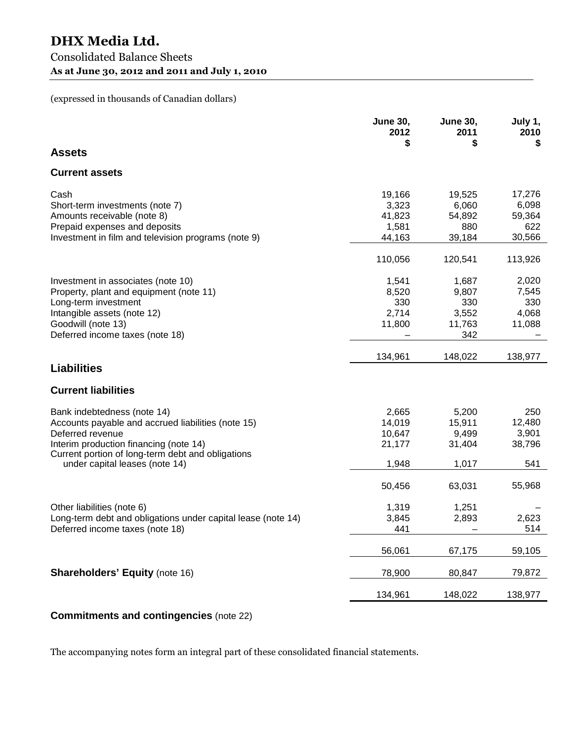# DHX Media Ltd.

## Consolidated Balance Sheets

**As at June 30, 2012 and 2011 and July 1, 2010**

(expressed in thousands of Canadian dollars)

| | June 30, 2012 $ | June 30, 2011 $ | July 1, 2010 $ |
|---|---|---|---|
| **Assets** | | | |
| **Current assets** | | | |
| Cash | 19,166 | 19,525 | 17,276 |
| Short-term investments (note 7) | 3,323 | 6,060 | 6,098 |
| Amounts receivable (note 8) | 41,823 | 54,892 | 59,364 |
| Prepaid expenses and deposits | 1,581 | 880 | 622 |
| Investment in film and television programs (note 9) | 44,163 | 39,184 | 30,566 |
| | 110,056 | 120,541 | 113,926 |
| Investment in associates (note 10) | 1,541 | 1,687 | 2,020 |
| Property, plant and equipment (note 11) | 8,520 | 9,807 | 7,545 |
| Long-term investment | 330 | 330 | 330 |
| Intangible assets (note 12) | 2,714 | 3,552 | 4,068 |
| Goodwill (note 13) | 11,800 | 11,763 | 11,088 |
| Deferred income taxes (note 18) | – | 342 | – |
| | 134,961 | 148,022 | 138,977 |
| **Liabilities** | | | |
| **Current liabilities** | | | |
| Bank indebtedness (note 14) | 2,665 | 5,200 | 250 |
| Accounts payable and accrued liabilities (note 15) | 14,019 | 15,911 | 12,480 |
| Deferred revenue | 10,647 | 9,499 | 3,901 |
| Interim production financing (note 14) | 21,177 | 31,404 | 38,796 |
| Current portion of long-term debt and obligations under capital leases (note 14) | 1,948 | 1,017 | 541 |
| | 50,456 | 63,031 | 55,968 |
| Other liabilities (note 6) | 1,319 | 1,251 | – |
| Long-term debt and obligations under capital lease (note 14) | 3,845 | 2,893 | 2,623 |
| Deferred income taxes (note 18) | 441 | – | 514 |
| | 56,061 | 67,175 | 59,105 |
| **Shareholders' Equity** (note 16) | 78,900 | 80,847 | 79,872 |
| | 134,961 | 148,022 | 138,977 |

**Commitments and contingencies** (note 22)

The accompanying notes form an integral part of these consolidated financial statements.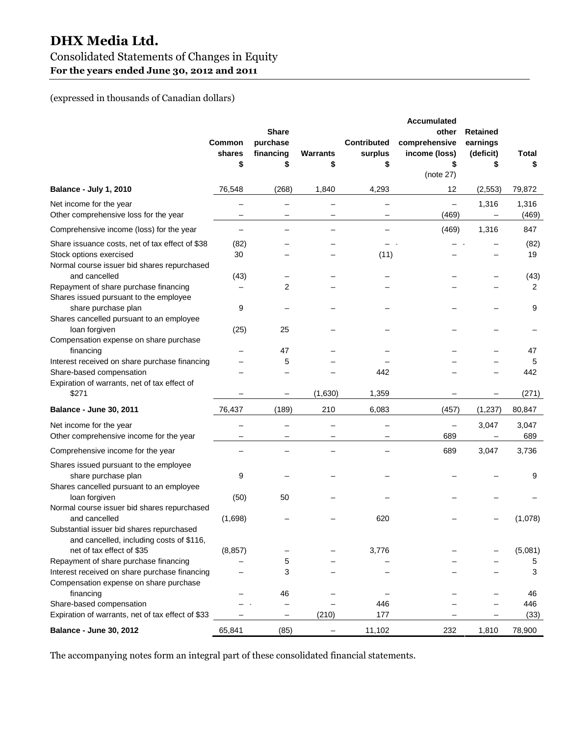# DHX Media Ltd.

## Consolidated Statements of Changes in Equity

**For the years ended June 30, 2012 and 2011**

(expressed in thousands of Canadian dollars)

| | Common shares $ | Share purchase financing $ | Warrants $ | Contributed surplus $ | Accumulated other comprehensive income (loss) $ (note 27) | Retained earnings (deficit) $ | Total $ |
|---|---|---|---|---|---|---|---|
| **Balance - July 1, 2010** | 76,548 | (268) | 1,840 | 4,293 | 12 | (2,553) | 79,872 |
| Net income for the year | – | – | – | – | – | 1,316 | 1,316 |
| Other comprehensive loss for the year | – | – | – | – | (469) | – | (469) |
| Comprehensive income (loss) for the year | – | – | – | – | (469) | 1,316 | 847 |
| Share issuance costs, net of tax effect of $38 | (82) | – | – | – | – | – | (82) |
| Stock options exercised | 30 | – | – | (11) | – | – | 19 |
| Normal course issuer bid shares repurchased and cancelled | (43) | – | – | – | – | – | (43) |
| Repayment of share purchase financing | – | 2 | – | – | – | – | 2 |
| Shares issued pursuant to the employee share purchase plan | 9 | – | – | – | – | – | 9 |
| Shares cancelled pursuant to an employee loan forgiven | (25) | 25 | – | – | – | – | – |
| Compensation expense on share purchase financing | – | 47 | – | – | – | – | 47 |
| Interest received on share purchase financing | – | 5 | – | – | – | – | 5 |
| Share-based compensation | – | – | – | 442 | – | – | 442 |
| Expiration of warrants, net of tax effect of $271 | – | – | (1,630) | 1,359 | – | – | (271) |
| **Balance - June 30, 2011** | 76,437 | (189) | 210 | 6,083 | (457) | (1,237) | 80,847 |
| Net income for the year | – | – | – | – | – | 3,047 | 3,047 |
| Other comprehensive income for the year | – | – | – | – | 689 | – | 689 |
| Comprehensive income for the year | – | – | – | – | 689 | 3,047 | 3,736 |
| Shares issued pursuant to the employee share purchase plan | 9 | – | – | – | – | – | 9 |
| Shares cancelled pursuant to an employee loan forgiven | (50) | 50 | – | – | – | – | – |
| Normal course issuer bid shares repurchased and cancelled | (1,698) | – | – | 620 | – | – | (1,078) |
| Substantial issuer bid shares repurchased and cancelled, including costs of $116, net of tax effect of $35 | (8,857) | – | – | 3,776 | – | – | (5,081) |
| Repayment of share purchase financing | – | 5 | – | – | – | – | 5 |
| Interest received on share purchase financing | – | 3 | – | – | – | – | 3 |
| Compensation expense on share purchase financing | – | 46 | – | – | – | – | 46 |
| Share-based compensation | – | – | – | 446 | – | – | 446 |
| Expiration of warrants, net of tax effect of $33 | – | – | (210) | 177 | – | – | (33) |
| **Balance - June 30, 2012** | 65,841 | (85) | – | 11,102 | 232 | 1,810 | 78,900 |

The accompanying notes form an integral part of these consolidated financial statements.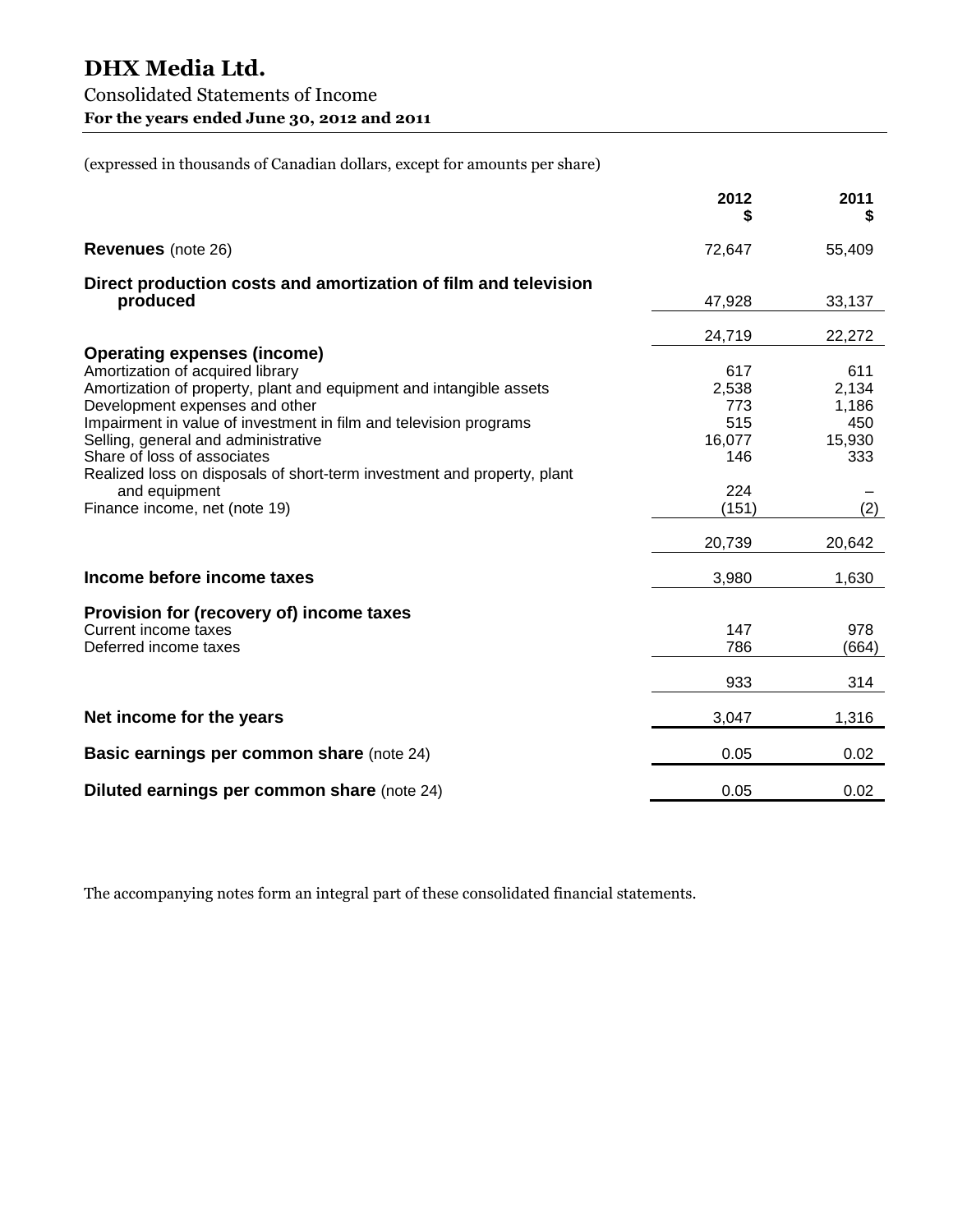# DHX Media Ltd.

## Consolidated Statements of Income

**For the years ended June 30, 2012 and 2011**

(expressed in thousands of Canadian dollars, except for amounts per share)

| | 2012 $ | 2011 $ |
|---|---|---|
| **Revenues** (note 26) | 72,647 | 55,409 |
| **Direct production costs and amortization of film and television produced** | 47,928 | 33,137 |
| | 24,719 | 22,272 |
| **Operating expenses (income)** | | |
| Amortization of acquired library | 617 | 611 |
| Amortization of property, plant and equipment and intangible assets | 2,538 | 2,134 |
| Development expenses and other | 773 | 1,186 |
| Impairment in value of investment in film and television programs | 515 | 450 |
| Selling, general and administrative | 16,077 | 15,930 |
| Share of loss of associates | 146 | 333 |
| Realized loss on disposals of short-term investment and property, plant and equipment | 224 | – |
| Finance income, net (note 19) | (151) | (2) |
| | 20,739 | 20,642 |
| **Income before income taxes** | 3,980 | 1,630 |
| **Provision for (recovery of) income taxes** | | |
| Current income taxes | 147 | 978 |
| Deferred income taxes | 786 | (664) |
| | 933 | 314 |
| **Net income for the years** | 3,047 | 1,316 |
| **Basic earnings per common share** (note 24) | 0.05 | 0.02 |
| **Diluted earnings per common share** (note 24) | 0.05 | 0.02 |

The accompanying notes form an integral part of these consolidated financial statements.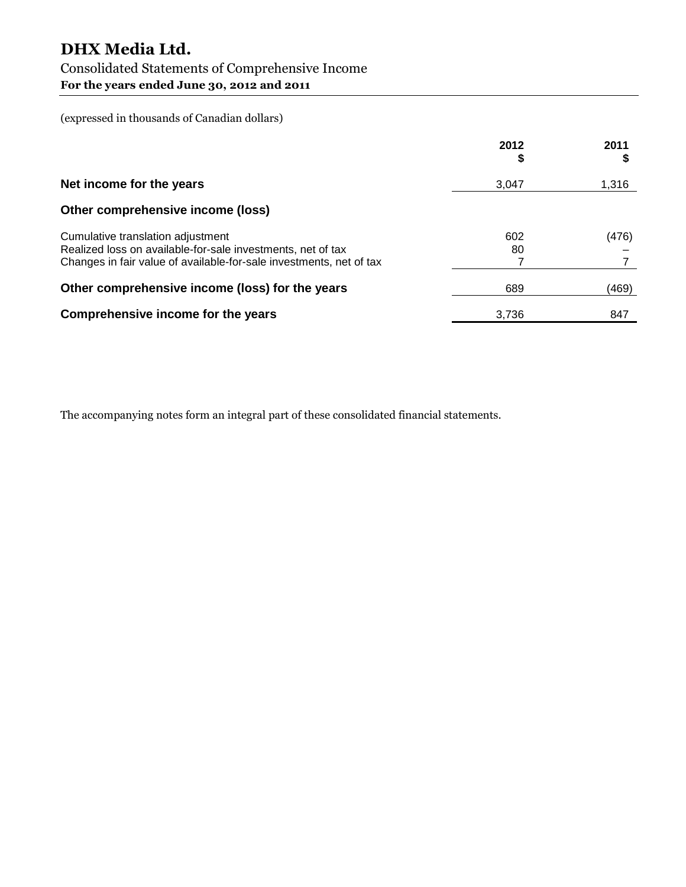# DHX Media Ltd.

## Consolidated Statements of Comprehensive Income

**For the years ended June 30, 2012 and 2011**

(expressed in thousands of Canadian dollars)

| | 2012<br>$ | 2011<br>$ |
|---|---|---|
| **Net income for the years** | 3,047 | 1,316 |
| **Other comprehensive income (loss)** | | |
| Cumulative translation adjustment | 602 | (476) |
| Realized loss on available-for-sale investments, net of tax | 80 | – |
| Changes in fair value of available-for-sale investments, net of tax | 7 | 7 |
| **Other comprehensive income (loss) for the years** | 689 | (469) |
| **Comprehensive income for the years** | 3,736 | 847 |

The accompanying notes form an integral part of these consolidated financial statements.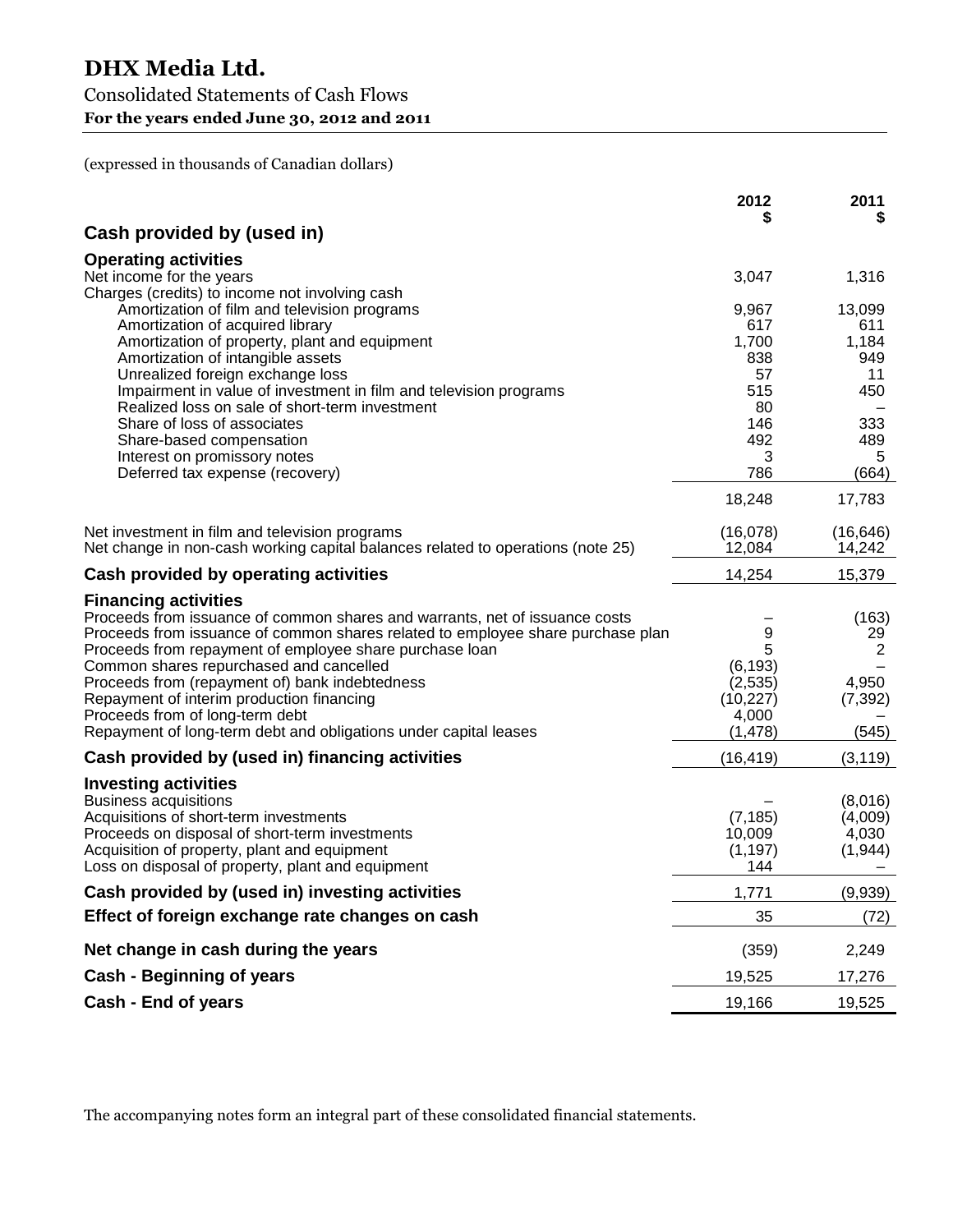# DHX Media Ltd.

## Consolidated Statements of Cash Flows

**For the years ended June 30, 2012 and 2011**

(expressed in thousands of Canadian dollars)

| | 2012 $ | 2011 $ |
|---|---|---|
| **Cash provided by (used in)** | | |
| **Operating activities** | | |
| Net income for the years | 3,047 | 1,316 |
| Charges (credits) to income not involving cash | | |
| Amortization of film and television programs | 9,967 | 13,099 |
| Amortization of acquired library | 617 | 611 |
| Amortization of property, plant and equipment | 1,700 | 1,184 |
| Amortization of intangible assets | 838 | 949 |
| Unrealized foreign exchange loss | 57 | 11 |
| Impairment in value of investment in film and television programs | 515 | 450 |
| Realized loss on sale of short-term investment | 80 | – |
| Share of loss of associates | 146 | 333 |
| Share-based compensation | 492 | 489 |
| Interest on promissory notes | 3 | 5 |
| Deferred tax expense (recovery) | 786 | (664) |
| | 18,248 | 17,783 |
| Net investment in film and television programs | (16,078) | (16,646) |
| Net change in non-cash working capital balances related to operations (note 25) | 12,084 | 14,242 |
| **Cash provided by operating activities** | 14,254 | 15,379 |
| **Financing activities** | | |
| Proceeds from issuance of common shares and warrants, net of issuance costs | – | (163) |
| Proceeds from issuance of common shares related to employee share purchase plan | 9 | 29 |
| Proceeds from repayment of employee share purchase loan | 5 | 2 |
| Common shares repurchased and cancelled | (6,193) | – |
| Proceeds from (repayment of) bank indebtedness | (2,535) | 4,950 |
| Repayment of interim production financing | (10,227) | (7,392) |
| Proceeds from of long-term debt | 4,000 | – |
| Repayment of long-term debt and obligations under capital leases | (1,478) | (545) |
| **Cash provided by (used in) financing activities** | (16,419) | (3,119) |
| **Investing activities** | | |
| Business acquisitions | – | (8,016) |
| Acquisitions of short-term investments | (7,185) | (4,009) |
| Proceeds on disposal of short-term investments | 10,009 | 4,030 |
| Acquisition of property, plant and equipment | (1,197) | (1,944) |
| Loss on disposal of property, plant and equipment | 144 | – |
| **Cash provided by (used in) investing activities** | 1,771 | (9,939) |
| **Effect of foreign exchange rate changes on cash** | 35 | (72) |
| **Net change in cash during the years** | (359) | 2,249 |
| **Cash - Beginning of years** | 19,525 | 17,276 |
| **Cash - End of years** | 19,166 | 19,525 |

The accompanying notes form an integral part of these consolidated financial statements.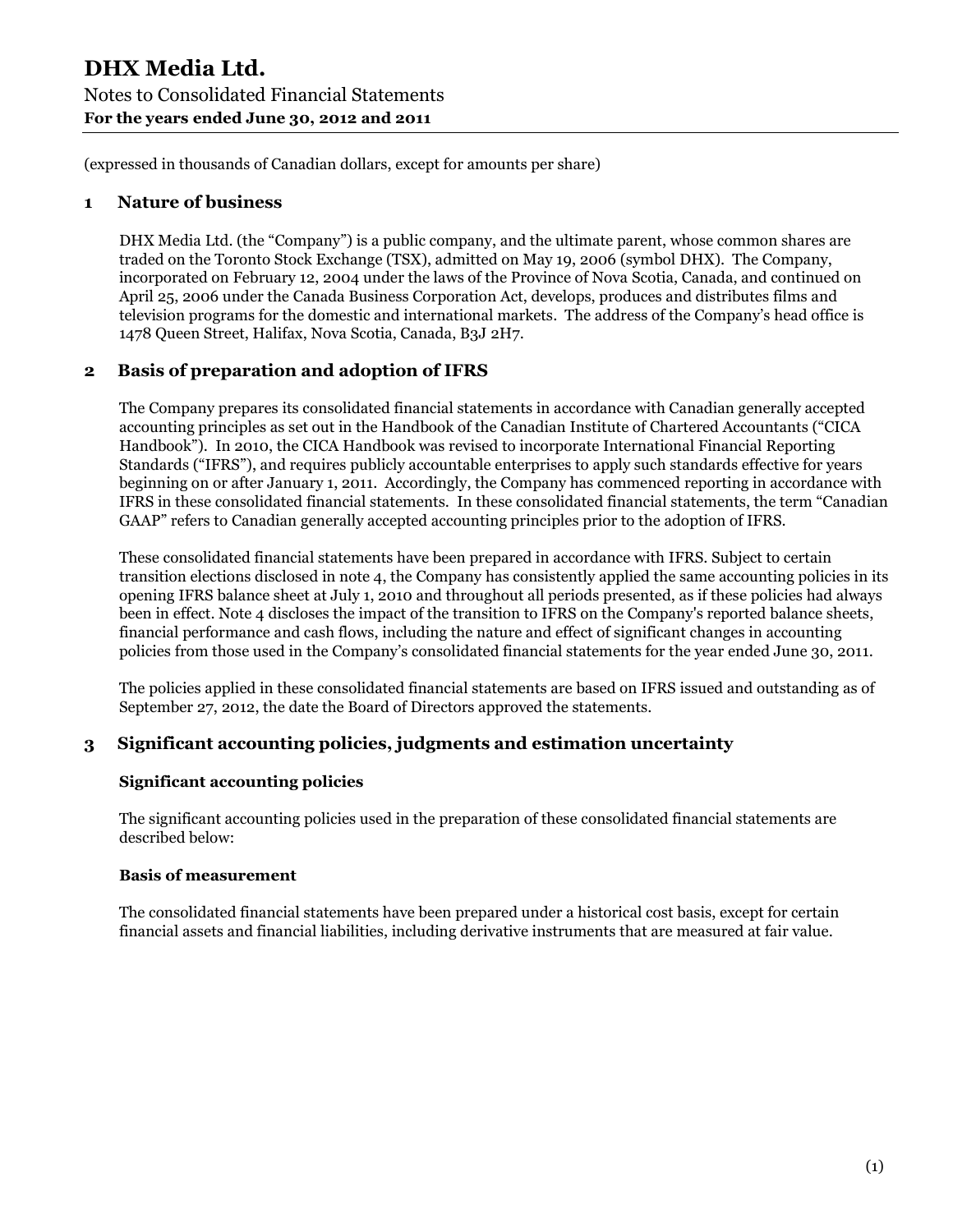(expressed in thousands of Canadian dollars, except for amounts per share)

## 1 Nature of business

DHX Media Ltd. (the "Company") is a public company, and the ultimate parent, whose common shares are traded on the Toronto Stock Exchange (TSX), admitted on May 19, 2006 (symbol DHX). The Company, incorporated on February 12, 2004 under the laws of the Province of Nova Scotia, Canada, and continued on April 25, 2006 under the Canada Business Corporation Act, develops, produces and distributes films and television programs for the domestic and international markets. The address of the Company's head office is 1478 Queen Street, Halifax, Nova Scotia, Canada, B3J 2H7.

## 2 Basis of preparation and adoption of IFRS

The Company prepares its consolidated financial statements in accordance with Canadian generally accepted accounting principles as set out in the Handbook of the Canadian Institute of Chartered Accountants ("CICA Handbook"). In 2010, the CICA Handbook was revised to incorporate International Financial Reporting Standards ("IFRS"), and requires publicly accountable enterprises to apply such standards effective for years beginning on or after January 1, 2011. Accordingly, the Company has commenced reporting in accordance with IFRS in these consolidated financial statements. In these consolidated financial statements, the term "Canadian GAAP" refers to Canadian generally accepted accounting principles prior to the adoption of IFRS.

These consolidated financial statements have been prepared in accordance with IFRS. Subject to certain transition elections disclosed in note 4, the Company has consistently applied the same accounting policies in its opening IFRS balance sheet at July 1, 2010 and throughout all periods presented, as if these policies had always been in effect. Note 4 discloses the impact of the transition to IFRS on the Company's reported balance sheets, financial performance and cash flows, including the nature and effect of significant changes in accounting policies from those used in the Company's consolidated financial statements for the year ended June 30, 2011.

The policies applied in these consolidated financial statements are based on IFRS issued and outstanding as of September 27, 2012, the date the Board of Directors approved the statements.

## 3 Significant accounting policies, judgments and estimation uncertainty

### Significant accounting policies

The significant accounting policies used in the preparation of these consolidated financial statements are described below:

### Basis of measurement

The consolidated financial statements have been prepared under a historical cost basis, except for certain financial assets and financial liabilities, including derivative instruments that are measured at fair value.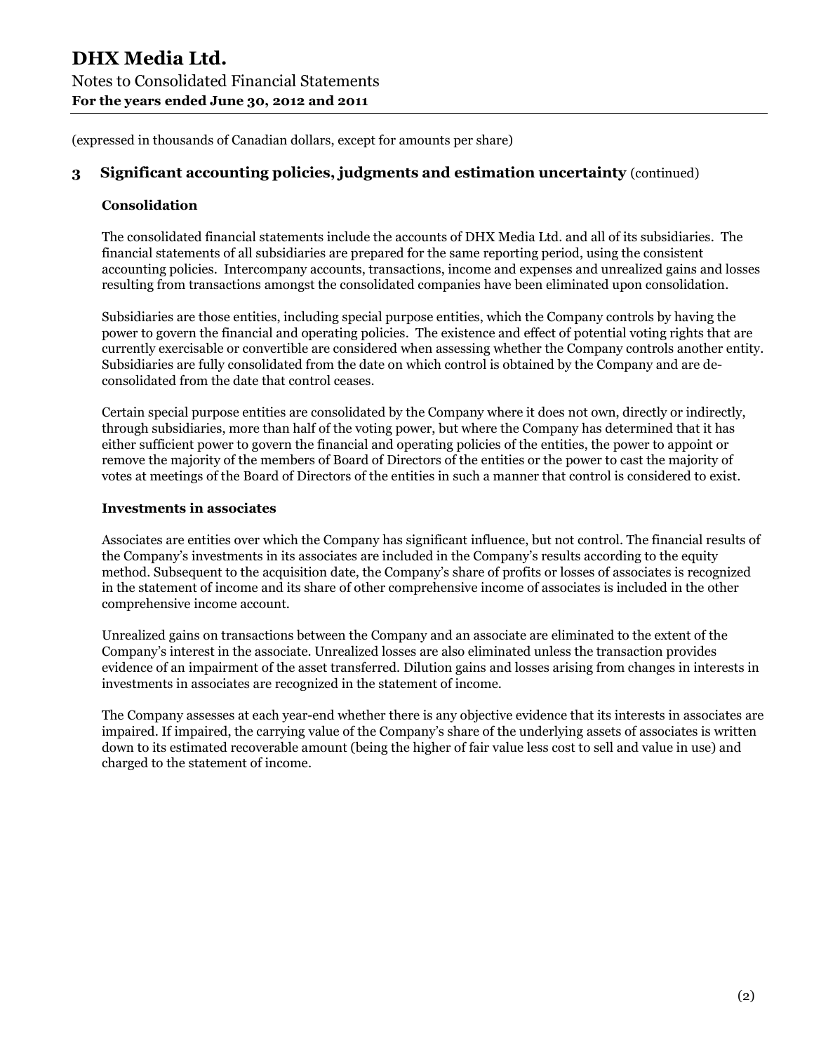(expressed in thousands of Canadian dollars, except for amounts per share)

## 3 Significant accounting policies, judgments and estimation uncertainty (continued)

### Consolidation

The consolidated financial statements include the accounts of DHX Media Ltd. and all of its subsidiaries. The financial statements of all subsidiaries are prepared for the same reporting period, using the consistent accounting policies. Intercompany accounts, transactions, income and expenses and unrealized gains and losses resulting from transactions amongst the consolidated companies have been eliminated upon consolidation.

Subsidiaries are those entities, including special purpose entities, which the Company controls by having the power to govern the financial and operating policies. The existence and effect of potential voting rights that are currently exercisable or convertible are considered when assessing whether the Company controls another entity. Subsidiaries are fully consolidated from the date on which control is obtained by the Company and are de-consolidated from the date that control ceases.

Certain special purpose entities are consolidated by the Company where it does not own, directly or indirectly, through subsidiaries, more than half of the voting power, but where the Company has determined that it has either sufficient power to govern the financial and operating policies of the entities, the power to appoint or remove the majority of the members of Board of Directors of the entities or the power to cast the majority of votes at meetings of the Board of Directors of the entities in such a manner that control is considered to exist.

### Investments in associates

Associates are entities over which the Company has significant influence, but not control. The financial results of the Company's investments in its associates are included in the Company's results according to the equity method. Subsequent to the acquisition date, the Company's share of profits or losses of associates is recognized in the statement of income and its share of other comprehensive income of associates is included in the other comprehensive income account.

Unrealized gains on transactions between the Company and an associate are eliminated to the extent of the Company's interest in the associate. Unrealized losses are also eliminated unless the transaction provides evidence of an impairment of the asset transferred. Dilution gains and losses arising from changes in interests in investments in associates are recognized in the statement of income.

The Company assesses at each year-end whether there is any objective evidence that its interests in associates are impaired. If impaired, the carrying value of the Company's share of the underlying assets of associates is written down to its estimated recoverable amount (being the higher of fair value less cost to sell and value in use) and charged to the statement of income.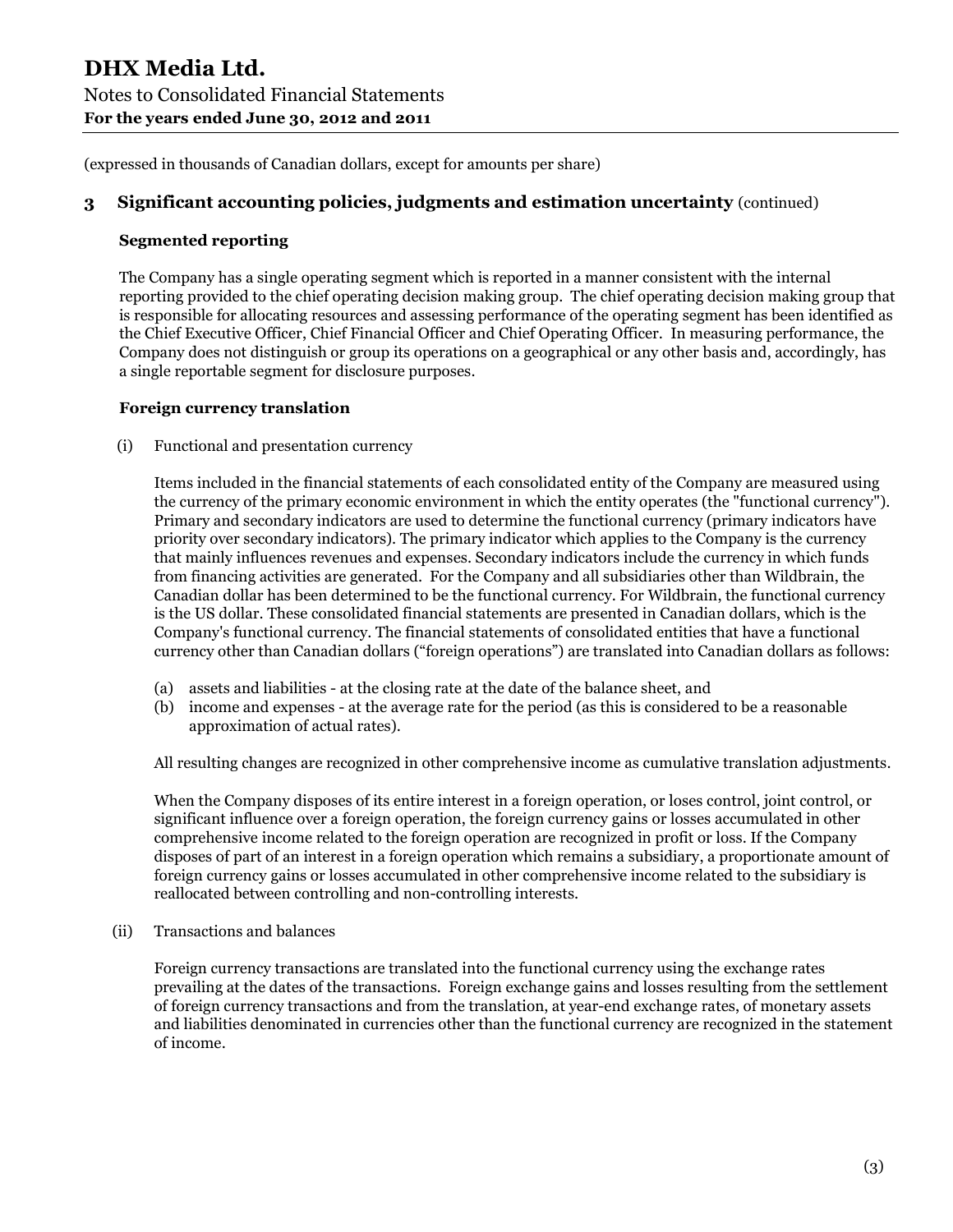(expressed in thousands of Canadian dollars, except for amounts per share)

## 3 Significant accounting policies, judgments and estimation uncertainty (continued)

### Segmented reporting

The Company has a single operating segment which is reported in a manner consistent with the internal reporting provided to the chief operating decision making group. The chief operating decision making group that is responsible for allocating resources and assessing performance of the operating segment has been identified as the Chief Executive Officer, Chief Financial Officer and Chief Operating Officer. In measuring performance, the Company does not distinguish or group its operations on a geographical or any other basis and, accordingly, has a single reportable segment for disclosure purposes.

### Foreign currency translation

(i) Functional and presentation currency

Items included in the financial statements of each consolidated entity of the Company are measured using the currency of the primary economic environment in which the entity operates (the "functional currency"). Primary and secondary indicators are used to determine the functional currency (primary indicators have priority over secondary indicators). The primary indicator which applies to the Company is the currency that mainly influences revenues and expenses. Secondary indicators include the currency in which funds from financing activities are generated. For the Company and all subsidiaries other than Wildbrain, the Canadian dollar has been determined to be the functional currency. For Wildbrain, the functional currency is the US dollar. These consolidated financial statements are presented in Canadian dollars, which is the Company's functional currency. The financial statements of consolidated entities that have a functional currency other than Canadian dollars ("foreign operations") are translated into Canadian dollars as follows:

(a) assets and liabilities - at the closing rate at the date of the balance sheet, and
(b) income and expenses - at the average rate for the period (as this is considered to be a reasonable approximation of actual rates).

All resulting changes are recognized in other comprehensive income as cumulative translation adjustments.

When the Company disposes of its entire interest in a foreign operation, or loses control, joint control, or significant influence over a foreign operation, the foreign currency gains or losses accumulated in other comprehensive income related to the foreign operation are recognized in profit or loss. If the Company disposes of part of an interest in a foreign operation which remains a subsidiary, a proportionate amount of foreign currency gains or losses accumulated in other comprehensive income related to the subsidiary is reallocated between controlling and non-controlling interests.

(ii) Transactions and balances

Foreign currency transactions are translated into the functional currency using the exchange rates prevailing at the dates of the transactions. Foreign exchange gains and losses resulting from the settlement of foreign currency transactions and from the translation, at year-end exchange rates, of monetary assets and liabilities denominated in currencies other than the functional currency are recognized in the statement of income.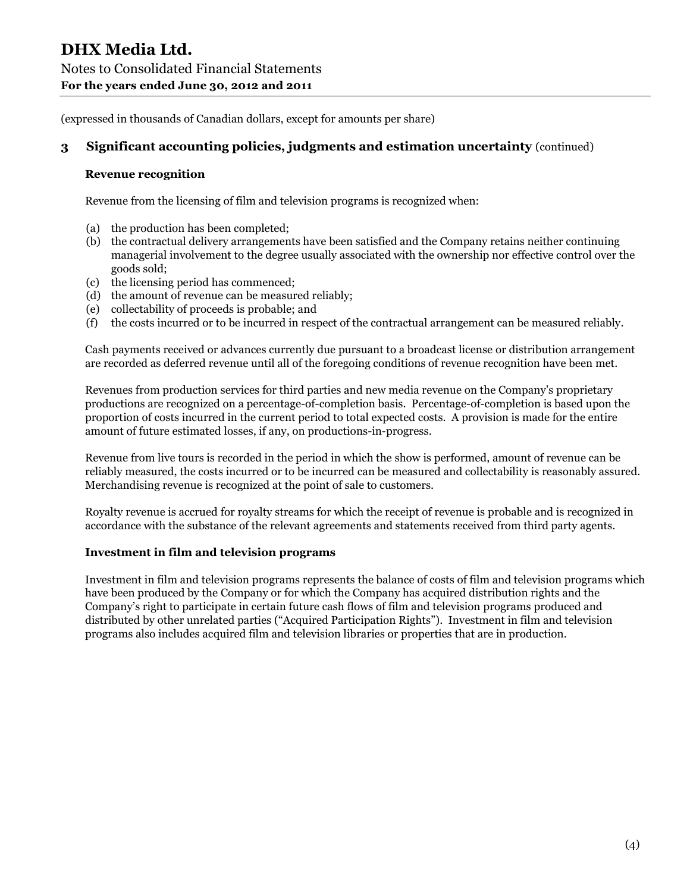(expressed in thousands of Canadian dollars, except for amounts per share)

## 3 Significant accounting policies, judgments and estimation uncertainty (continued)

### Revenue recognition

Revenue from the licensing of film and television programs is recognized when:

(a) the production has been completed;
(b) the contractual delivery arrangements have been satisfied and the Company retains neither continuing managerial involvement to the degree usually associated with the ownership nor effective control over the goods sold;
(c) the licensing period has commenced;
(d) the amount of revenue can be measured reliably;
(e) collectability of proceeds is probable; and
(f) the costs incurred or to be incurred in respect of the contractual arrangement can be measured reliably.

Cash payments received or advances currently due pursuant to a broadcast license or distribution arrangement are recorded as deferred revenue until all of the foregoing conditions of revenue recognition have been met.

Revenues from production services for third parties and new media revenue on the Company's proprietary productions are recognized on a percentage-of-completion basis. Percentage-of-completion is based upon the proportion of costs incurred in the current period to total expected costs. A provision is made for the entire amount of future estimated losses, if any, on productions-in-progress.

Revenue from live tours is recorded in the period in which the show is performed, amount of revenue can be reliably measured, the costs incurred or to be incurred can be measured and collectability is reasonably assured. Merchandising revenue is recognized at the point of sale to customers.

Royalty revenue is accrued for royalty streams for which the receipt of revenue is probable and is recognized in accordance with the substance of the relevant agreements and statements received from third party agents.

### Investment in film and television programs

Investment in film and television programs represents the balance of costs of film and television programs which have been produced by the Company or for which the Company has acquired distribution rights and the Company's right to participate in certain future cash flows of film and television programs produced and distributed by other unrelated parties ("Acquired Participation Rights"). Investment in film and television programs also includes acquired film and television libraries or properties that are in production.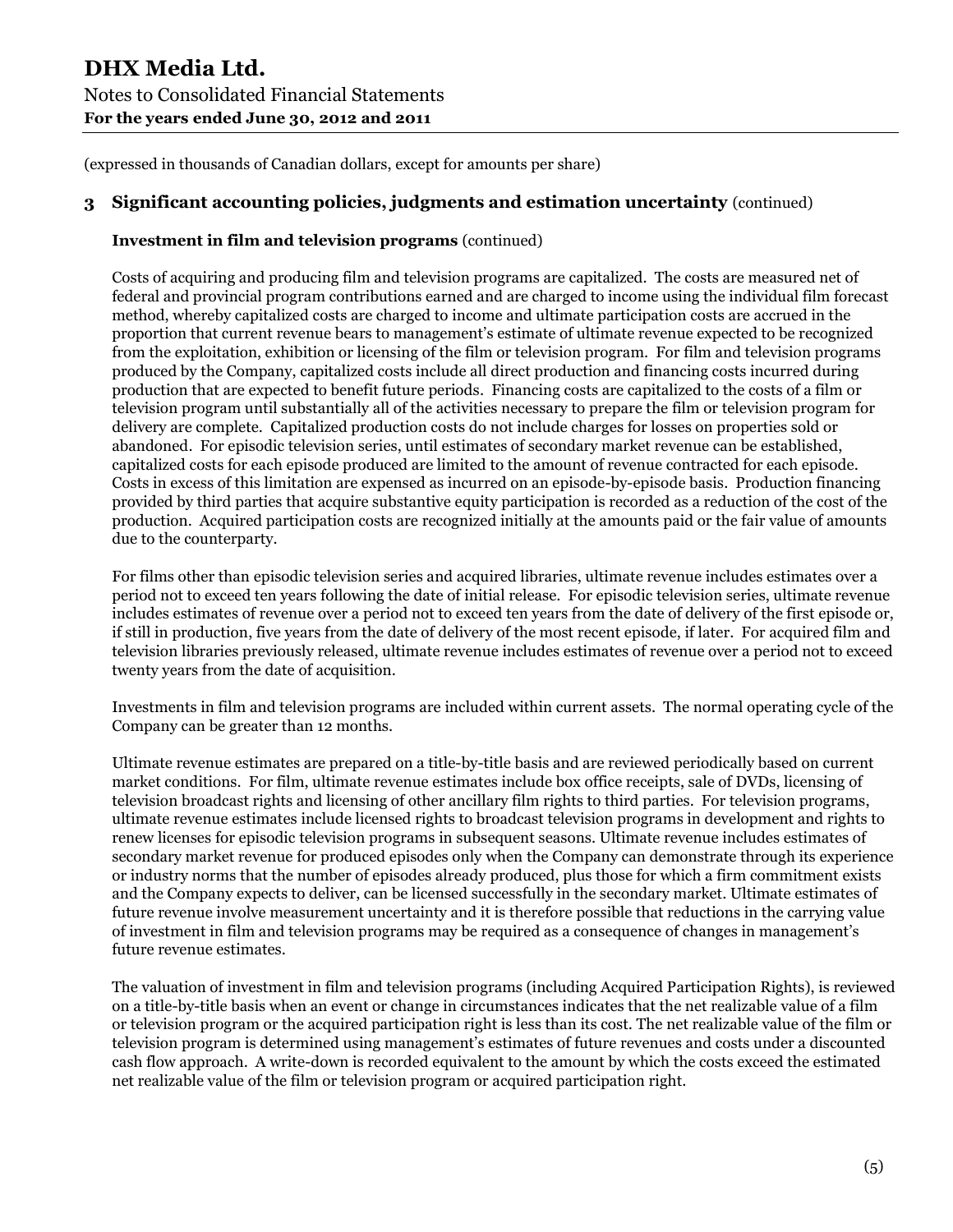(expressed in thousands of Canadian dollars, except for amounts per share)

## 3 Significant accounting policies, judgments and estimation uncertainty (continued)

### Investment in film and television programs (continued)

Costs of acquiring and producing film and television programs are capitalized. The costs are measured net of federal and provincial program contributions earned and are charged to income using the individual film forecast method, whereby capitalized costs are charged to income and ultimate participation costs are accrued in the proportion that current revenue bears to management's estimate of ultimate revenue expected to be recognized from the exploitation, exhibition or licensing of the film or television program. For film and television programs produced by the Company, capitalized costs include all direct production and financing costs incurred during production that are expected to benefit future periods. Financing costs are capitalized to the costs of a film or television program until substantially all of the activities necessary to prepare the film or television program for delivery are complete. Capitalized production costs do not include charges for losses on properties sold or abandoned. For episodic television series, until estimates of secondary market revenue can be established, capitalized costs for each episode produced are limited to the amount of revenue contracted for each episode. Costs in excess of this limitation are expensed as incurred on an episode-by-episode basis. Production financing provided by third parties that acquire substantive equity participation is recorded as a reduction of the cost of the production. Acquired participation costs are recognized initially at the amounts paid or the fair value of amounts due to the counterparty.

For films other than episodic television series and acquired libraries, ultimate revenue includes estimates over a period not to exceed ten years following the date of initial release. For episodic television series, ultimate revenue includes estimates of revenue over a period not to exceed ten years from the date of delivery of the first episode or, if still in production, five years from the date of delivery of the most recent episode, if later. For acquired film and television libraries previously released, ultimate revenue includes estimates of revenue over a period not to exceed twenty years from the date of acquisition.

Investments in film and television programs are included within current assets. The normal operating cycle of the Company can be greater than 12 months.

Ultimate revenue estimates are prepared on a title-by-title basis and are reviewed periodically based on current market conditions. For film, ultimate revenue estimates include box office receipts, sale of DVDs, licensing of television broadcast rights and licensing of other ancillary film rights to third parties. For television programs, ultimate revenue estimates include licensed rights to broadcast television programs in development and rights to renew licenses for episodic television programs in subsequent seasons. Ultimate revenue includes estimates of secondary market revenue for produced episodes only when the Company can demonstrate through its experience or industry norms that the number of episodes already produced, plus those for which a firm commitment exists and the Company expects to deliver, can be licensed successfully in the secondary market. Ultimate estimates of future revenue involve measurement uncertainty and it is therefore possible that reductions in the carrying value of investment in film and television programs may be required as a consequence of changes in management's future revenue estimates.

The valuation of investment in film and television programs (including Acquired Participation Rights), is reviewed on a title-by-title basis when an event or change in circumstances indicates that the net realizable value of a film or television program or the acquired participation right is less than its cost. The net realizable value of the film or television program is determined using management's estimates of future revenues and costs under a discounted cash flow approach. A write-down is recorded equivalent to the amount by which the costs exceed the estimated net realizable value of the film or television program or acquired participation right.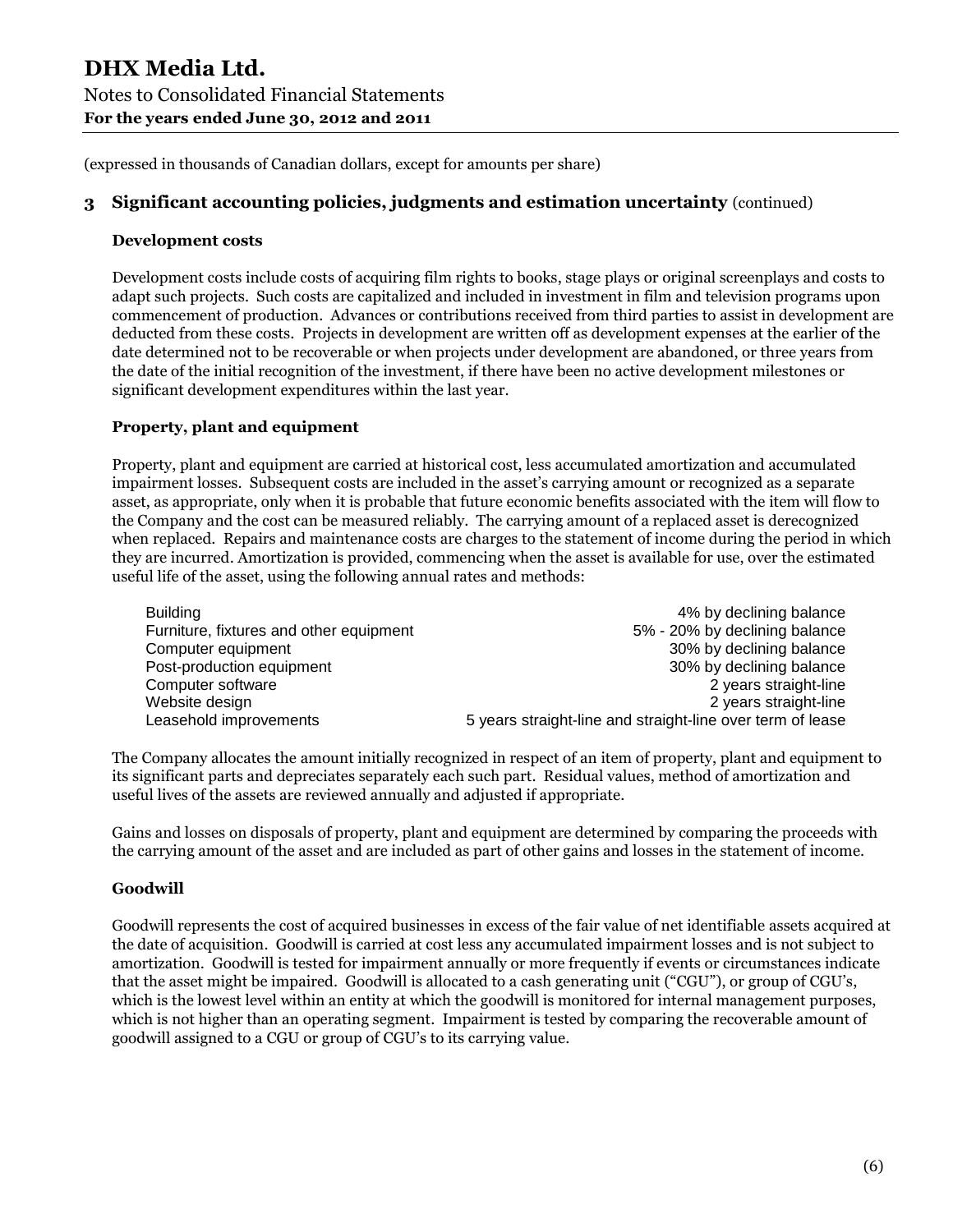(expressed in thousands of Canadian dollars, except for amounts per share)

## 3 Significant accounting policies, judgments and estimation uncertainty (continued)

### Development costs

Development costs include costs of acquiring film rights to books, stage plays or original screenplays and costs to adapt such projects. Such costs are capitalized and included in investment in film and television programs upon commencement of production. Advances or contributions received from third parties to assist in development are deducted from these costs. Projects in development are written off as development expenses at the earlier of the date determined not to be recoverable or when projects under development are abandoned, or three years from the date of the initial recognition of the investment, if there have been no active development milestones or significant development expenditures within the last year.

### Property, plant and equipment

Property, plant and equipment are carried at historical cost, less accumulated amortization and accumulated impairment losses. Subsequent costs are included in the asset's carrying amount or recognized as a separate asset, as appropriate, only when it is probable that future economic benefits associated with the item will flow to the Company and the cost can be measured reliably. The carrying amount of a replaced asset is derecognized when replaced. Repairs and maintenance costs are charges to the statement of income during the period in which they are incurred. Amortization is provided, commencing when the asset is available for use, over the estimated useful life of the asset, using the following annual rates and methods:

| | |
|---|---|
| Building | 4% by declining balance |
| Furniture, fixtures and other equipment | 5% - 20% by declining balance |
| Computer equipment | 30% by declining balance |
| Post-production equipment | 30% by declining balance |
| Computer software | 2 years straight-line |
| Website design | 2 years straight-line |
| Leasehold improvements | 5 years straight-line and straight-line over term of lease |

The Company allocates the amount initially recognized in respect of an item of property, plant and equipment to its significant parts and depreciates separately each such part. Residual values, method of amortization and useful lives of the assets are reviewed annually and adjusted if appropriate.

Gains and losses on disposals of property, plant and equipment are determined by comparing the proceeds with the carrying amount of the asset and are included as part of other gains and losses in the statement of income.

### Goodwill

Goodwill represents the cost of acquired businesses in excess of the fair value of net identifiable assets acquired at the date of acquisition. Goodwill is carried at cost less any accumulated impairment losses and is not subject to amortization. Goodwill is tested for impairment annually or more frequently if events or circumstances indicate that the asset might be impaired. Goodwill is allocated to a cash generating unit ("CGU"), or group of CGU's, which is the lowest level within an entity at which the goodwill is monitored for internal management purposes, which is not higher than an operating segment. Impairment is tested by comparing the recoverable amount of goodwill assigned to a CGU or group of CGU's to its carrying value.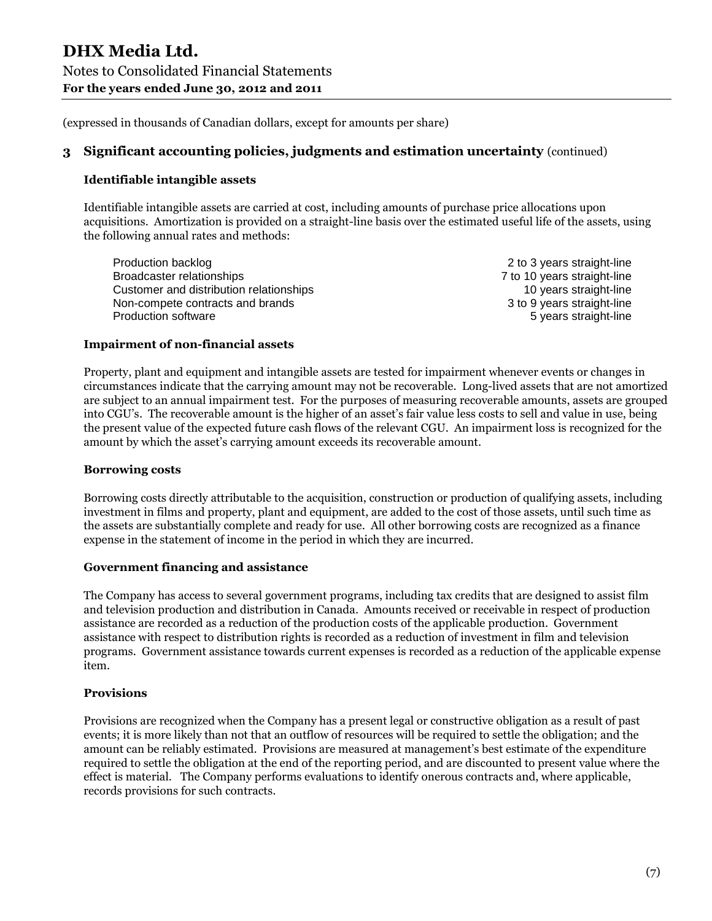(expressed in thousands of Canadian dollars, except for amounts per share)

## 3 Significant accounting policies, judgments and estimation uncertainty (continued)

### Identifiable intangible assets

Identifiable intangible assets are carried at cost, including amounts of purchase price allocations upon acquisitions. Amortization is provided on a straight-line basis over the estimated useful life of the assets, using the following annual rates and methods:

| | |
|---|---|
| Production backlog | 2 to 3 years straight-line |
| Broadcaster relationships | 7 to 10 years straight-line |
| Customer and distribution relationships | 10 years straight-line |
| Non-compete contracts and brands | 3 to 9 years straight-line |
| Production software | 5 years straight-line |

### Impairment of non-financial assets

Property, plant and equipment and intangible assets are tested for impairment whenever events or changes in circumstances indicate that the carrying amount may not be recoverable. Long-lived assets that are not amortized are subject to an annual impairment test. For the purposes of measuring recoverable amounts, assets are grouped into CGU's. The recoverable amount is the higher of an asset's fair value less costs to sell and value in use, being the present value of the expected future cash flows of the relevant CGU. An impairment loss is recognized for the amount by which the asset's carrying amount exceeds its recoverable amount.

### Borrowing costs

Borrowing costs directly attributable to the acquisition, construction or production of qualifying assets, including investment in films and property, plant and equipment, are added to the cost of those assets, until such time as the assets are substantially complete and ready for use. All other borrowing costs are recognized as a finance expense in the statement of income in the period in which they are incurred.

### Government financing and assistance

The Company has access to several government programs, including tax credits that are designed to assist film and television production and distribution in Canada. Amounts received or receivable in respect of production assistance are recorded as a reduction of the production costs of the applicable production. Government assistance with respect to distribution rights is recorded as a reduction of investment in film and television programs. Government assistance towards current expenses is recorded as a reduction of the applicable expense item.

### Provisions

Provisions are recognized when the Company has a present legal or constructive obligation as a result of past events; it is more likely than not that an outflow of resources will be required to settle the obligation; and the amount can be reliably estimated. Provisions are measured at management's best estimate of the expenditure required to settle the obligation at the end of the reporting period, and are discounted to present value where the effect is material. The Company performs evaluations to identify onerous contracts and, where applicable, records provisions for such contracts.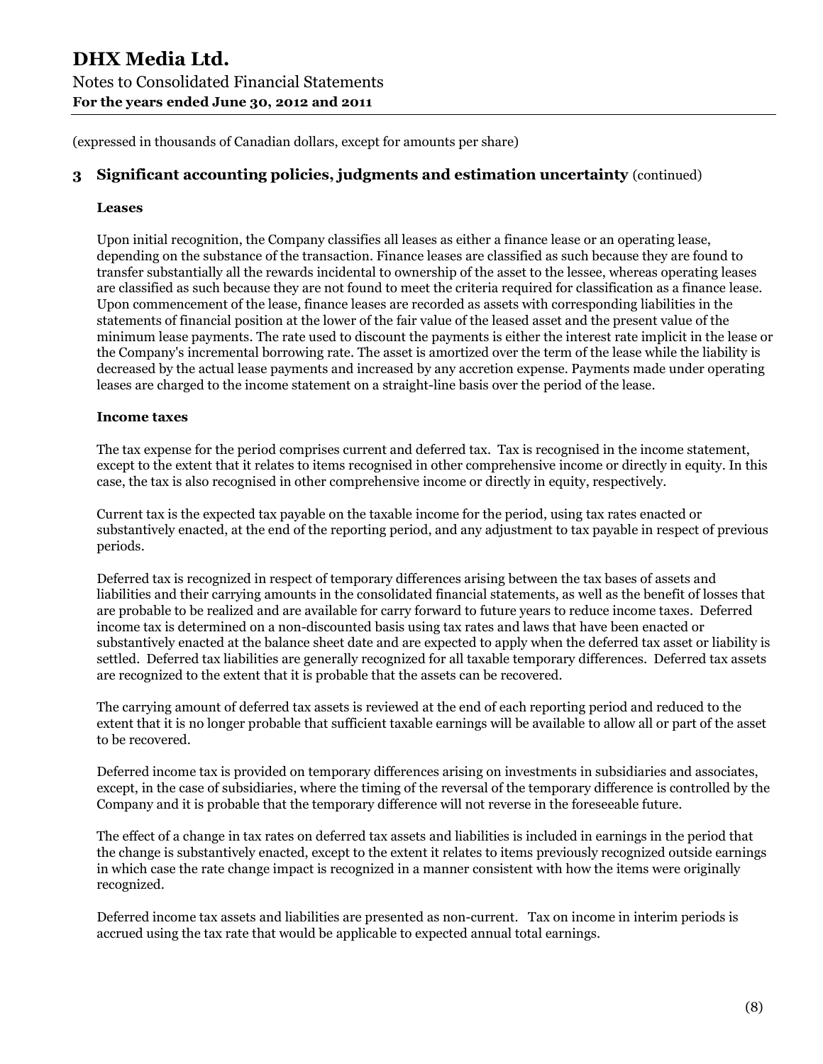(expressed in thousands of Canadian dollars, except for amounts per share)

## 3 Significant accounting policies, judgments and estimation uncertainty (continued)

**Leases**

Upon initial recognition, the Company classifies all leases as either a finance lease or an operating lease, depending on the substance of the transaction. Finance leases are classified as such because they are found to transfer substantially all the rewards incidental to ownership of the asset to the lessee, whereas operating leases are classified as such because they are not found to meet the criteria required for classification as a finance lease. Upon commencement of the lease, finance leases are recorded as assets with corresponding liabilities in the statements of financial position at the lower of the fair value of the leased asset and the present value of the minimum lease payments. The rate used to discount the payments is either the interest rate implicit in the lease or the Company's incremental borrowing rate. The asset is amortized over the term of the lease while the liability is decreased by the actual lease payments and increased by any accretion expense. Payments made under operating leases are charged to the income statement on a straight-line basis over the period of the lease.

**Income taxes**

The tax expense for the period comprises current and deferred tax. Tax is recognised in the income statement, except to the extent that it relates to items recognised in other comprehensive income or directly in equity. In this case, the tax is also recognised in other comprehensive income or directly in equity, respectively.

Current tax is the expected tax payable on the taxable income for the period, using tax rates enacted or substantively enacted, at the end of the reporting period, and any adjustment to tax payable in respect of previous periods.

Deferred tax is recognized in respect of temporary differences arising between the tax bases of assets and liabilities and their carrying amounts in the consolidated financial statements, as well as the benefit of losses that are probable to be realized and are available for carry forward to future years to reduce income taxes. Deferred income tax is determined on a non-discounted basis using tax rates and laws that have been enacted or substantively enacted at the balance sheet date and are expected to apply when the deferred tax asset or liability is settled. Deferred tax liabilities are generally recognized for all taxable temporary differences. Deferred tax assets are recognized to the extent that it is probable that the assets can be recovered.

The carrying amount of deferred tax assets is reviewed at the end of each reporting period and reduced to the extent that it is no longer probable that sufficient taxable earnings will be available to allow all or part of the asset to be recovered.

Deferred income tax is provided on temporary differences arising on investments in subsidiaries and associates, except, in the case of subsidiaries, where the timing of the reversal of the temporary difference is controlled by the Company and it is probable that the temporary difference will not reverse in the foreseeable future.

The effect of a change in tax rates on deferred tax assets and liabilities is included in earnings in the period that the change is substantively enacted, except to the extent it relates to items previously recognized outside earnings in which case the rate change impact is recognized in a manner consistent with how the items were originally recognized.

Deferred income tax assets and liabilities are presented as non-current. Tax on income in interim periods is accrued using the tax rate that would be applicable to expected annual total earnings.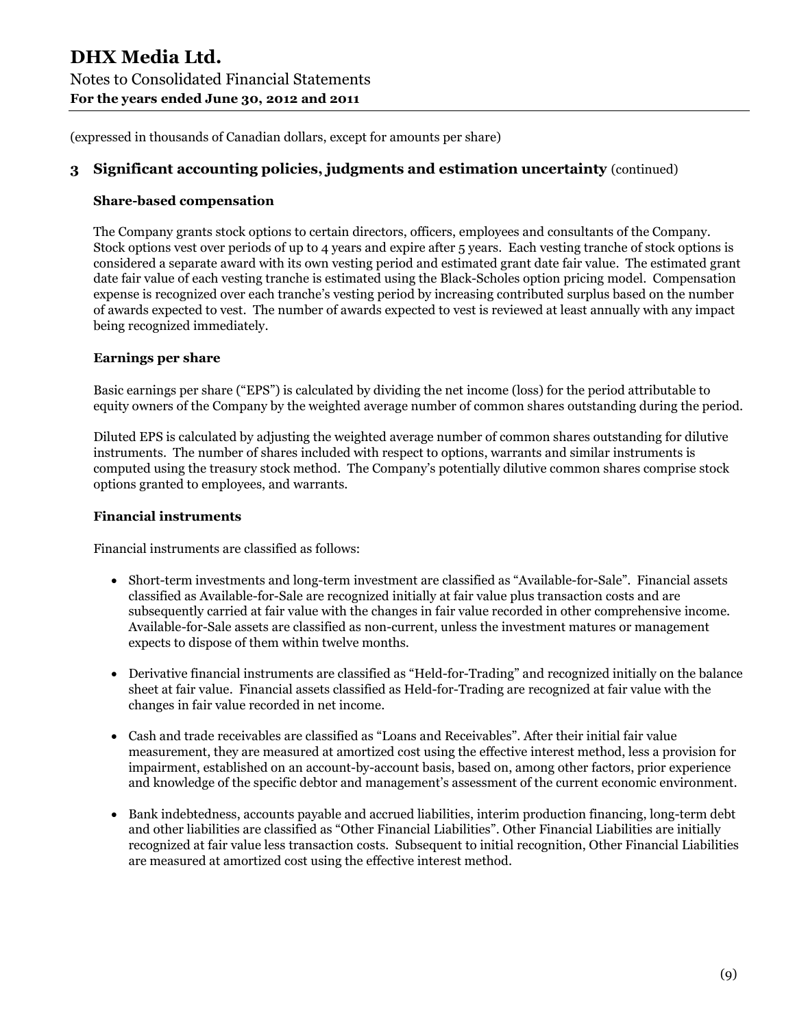(expressed in thousands of Canadian dollars, except for amounts per share)

## 3 Significant accounting policies, judgments and estimation uncertainty (continued)

### Share-based compensation

The Company grants stock options to certain directors, officers, employees and consultants of the Company. Stock options vest over periods of up to 4 years and expire after 5 years. Each vesting tranche of stock options is considered a separate award with its own vesting period and estimated grant date fair value. The estimated grant date fair value of each vesting tranche is estimated using the Black-Scholes option pricing model. Compensation expense is recognized over each tranche's vesting period by increasing contributed surplus based on the number of awards expected to vest. The number of awards expected to vest is reviewed at least annually with any impact being recognized immediately.

### Earnings per share

Basic earnings per share ("EPS") is calculated by dividing the net income (loss) for the period attributable to equity owners of the Company by the weighted average number of common shares outstanding during the period.

Diluted EPS is calculated by adjusting the weighted average number of common shares outstanding for dilutive instruments. The number of shares included with respect to options, warrants and similar instruments is computed using the treasury stock method. The Company's potentially dilutive common shares comprise stock options granted to employees, and warrants.

### Financial instruments

Financial instruments are classified as follows:

- Short-term investments and long-term investment are classified as "Available-for-Sale". Financial assets classified as Available-for-Sale are recognized initially at fair value plus transaction costs and are subsequently carried at fair value with the changes in fair value recorded in other comprehensive income. Available-for-Sale assets are classified as non-current, unless the investment matures or management expects to dispose of them within twelve months.
- Derivative financial instruments are classified as "Held-for-Trading" and recognized initially on the balance sheet at fair value. Financial assets classified as Held-for-Trading are recognized at fair value with the changes in fair value recorded in net income.
- Cash and trade receivables are classified as "Loans and Receivables". After their initial fair value measurement, they are measured at amortized cost using the effective interest method, less a provision for impairment, established on an account-by-account basis, based on, among other factors, prior experience and knowledge of the specific debtor and management's assessment of the current economic environment.
- Bank indebtedness, accounts payable and accrued liabilities, interim production financing, long-term debt and other liabilities are classified as "Other Financial Liabilities". Other Financial Liabilities are initially recognized at fair value less transaction costs. Subsequent to initial recognition, Other Financial Liabilities are measured at amortized cost using the effective interest method.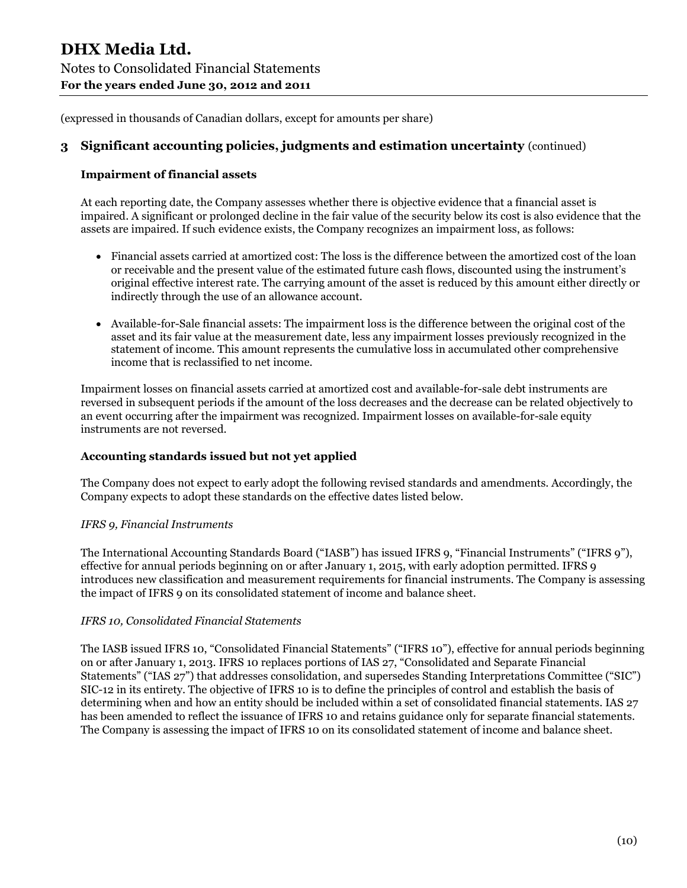(expressed in thousands of Canadian dollars, except for amounts per share)

## 3 Significant accounting policies, judgments and estimation uncertainty (continued)

### Impairment of financial assets

At each reporting date, the Company assesses whether there is objective evidence that a financial asset is impaired. A significant or prolonged decline in the fair value of the security below its cost is also evidence that the assets are impaired. If such evidence exists, the Company recognizes an impairment loss, as follows:

- Financial assets carried at amortized cost: The loss is the difference between the amortized cost of the loan or receivable and the present value of the estimated future cash flows, discounted using the instrument's original effective interest rate. The carrying amount of the asset is reduced by this amount either directly or indirectly through the use of an allowance account.

- Available-for-Sale financial assets: The impairment loss is the difference between the original cost of the asset and its fair value at the measurement date, less any impairment losses previously recognized in the statement of income. This amount represents the cumulative loss in accumulated other comprehensive income that is reclassified to net income.

Impairment losses on financial assets carried at amortized cost and available-for-sale debt instruments are reversed in subsequent periods if the amount of the loss decreases and the decrease can be related objectively to an event occurring after the impairment was recognized. Impairment losses on available-for-sale equity instruments are not reversed.

### Accounting standards issued but not yet applied

The Company does not expect to early adopt the following revised standards and amendments. Accordingly, the Company expects to adopt these standards on the effective dates listed below.

*IFRS 9, Financial Instruments*

The International Accounting Standards Board ("IASB") has issued IFRS 9, "Financial Instruments" ("IFRS 9"), effective for annual periods beginning on or after January 1, 2015, with early adoption permitted. IFRS 9 introduces new classification and measurement requirements for financial instruments. The Company is assessing the impact of IFRS 9 on its consolidated statement of income and balance sheet.

*IFRS 10, Consolidated Financial Statements*

The IASB issued IFRS 10, "Consolidated Financial Statements" ("IFRS 10"), effective for annual periods beginning on or after January 1, 2013. IFRS 10 replaces portions of IAS 27, "Consolidated and Separate Financial Statements" ("IAS 27") that addresses consolidation, and supersedes Standing Interpretations Committee ("SIC") SIC-12 in its entirety. The objective of IFRS 10 is to define the principles of control and establish the basis of determining when and how an entity should be included within a set of consolidated financial statements. IAS 27 has been amended to reflect the issuance of IFRS 10 and retains guidance only for separate financial statements. The Company is assessing the impact of IFRS 10 on its consolidated statement of income and balance sheet.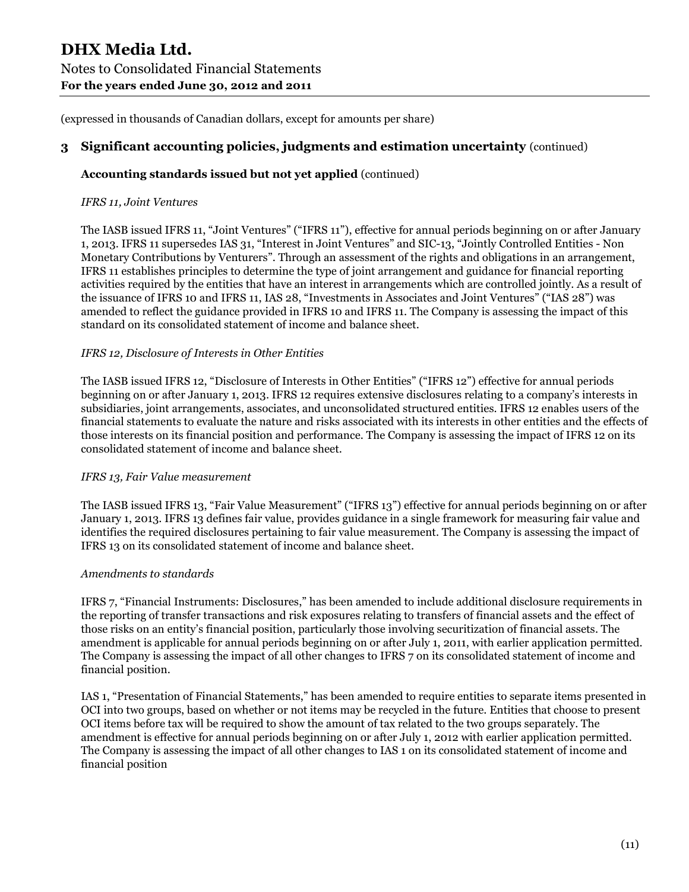(expressed in thousands of Canadian dollars, except for amounts per share)

## 3 Significant accounting policies, judgments and estimation uncertainty (continued)

### Accounting standards issued but not yet applied (continued)

*IFRS 11, Joint Ventures*

The IASB issued IFRS 11, "Joint Ventures" ("IFRS 11"), effective for annual periods beginning on or after January 1, 2013. IFRS 11 supersedes IAS 31, "Interest in Joint Ventures" and SIC-13, "Jointly Controlled Entities - Non Monetary Contributions by Venturers". Through an assessment of the rights and obligations in an arrangement, IFRS 11 establishes principles to determine the type of joint arrangement and guidance for financial reporting activities required by the entities that have an interest in arrangements which are controlled jointly. As a result of the issuance of IFRS 10 and IFRS 11, IAS 28, "Investments in Associates and Joint Ventures" ("IAS 28") was amended to reflect the guidance provided in IFRS 10 and IFRS 11. The Company is assessing the impact of this standard on its consolidated statement of income and balance sheet.

*IFRS 12, Disclosure of Interests in Other Entities*

The IASB issued IFRS 12, "Disclosure of Interests in Other Entities" ("IFRS 12") effective for annual periods beginning on or after January 1, 2013. IFRS 12 requires extensive disclosures relating to a company's interests in subsidiaries, joint arrangements, associates, and unconsolidated structured entities. IFRS 12 enables users of the financial statements to evaluate the nature and risks associated with its interests in other entities and the effects of those interests on its financial position and performance. The Company is assessing the impact of IFRS 12 on its consolidated statement of income and balance sheet.

*IFRS 13, Fair Value measurement*

The IASB issued IFRS 13, "Fair Value Measurement" ("IFRS 13") effective for annual periods beginning on or after January 1, 2013. IFRS 13 defines fair value, provides guidance in a single framework for measuring fair value and identifies the required disclosures pertaining to fair value measurement. The Company is assessing the impact of IFRS 13 on its consolidated statement of income and balance sheet.

*Amendments to standards*

IFRS 7, "Financial Instruments: Disclosures," has been amended to include additional disclosure requirements in the reporting of transfer transactions and risk exposures relating to transfers of financial assets and the effect of those risks on an entity's financial position, particularly those involving securitization of financial assets. The amendment is applicable for annual periods beginning on or after July 1, 2011, with earlier application permitted. The Company is assessing the impact of all other changes to IFRS 7 on its consolidated statement of income and financial position.

IAS 1, "Presentation of Financial Statements," has been amended to require entities to separate items presented in OCI into two groups, based on whether or not items may be recycled in the future. Entities that choose to present OCI items before tax will be required to show the amount of tax related to the two groups separately. The amendment is effective for annual periods beginning on or after July 1, 2012 with earlier application permitted. The Company is assessing the impact of all other changes to IAS 1 on its consolidated statement of income and financial position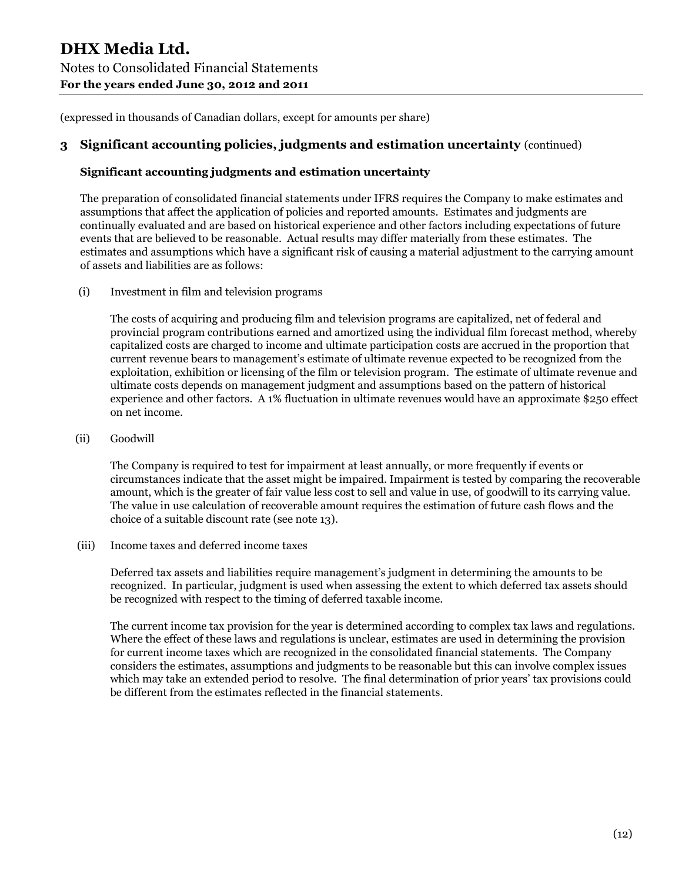(expressed in thousands of Canadian dollars, except for amounts per share)

## 3 Significant accounting policies, judgments and estimation uncertainty (continued)

### Significant accounting judgments and estimation uncertainty

The preparation of consolidated financial statements under IFRS requires the Company to make estimates and assumptions that affect the application of policies and reported amounts. Estimates and judgments are continually evaluated and are based on historical experience and other factors including expectations of future events that are believed to be reasonable. Actual results may differ materially from these estimates. The estimates and assumptions which have a significant risk of causing a material adjustment to the carrying amount of assets and liabilities are as follows:

(i) Investment in film and television programs

The costs of acquiring and producing film and television programs are capitalized, net of federal and provincial program contributions earned and amortized using the individual film forecast method, whereby capitalized costs are charged to income and ultimate participation costs are accrued in the proportion that current revenue bears to management's estimate of ultimate revenue expected to be recognized from the exploitation, exhibition or licensing of the film or television program. The estimate of ultimate revenue and ultimate costs depends on management judgment and assumptions based on the pattern of historical experience and other factors. A 1% fluctuation in ultimate revenues would have an approximate $250 effect on net income.

(ii) Goodwill

The Company is required to test for impairment at least annually, or more frequently if events or circumstances indicate that the asset might be impaired. Impairment is tested by comparing the recoverable amount, which is the greater of fair value less cost to sell and value in use, of goodwill to its carrying value. The value in use calculation of recoverable amount requires the estimation of future cash flows and the choice of a suitable discount rate (see note 13).

(iii) Income taxes and deferred income taxes

Deferred tax assets and liabilities require management's judgment in determining the amounts to be recognized. In particular, judgment is used when assessing the extent to which deferred tax assets should be recognized with respect to the timing of deferred taxable income.

The current income tax provision for the year is determined according to complex tax laws and regulations. Where the effect of these laws and regulations is unclear, estimates are used in determining the provision for current income taxes which are recognized in the consolidated financial statements. The Company considers the estimates, assumptions and judgments to be reasonable but this can involve complex issues which may take an extended period to resolve. The final determination of prior years' tax provisions could be different from the estimates reflected in the financial statements.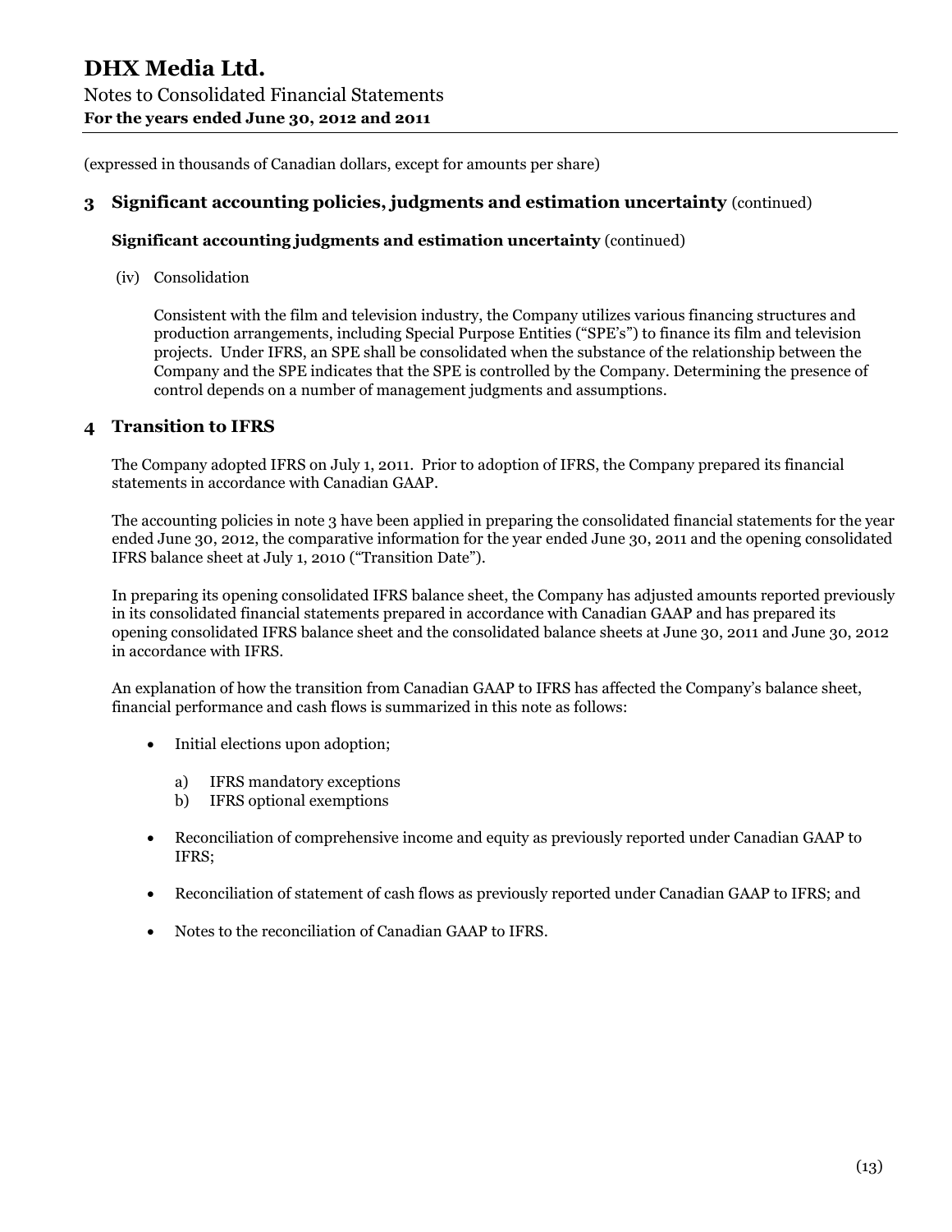(expressed in thousands of Canadian dollars, except for amounts per share)

## 3 Significant accounting policies, judgments and estimation uncertainty (continued)

**Significant accounting judgments and estimation uncertainty** (continued)

(iv) Consolidation

Consistent with the film and television industry, the Company utilizes various financing structures and production arrangements, including Special Purpose Entities ("SPE's") to finance its film and television projects. Under IFRS, an SPE shall be consolidated when the substance of the relationship between the Company and the SPE indicates that the SPE is controlled by the Company. Determining the presence of control depends on a number of management judgments and assumptions.

## 4 Transition to IFRS

The Company adopted IFRS on July 1, 2011. Prior to adoption of IFRS, the Company prepared its financial statements in accordance with Canadian GAAP.

The accounting policies in note 3 have been applied in preparing the consolidated financial statements for the year ended June 30, 2012, the comparative information for the year ended June 30, 2011 and the opening consolidated IFRS balance sheet at July 1, 2010 ("Transition Date").

In preparing its opening consolidated IFRS balance sheet, the Company has adjusted amounts reported previously in its consolidated financial statements prepared in accordance with Canadian GAAP and has prepared its opening consolidated IFRS balance sheet and the consolidated balance sheets at June 30, 2011 and June 30, 2012 in accordance with IFRS.

An explanation of how the transition from Canadian GAAP to IFRS has affected the Company's balance sheet, financial performance and cash flows is summarized in this note as follows:

- Initial elections upon adoption;
  a) IFRS mandatory exceptions
  b) IFRS optional exemptions
- Reconciliation of comprehensive income and equity as previously reported under Canadian GAAP to IFRS;
- Reconciliation of statement of cash flows as previously reported under Canadian GAAP to IFRS; and
- Notes to the reconciliation of Canadian GAAP to IFRS.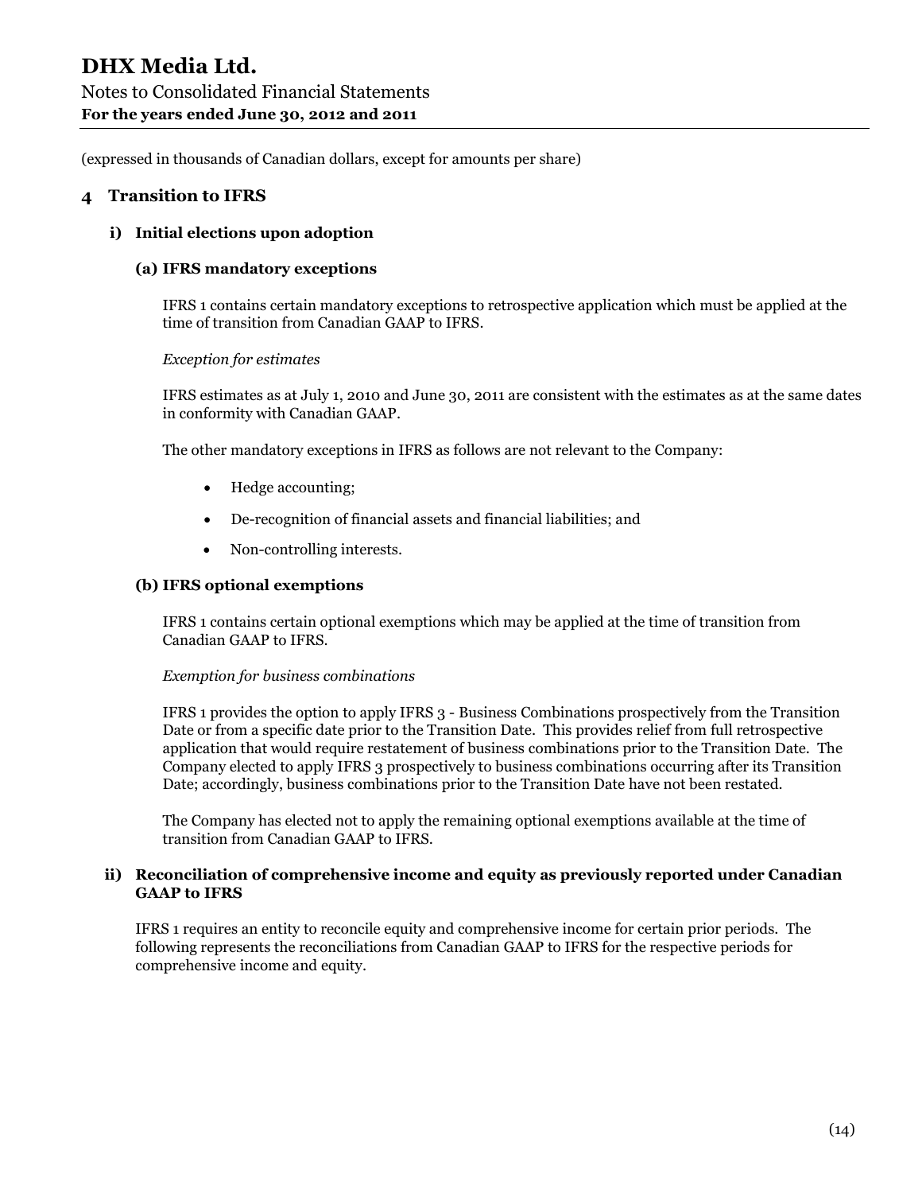(expressed in thousands of Canadian dollars, except for amounts per share)

## 4 Transition to IFRS

### i) Initial elections upon adoption

#### (a) IFRS mandatory exceptions

IFRS 1 contains certain mandatory exceptions to retrospective application which must be applied at the time of transition from Canadian GAAP to IFRS.

*Exception for estimates*

IFRS estimates as at July 1, 2010 and June 30, 2011 are consistent with the estimates as at the same dates in conformity with Canadian GAAP.

The other mandatory exceptions in IFRS as follows are not relevant to the Company:

- Hedge accounting;
- De-recognition of financial assets and financial liabilities; and
- Non-controlling interests.

#### (b) IFRS optional exemptions

IFRS 1 contains certain optional exemptions which may be applied at the time of transition from Canadian GAAP to IFRS.

*Exemption for business combinations*

IFRS 1 provides the option to apply IFRS 3 - Business Combinations prospectively from the Transition Date or from a specific date prior to the Transition Date. This provides relief from full retrospective application that would require restatement of business combinations prior to the Transition Date. The Company elected to apply IFRS 3 prospectively to business combinations occurring after its Transition Date; accordingly, business combinations prior to the Transition Date have not been restated.

The Company has elected not to apply the remaining optional exemptions available at the time of transition from Canadian GAAP to IFRS.

### ii) Reconciliation of comprehensive income and equity as previously reported under Canadian GAAP to IFRS

IFRS 1 requires an entity to reconcile equity and comprehensive income for certain prior periods. The following represents the reconciliations from Canadian GAAP to IFRS for the respective periods for comprehensive income and equity.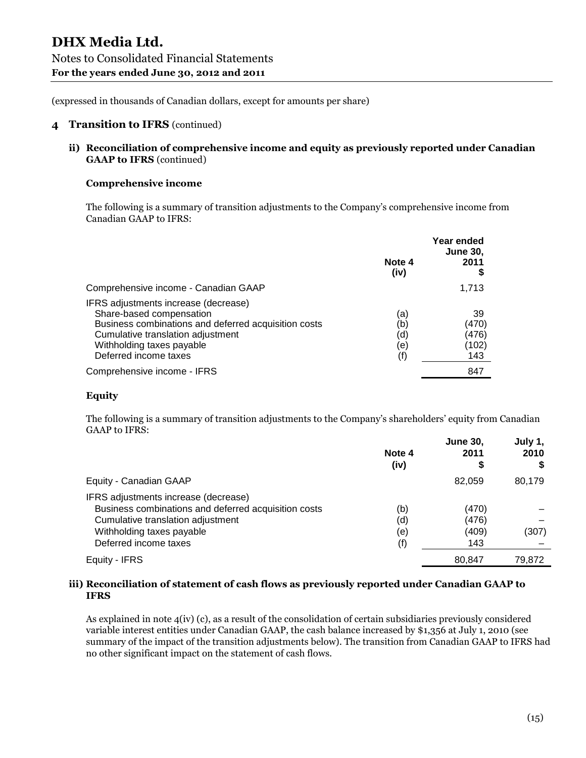# DHX Media Ltd.

Notes to Consolidated Financial Statements

**For the years ended June 30, 2012 and 2011**

(expressed in thousands of Canadian dollars, except for amounts per share)

## 4 Transition to IFRS (continued)

### ii) Reconciliation of comprehensive income and equity as previously reported under Canadian GAAP to IFRS (continued)

#### Comprehensive income

The following is a summary of transition adjustments to the Company's comprehensive income from Canadian GAAP to IFRS:

| | Note 4 (iv) | Year ended June 30, 2011 $ |
|---|---|---|
| Comprehensive income - Canadian GAAP | | 1,713 |
| IFRS adjustments increase (decrease) | | |
| Share-based compensation | (a) | 39 |
| Business combinations and deferred acquisition costs | (b) | (470) |
| Cumulative translation adjustment | (d) | (476) |
| Withholding taxes payable | (e) | (102) |
| Deferred income taxes | (f) | 143 |
| Comprehensive income - IFRS | | 847 |

#### Equity

The following is a summary of transition adjustments to the Company's shareholders' equity from Canadian GAAP to IFRS:

| | Note 4 (iv) | June 30, 2011 $ | July 1, 2010 $ |
|---|---|---|---|
| Equity - Canadian GAAP | | 82,059 | 80,179 |
| IFRS adjustments increase (decrease) | | | |
| Business combinations and deferred acquisition costs | (b) | (470) | – |
| Cumulative translation adjustment | (d) | (476) | – |
| Withholding taxes payable | (e) | (409) | (307) |
| Deferred income taxes | (f) | 143 | – |
| Equity - IFRS | | 80,847 | 79,872 |

### iii) Reconciliation of statement of cash flows as previously reported under Canadian GAAP to IFRS

As explained in note 4(iv) (c), as a result of the consolidation of certain subsidiaries previously considered variable interest entities under Canadian GAAP, the cash balance increased by $1,356 at July 1, 2010 (see summary of the impact of the transition adjustments below). The transition from Canadian GAAP to IFRS had no other significant impact on the statement of cash flows.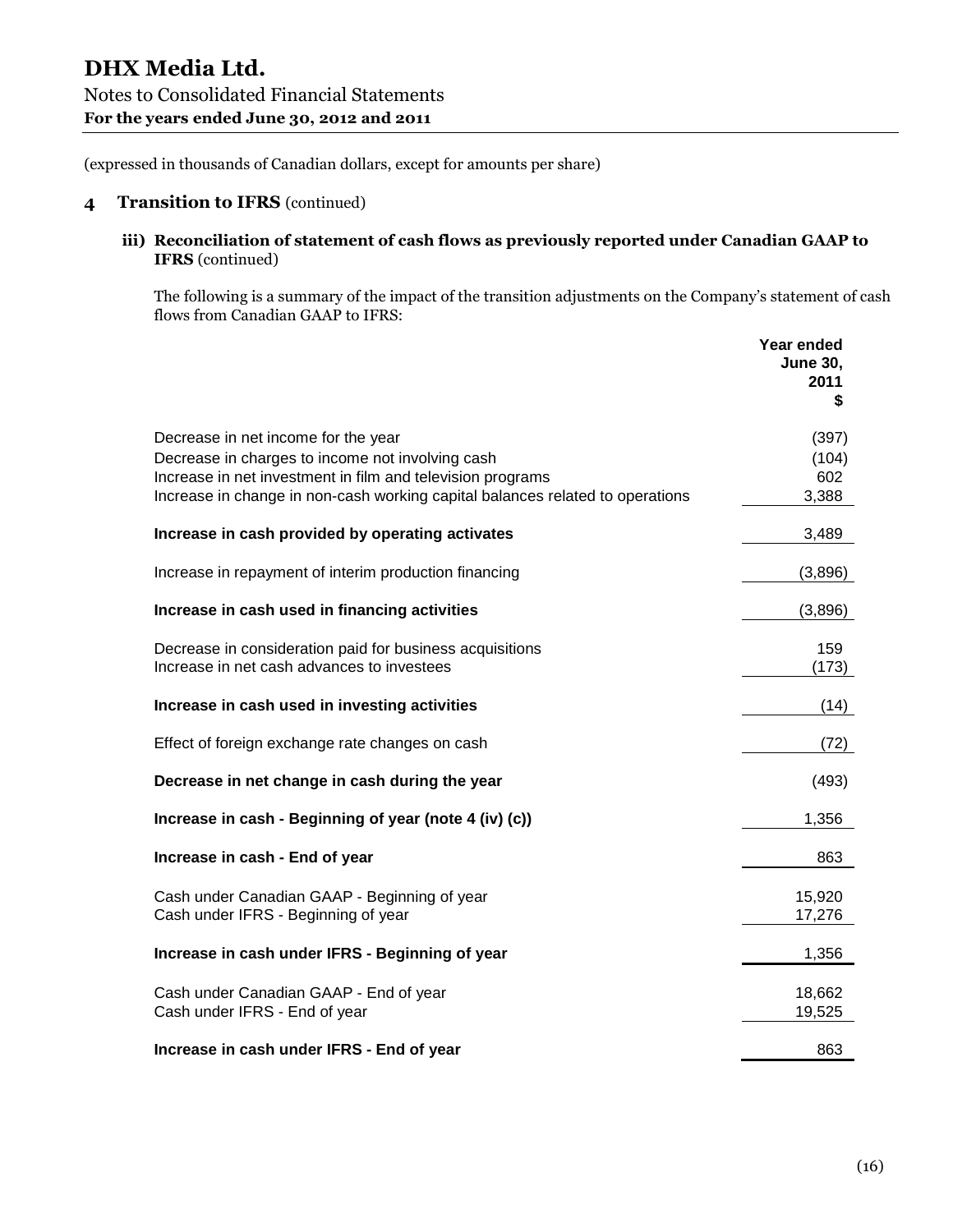(expressed in thousands of Canadian dollars, except for amounts per share)

## 4 Transition to IFRS (continued)

### iii) Reconciliation of statement of cash flows as previously reported under Canadian GAAP to IFRS (continued)

The following is a summary of the impact of the transition adjustments on the Company's statement of cash flows from Canadian GAAP to IFRS:

| | Year ended June 30, 2011 $ |
|---|---|
| Decrease in net income for the year | (397) |
| Decrease in charges to income not involving cash | (104) |
| Increase in net investment in film and television programs | 602 |
| Increase in change in non-cash working capital balances related to operations | 3,388 |
| **Increase in cash provided by operating activates** | 3,489 |
| Increase in repayment of interim production financing | (3,896) |
| **Increase in cash used in financing activities** | (3,896) |
| Decrease in consideration paid for business acquisitions | 159 |
| Increase in net cash advances to investees | (173) |
| **Increase in cash used in investing activities** | (14) |
| Effect of foreign exchange rate changes on cash | (72) |
| **Decrease in net change in cash during the year** | (493) |
| **Increase in cash - Beginning of year (note 4 (iv) (c))** | 1,356 |
| **Increase in cash - End of year** | 863 |
| Cash under Canadian GAAP - Beginning of year | 15,920 |
| Cash under IFRS - Beginning of year | 17,276 |
| **Increase in cash under IFRS - Beginning of year** | 1,356 |
| Cash under Canadian GAAP - End of year | 18,662 |
| Cash under IFRS - End of year | 19,525 |
| **Increase in cash under IFRS - End of year** | 863 |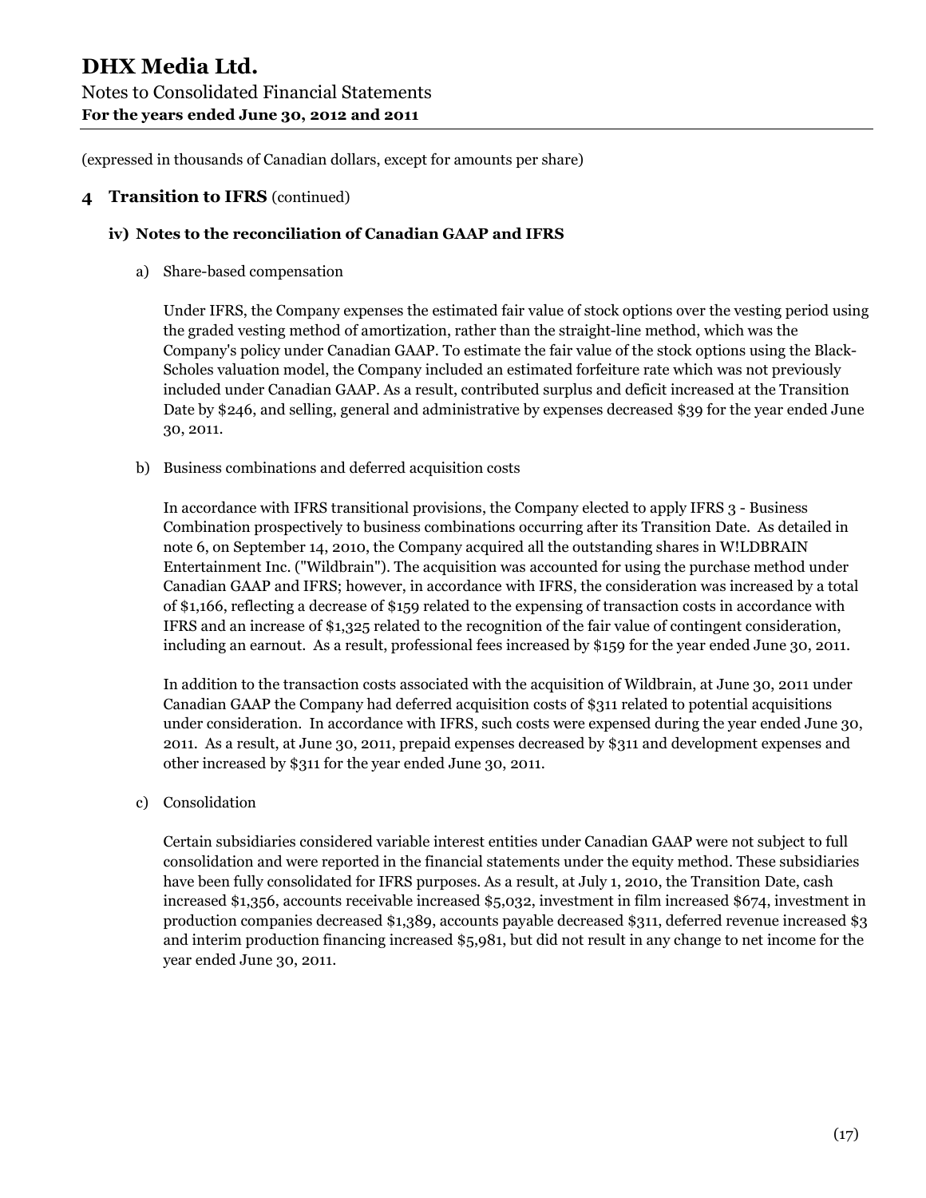(expressed in thousands of Canadian dollars, except for amounts per share)

## 4 Transition to IFRS (continued)

### iv) Notes to the reconciliation of Canadian GAAP and IFRS

a) Share-based compensation

Under IFRS, the Company expenses the estimated fair value of stock options over the vesting period using the graded vesting method of amortization, rather than the straight-line method, which was the Company's policy under Canadian GAAP. To estimate the fair value of the stock options using the Black-Scholes valuation model, the Company included an estimated forfeiture rate which was not previously included under Canadian GAAP. As a result, contributed surplus and deficit increased at the Transition Date by $246, and selling, general and administrative by expenses decreased $39 for the year ended June 30, 2011.

b) Business combinations and deferred acquisition costs

In accordance with IFRS transitional provisions, the Company elected to apply IFRS 3 - Business Combination prospectively to business combinations occurring after its Transition Date. As detailed in note 6, on September 14, 2010, the Company acquired all the outstanding shares in W!LDBRAIN Entertainment Inc. ("Wildbrain"). The acquisition was accounted for using the purchase method under Canadian GAAP and IFRS; however, in accordance with IFRS, the consideration was increased by a total of $1,166, reflecting a decrease of $159 related to the expensing of transaction costs in accordance with IFRS and an increase of $1,325 related to the recognition of the fair value of contingent consideration, including an earnout. As a result, professional fees increased by $159 for the year ended June 30, 2011.

In addition to the transaction costs associated with the acquisition of Wildbrain, at June 30, 2011 under Canadian GAAP the Company had deferred acquisition costs of $311 related to potential acquisitions under consideration. In accordance with IFRS, such costs were expensed during the year ended June 30, 2011. As a result, at June 30, 2011, prepaid expenses decreased by $311 and development expenses and other increased by $311 for the year ended June 30, 2011.

c) Consolidation

Certain subsidiaries considered variable interest entities under Canadian GAAP were not subject to full consolidation and were reported in the financial statements under the equity method. These subsidiaries have been fully consolidated for IFRS purposes. As a result, at July 1, 2010, the Transition Date, cash increased $1,356, accounts receivable increased $5,032, investment in film increased $674, investment in production companies decreased $1,389, accounts payable decreased $311, deferred revenue increased $3 and interim production financing increased $5,981, but did not result in any change to net income for the year ended June 30, 2011.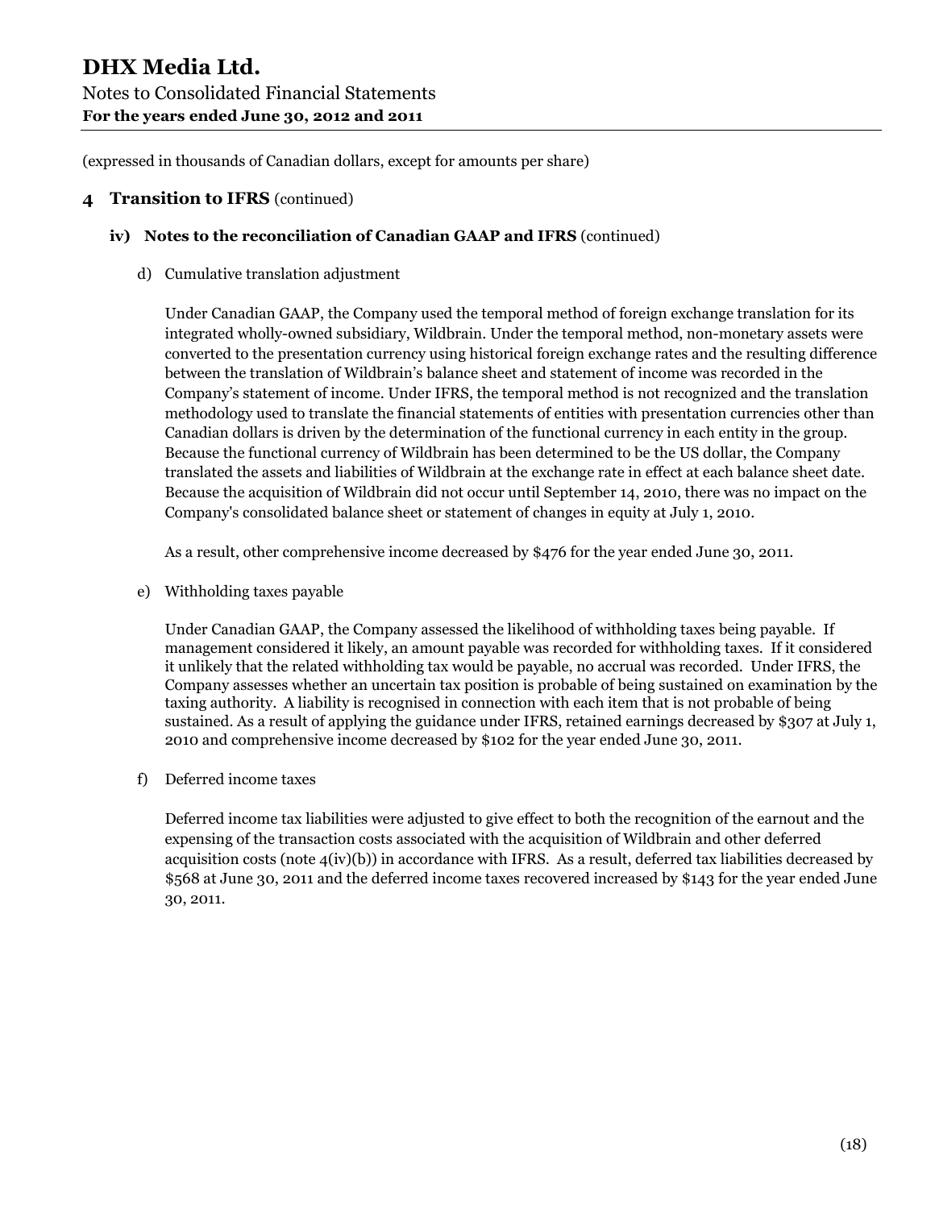(expressed in thousands of Canadian dollars, except for amounts per share)

## 4 Transition to IFRS (continued)

### iv) Notes to the reconciliation of Canadian GAAP and IFRS (continued)

d) Cumulative translation adjustment

Under Canadian GAAP, the Company used the temporal method of foreign exchange translation for its integrated wholly-owned subsidiary, Wildbrain. Under the temporal method, non-monetary assets were converted to the presentation currency using historical foreign exchange rates and the resulting difference between the translation of Wildbrain's balance sheet and statement of income was recorded in the Company's statement of income. Under IFRS, the temporal method is not recognized and the translation methodology used to translate the financial statements of entities with presentation currencies other than Canadian dollars is driven by the determination of the functional currency in each entity in the group. Because the functional currency of Wildbrain has been determined to be the US dollar, the Company translated the assets and liabilities of Wildbrain at the exchange rate in effect at each balance sheet date. Because the acquisition of Wildbrain did not occur until September 14, 2010, there was no impact on the Company's consolidated balance sheet or statement of changes in equity at July 1, 2010.

As a result, other comprehensive income decreased by $476 for the year ended June 30, 2011.

e) Withholding taxes payable

Under Canadian GAAP, the Company assessed the likelihood of withholding taxes being payable. If management considered it likely, an amount payable was recorded for withholding taxes. If it considered it unlikely that the related withholding tax would be payable, no accrual was recorded. Under IFRS, the Company assesses whether an uncertain tax position is probable of being sustained on examination by the taxing authority. A liability is recognised in connection with each item that is not probable of being sustained. As a result of applying the guidance under IFRS, retained earnings decreased by $307 at July 1, 2010 and comprehensive income decreased by $102 for the year ended June 30, 2011.

f) Deferred income taxes

Deferred income tax liabilities were adjusted to give effect to both the recognition of the earnout and the expensing of the transaction costs associated with the acquisition of Wildbrain and other deferred acquisition costs (note 4(iv)(b)) in accordance with IFRS. As a result, deferred tax liabilities decreased by $568 at June 30, 2011 and the deferred income taxes recovered increased by $143 for the year ended June 30, 2011.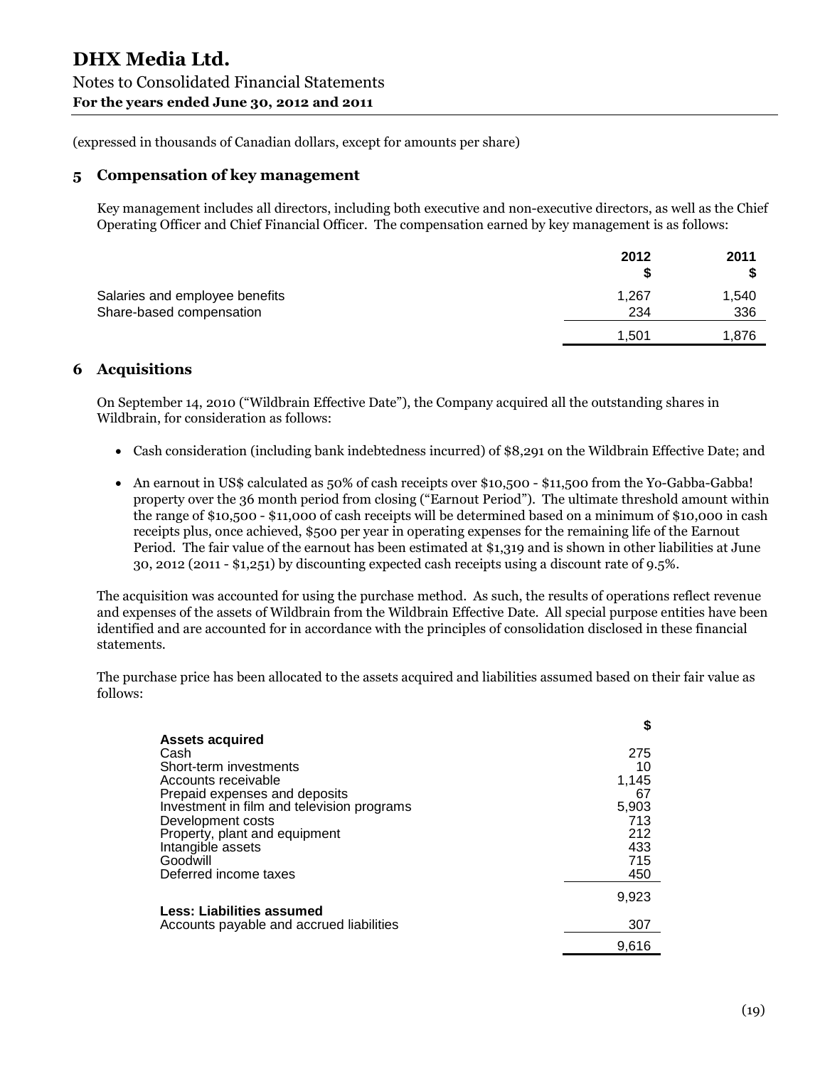# DHX Media Ltd.

Notes to Consolidated Financial Statements
**For the years ended June 30, 2012 and 2011**

(expressed in thousands of Canadian dollars, except for amounts per share)

## 5 Compensation of key management

Key management includes all directors, including both executive and non-executive directors, as well as the Chief Operating Officer and Chief Financial Officer. The compensation earned by key management is as follows:

| | 2012<br>$ | 2011<br>$ |
|---|---|---|
| Salaries and employee benefits | 1,267 | 1,540 |
| Share-based compensation | 234 | 336 |
| | 1,501 | 1,876 |

## 6 Acquisitions

On September 14, 2010 ("Wildbrain Effective Date"), the Company acquired all the outstanding shares in Wildbrain, for consideration as follows:

- Cash consideration (including bank indebtedness incurred) of $8,291 on the Wildbrain Effective Date; and
- An earnout in US$ calculated as 50% of cash receipts over $10,500 - $11,500 from the Yo-Gabba-Gabba! property over the 36 month period from closing ("Earnout Period"). The ultimate threshold amount within the range of $10,500 - $11,000 of cash receipts will be determined based on a minimum of $10,000 in cash receipts plus, once achieved, $500 per year in operating expenses for the remaining life of the Earnout Period. The fair value of the earnout has been estimated at $1,319 and is shown in other liabilities at June 30, 2012 (2011 - $1,251) by discounting expected cash receipts using a discount rate of 9.5%.

The acquisition was accounted for using the purchase method. As such, the results of operations reflect revenue and expenses of the assets of Wildbrain from the Wildbrain Effective Date. All special purpose entities have been identified and are accounted for in accordance with the principles of consolidation disclosed in these financial statements.

The purchase price has been allocated to the assets acquired and liabilities assumed based on their fair value as follows:

| | $ |
|---|---|
| **Assets acquired** | |
| Cash | 275 |
| Short-term investments | 10 |
| Accounts receivable | 1,145 |
| Prepaid expenses and deposits | 67 |
| Investment in film and television programs | 5,903 |
| Development costs | 713 |
| Property, plant and equipment | 212 |
| Intangible assets | 433 |
| Goodwill | 715 |
| Deferred income taxes | 450 |
| | 9,923 |
| **Less: Liabilities assumed** | |
| Accounts payable and accrued liabilities | 307 |
| | 9,616 |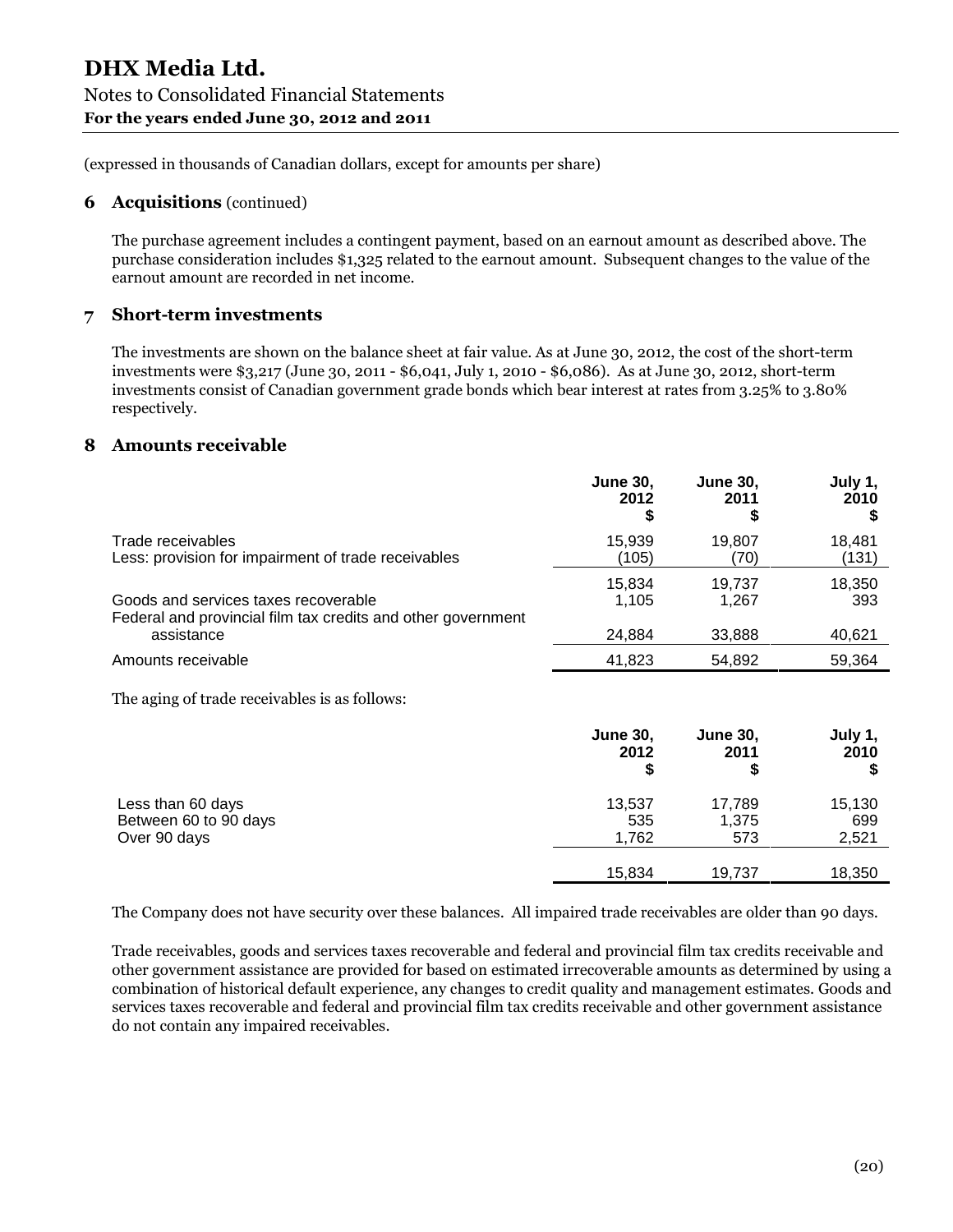(expressed in thousands of Canadian dollars, except for amounts per share)

## 6 Acquisitions (continued)

The purchase agreement includes a contingent payment, based on an earnout amount as described above. The purchase consideration includes $1,325 related to the earnout amount. Subsequent changes to the value of the earnout amount are recorded in net income.

## 7 Short-term investments

The investments are shown on the balance sheet at fair value. As at June 30, 2012, the cost of the short-term investments were $3,217 (June 30, 2011 - $6,041, July 1, 2010 - $6,086). As at June 30, 2012, short-term investments consist of Canadian government grade bonds which bear interest at rates from 3.25% to 3.80% respectively.

## 8 Amounts receivable

| | June 30, 2012 $ | June 30, 2011 $ | July 1, 2010 $ |
|---|---|---|---|
| Trade receivables | 15,939 | 19,807 | 18,481 |
| Less: provision for impairment of trade receivables | (105) | (70) | (131) |
| | 15,834 | 19,737 | 18,350 |
| Goods and services taxes recoverable | 1,105 | 1,267 | 393 |
| Federal and provincial film tax credits and other government assistance | 24,884 | 33,888 | 40,621 |
| Amounts receivable | 41,823 | 54,892 | 59,364 |

The aging of trade receivables is as follows:

| | June 30, 2012 $ | June 30, 2011 $ | July 1, 2010 $ |
|---|---|---|---|
| Less than 60 days | 13,537 | 17,789 | 15,130 |
| Between 60 to 90 days | 535 | 1,375 | 699 |
| Over 90 days | 1,762 | 573 | 2,521 |
| | 15,834 | 19,737 | 18,350 |

The Company does not have security over these balances. All impaired trade receivables are older than 90 days.

Trade receivables, goods and services taxes recoverable and federal and provincial film tax credits receivable and other government assistance are provided for based on estimated irrecoverable amounts as determined by using a combination of historical default experience, any changes to credit quality and management estimates. Goods and services taxes recoverable and federal and provincial film tax credits receivable and other government assistance do not contain any impaired receivables.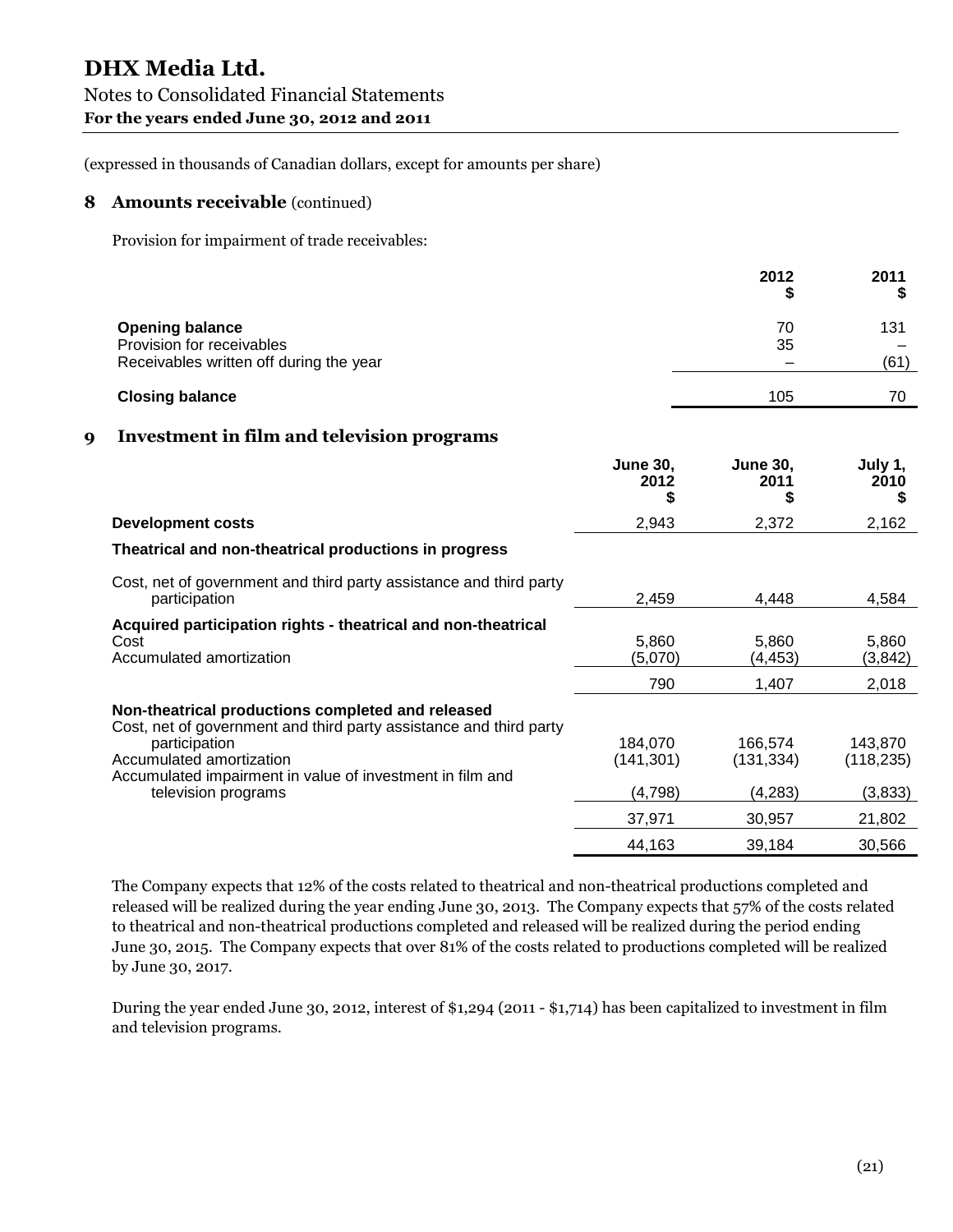# DHX Media Ltd.

Notes to Consolidated Financial Statements

**For the years ended June 30, 2012 and 2011**

(expressed in thousands of Canadian dollars, except for amounts per share)

## 8 Amounts receivable (continued)

Provision for impairment of trade receivables:

| | 2012 $ | 2011 $ |
|---|---|---|
| **Opening balance** | 70 | 131 |
| Provision for receivables | 35 | – |
| Receivables written off during the year | – | (61) |
| **Closing balance** | 105 | 70 |

## 9 Investment in film and television programs

| | June 30, 2012 $ | June 30, 2011 $ | July 1, 2010 $ |
|---|---|---|---|
| **Development costs** | 2,943 | 2,372 | 2,162 |
| **Theatrical and non-theatrical productions in progress** | | | |
| Cost, net of government and third party assistance and third party participation | 2,459 | 4,448 | 4,584 |
| **Acquired participation rights - theatrical and non-theatrical** | | | |
| Cost | 5,860 | 5,860 | 5,860 |
| Accumulated amortization | (5,070) | (4,453) | (3,842) |
| | 790 | 1,407 | 2,018 |
| **Non-theatrical productions completed and released** | | | |
| Cost, net of government and third party assistance and third party participation | 184,070 | 166,574 | 143,870 |
| Accumulated amortization | (141,301) | (131,334) | (118,235) |
| Accumulated impairment in value of investment in film and television programs | (4,798) | (4,283) | (3,833) |
| | 37,971 | 30,957 | 21,802 |
| | 44,163 | 39,184 | 30,566 |

The Company expects that 12% of the costs related to theatrical and non-theatrical productions completed and released will be realized during the year ending June 30, 2013. The Company expects that 57% of the costs related to theatrical and non-theatrical productions completed and released will be realized during the period ending June 30, 2015. The Company expects that over 81% of the costs related to productions completed will be realized by June 30, 2017.

During the year ended June 30, 2012, interest of $1,294 (2011 - $1,714) has been capitalized to investment in film and television programs.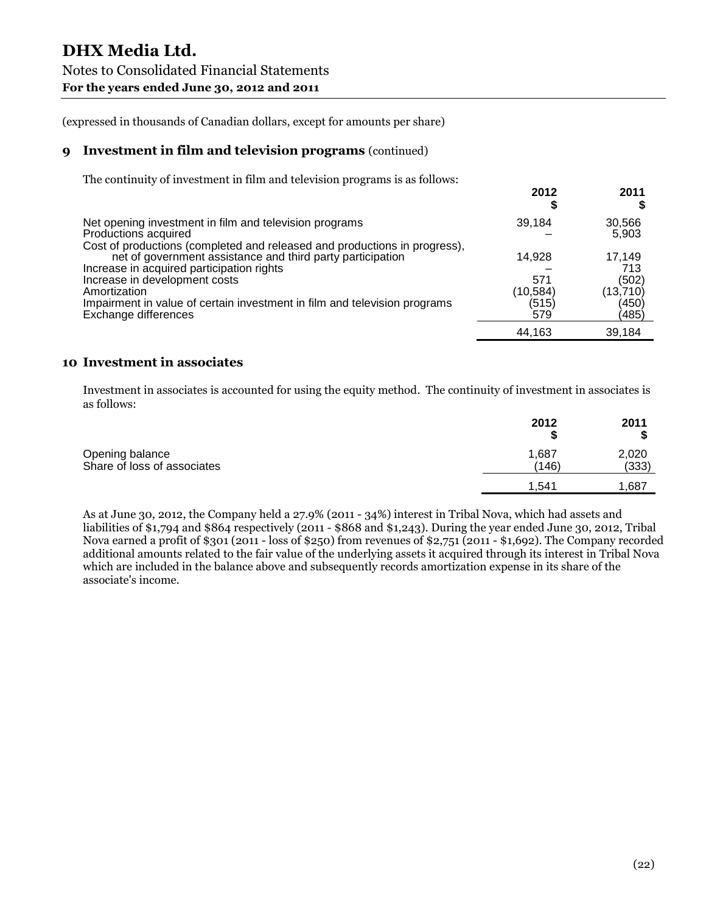# DHX Media Ltd.

Notes to Consolidated Financial Statements
**For the years ended June 30, 2012 and 2011**

(expressed in thousands of Canadian dollars, except for amounts per share)

## 9 Investment in film and television programs (continued)

The continuity of investment in film and television programs is as follows:

| | 2012 $ | 2011 $ |
|---|---|---|
| Net opening investment in film and television programs | 39,184 | 30,566 |
| Productions acquired | – | 5,903 |
| Cost of productions (completed and released and productions in progress), net of government assistance and third party participation | 14,928 | 17,149 |
| Increase in acquired participation rights | – | 713 |
| Increase in development costs | 571 | (502) |
| Amortization | (10,584) | (13,710) |
| Impairment in value of certain investment in film and television programs | (515) | (450) |
| Exchange differences | 579 | (485) |
| | 44,163 | 39,184 |

## 10 Investment in associates

Investment in associates is accounted for using the equity method. The continuity of investment in associates is as follows:

| | 2012 $ | 2011 $ |
|---|---|---|
| Opening balance | 1,687 | 2,020 |
| Share of loss of associates | (146) | (333) |
| | 1,541 | 1,687 |

As at June 30, 2012, the Company held a 27.9% (2011 - 34%) interest in Tribal Nova, which had assets and liabilities of $1,794 and $864 respectively (2011 - $868 and $1,243). During the year ended June 30, 2012, Tribal Nova earned a profit of $301 (2011 - loss of $250) from revenues of $2,751 (2011 - $1,692). The Company recorded additional amounts related to the fair value of the underlying assets it acquired through its interest in Tribal Nova which are included in the balance above and subsequently records amortization expense in its share of the associate's income.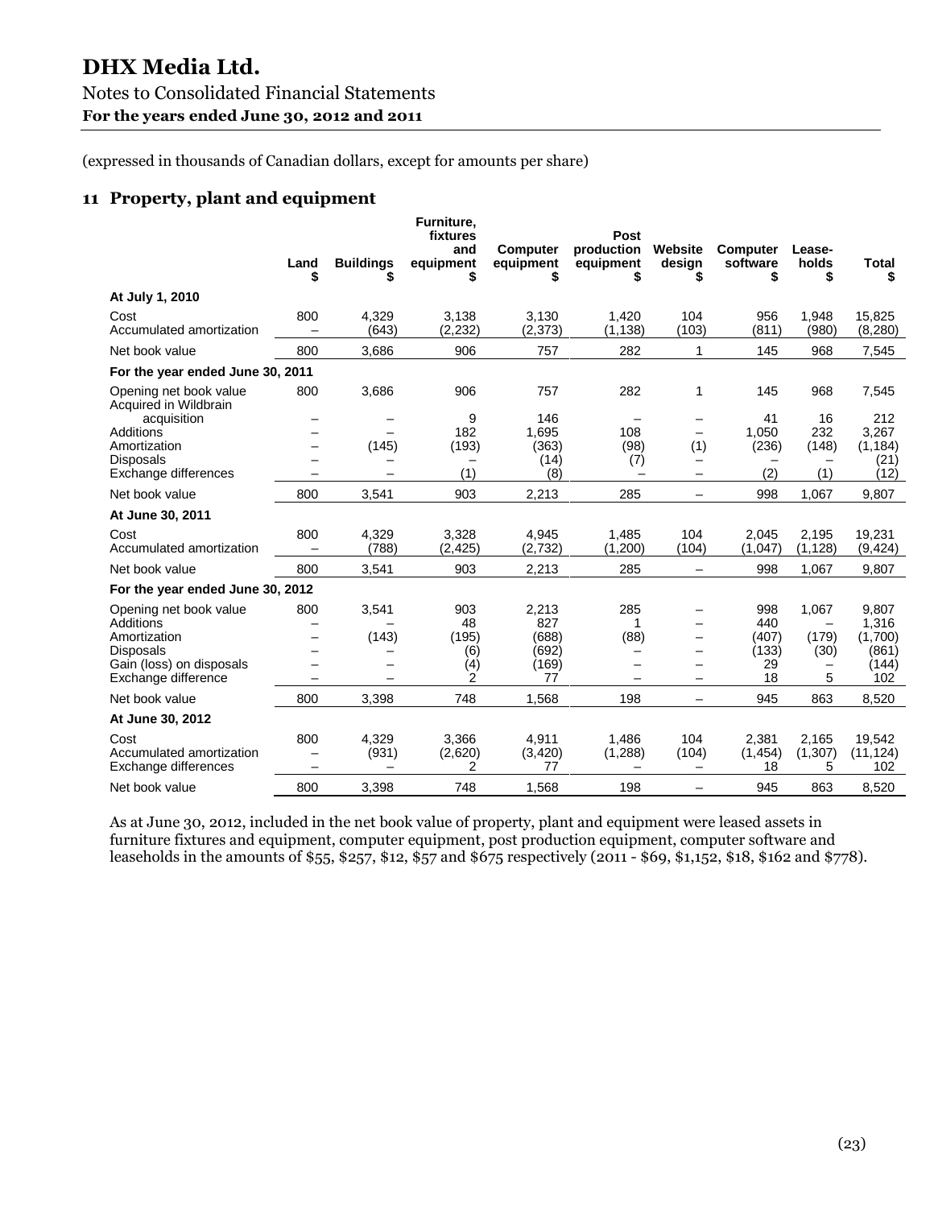# DHX Media Ltd.

Notes to Consolidated Financial Statements

**For the years ended June 30, 2012 and 2011**

(expressed in thousands of Canadian dollars, except for amounts per share)

## 11 Property, plant and equipment

| | Land $ | Buildings $ | Furniture, fixtures and equipment $ | Computer equipment $ | Post production equipment $ | Website design $ | Computer software $ | Lease-holds $ | Total $ |
|---|---|---|---|---|---|---|---|---|---|
| **At July 1, 2010** | | | | | | | | | |
| Cost | 800 | 4,329 | 3,138 | 3,130 | 1,420 | 104 | 956 | 1,948 | 15,825 |
| Accumulated amortization | – | (643) | (2,232) | (2,373) | (1,138) | (103) | (811) | (980) | (8,280) |
| Net book value | 800 | 3,686 | 906 | 757 | 282 | 1 | 145 | 968 | 7,545 |
| **For the year ended June 30, 2011** | | | | | | | | | |
| Opening net book value | 800 | 3,686 | 906 | 757 | 282 | 1 | 145 | 968 | 7,545 |
| Acquired in Wildbrain acquisition | – | – | 9 | 146 | – | – | 41 | 16 | 212 |
| Additions | – | – | 182 | 1,695 | 108 | – | 1,050 | 232 | 3,267 |
| Amortization | – | (145) | (193) | (363) | (98) | (1) | (236) | (148) | (1,184) |
| Disposals | – | – | – | (14) | (7) | – | – | – | (21) |
| Exchange differences | – | – | (1) | (8) | – | – | (2) | (1) | (12) |
| Net book value | 800 | 3,541 | 903 | 2,213 | 285 | – | 998 | 1,067 | 9,807 |
| **At June 30, 2011** | | | | | | | | | |
| Cost | 800 | 4,329 | 3,328 | 4,945 | 1,485 | 104 | 2,045 | 2,195 | 19,231 |
| Accumulated amortization | – | (788) | (2,425) | (2,732) | (1,200) | (104) | (1,047) | (1,128) | (9,424) |
| Net book value | 800 | 3,541 | 903 | 2,213 | 285 | – | 998 | 1,067 | 9,807 |
| **For the year ended June 30, 2012** | | | | | | | | | |
| Opening net book value | 800 | 3,541 | 903 | 2,213 | 285 | – | 998 | 1,067 | 9,807 |
| Additions | – | – | 48 | 827 | 1 | – | 440 | – | 1,316 |
| Amortization | – | (143) | (195) | (688) | (88) | – | (407) | (179) | (1,700) |
| Disposals | – | – | (6) | (692) | – | – | (133) | (30) | (861) |
| Gain (loss) on disposals | – | – | (4) | (169) | – | – | 29 | – | (144) |
| Exchange difference | – | – | 2 | 77 | – | – | 18 | 5 | 102 |
| Net book value | 800 | 3,398 | 748 | 1,568 | 198 | – | 945 | 863 | 8,520 |
| **At June 30, 2012** | | | | | | | | | |
| Cost | 800 | 4,329 | 3,366 | 4,911 | 1,486 | 104 | 2,381 | 2,165 | 19,542 |
| Accumulated amortization | – | (931) | (2,620) | (3,420) | (1,288) | (104) | (1,454) | (1,307) | (11,124) |
| Exchange differences | – | – | 2 | 77 | – | – | 18 | 5 | 102 |
| Net book value | 800 | 3,398 | 748 | 1,568 | 198 | – | 945 | 863 | 8,520 |

As at June 30, 2012, included in the net book value of property, plant and equipment were leased assets in furniture fixtures and equipment, computer equipment, post production equipment, computer software and leaseholds in the amounts of $55, $257, $12, $57 and $675 respectively (2011 - $69, $1,152, $18, $162 and $778).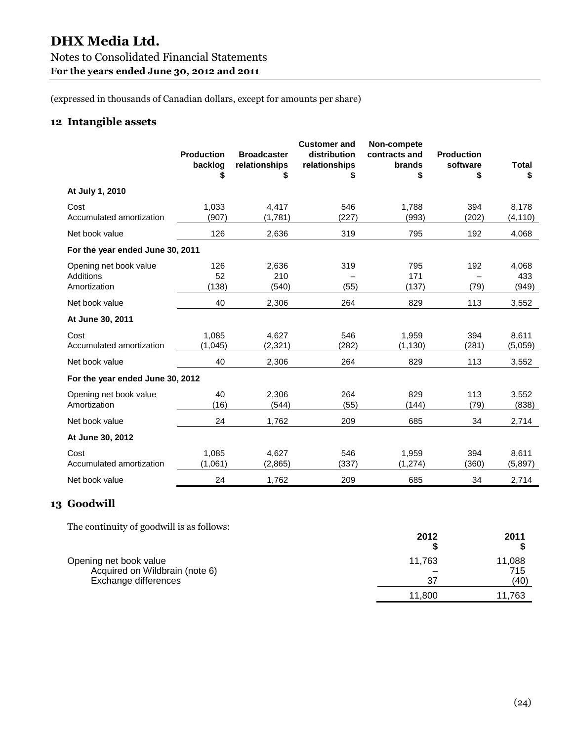# DHX Media Ltd.

Notes to Consolidated Financial Statements

**For the years ended June 30, 2012 and 2011**

(expressed in thousands of Canadian dollars, except for amounts per share)

## 12 Intangible assets

| | Production backlog $ | Broadcaster relationships $ | Customer and distribution relationships $ | Non-compete contracts and brands $ | Production software $ | Total $ |
|---|---|---|---|---|---|---|
| **At July 1, 2010** | | | | | | |
| Cost | 1,033 | 4,417 | 546 | 1,788 | 394 | 8,178 |
| Accumulated amortization | (907) | (1,781) | (227) | (993) | (202) | (4,110) |
| Net book value | 126 | 2,636 | 319 | 795 | 192 | 4,068 |
| **For the year ended June 30, 2011** | | | | | | |
| Opening net book value | 126 | 2,636 | 319 | 795 | 192 | 4,068 |
| Additions | 52 | 210 | – | 171 | – | 433 |
| Amortization | (138) | (540) | (55) | (137) | (79) | (949) |
| Net book value | 40 | 2,306 | 264 | 829 | 113 | 3,552 |
| **At June 30, 2011** | | | | | | |
| Cost | 1,085 | 4,627 | 546 | 1,959 | 394 | 8,611 |
| Accumulated amortization | (1,045) | (2,321) | (282) | (1,130) | (281) | (5,059) |
| Net book value | 40 | 2,306 | 264 | 829 | 113 | 3,552 |
| **For the year ended June 30, 2012** | | | | | | |
| Opening net book value | 40 | 2,306 | 264 | 829 | 113 | 3,552 |
| Amortization | (16) | (544) | (55) | (144) | (79) | (838) |
| Net book value | 24 | 1,762 | 209 | 685 | 34 | 2,714 |
| **At June 30, 2012** | | | | | | |
| Cost | 1,085 | 4,627 | 546 | 1,959 | 394 | 8,611 |
| Accumulated amortization | (1,061) | (2,865) | (337) | (1,274) | (360) | (5,897) |
| Net book value | 24 | 1,762 | 209 | 685 | 34 | 2,714 |

## 13 Goodwill

The continuity of goodwill is as follows:

| | 2012 $ | 2011 $ |
|---|---|---|
| Opening net book value | 11,763 | 11,088 |
| Acquired on Wildbrain (note 6) | – | 715 |
| Exchange differences | 37 | (40) |
| | 11,800 | 11,763 |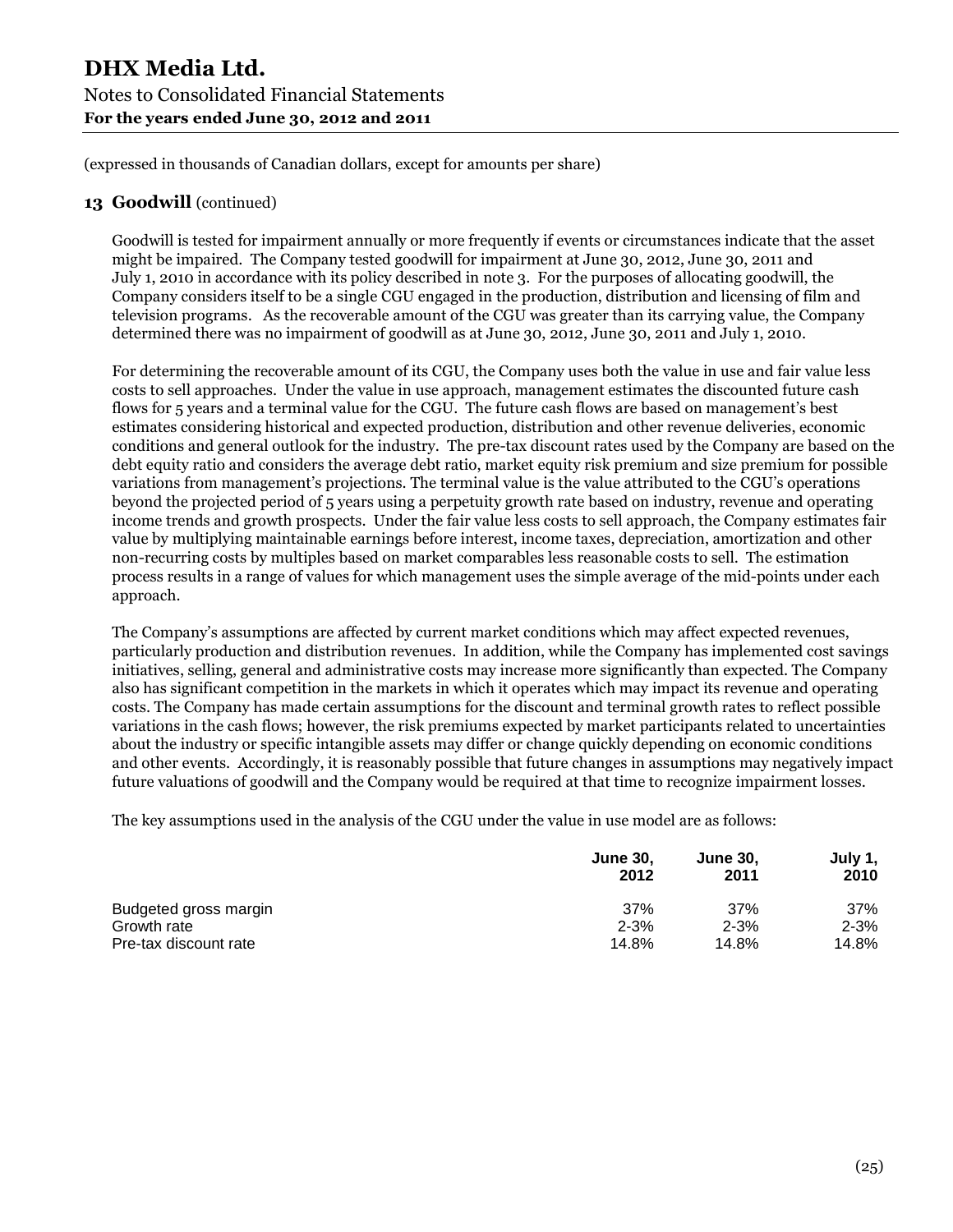(expressed in thousands of Canadian dollars, except for amounts per share)

## 13 Goodwill (continued)

Goodwill is tested for impairment annually or more frequently if events or circumstances indicate that the asset might be impaired. The Company tested goodwill for impairment at June 30, 2012, June 30, 2011 and July 1, 2010 in accordance with its policy described in note 3. For the purposes of allocating goodwill, the Company considers itself to be a single CGU engaged in the production, distribution and licensing of film and television programs. As the recoverable amount of the CGU was greater than its carrying value, the Company determined there was no impairment of goodwill as at June 30, 2012, June 30, 2011 and July 1, 2010.

For determining the recoverable amount of its CGU, the Company uses both the value in use and fair value less costs to sell approaches. Under the value in use approach, management estimates the discounted future cash flows for 5 years and a terminal value for the CGU. The future cash flows are based on management's best estimates considering historical and expected production, distribution and other revenue deliveries, economic conditions and general outlook for the industry. The pre-tax discount rates used by the Company are based on the debt equity ratio and considers the average debt ratio, market equity risk premium and size premium for possible variations from management's projections. The terminal value is the value attributed to the CGU's operations beyond the projected period of 5 years using a perpetuity growth rate based on industry, revenue and operating income trends and growth prospects. Under the fair value less costs to sell approach, the Company estimates fair value by multiplying maintainable earnings before interest, income taxes, depreciation, amortization and other non-recurring costs by multiples based on market comparables less reasonable costs to sell. The estimation process results in a range of values for which management uses the simple average of the mid-points under each approach.

The Company's assumptions are affected by current market conditions which may affect expected revenues, particularly production and distribution revenues. In addition, while the Company has implemented cost savings initiatives, selling, general and administrative costs may increase more significantly than expected. The Company also has significant competition in the markets in which it operates which may impact its revenue and operating costs. The Company has made certain assumptions for the discount and terminal growth rates to reflect possible variations in the cash flows; however, the risk premiums expected by market participants related to uncertainties about the industry or specific intangible assets may differ or change quickly depending on economic conditions and other events. Accordingly, it is reasonably possible that future changes in assumptions may negatively impact future valuations of goodwill and the Company would be required at that time to recognize impairment losses.

The key assumptions used in the analysis of the CGU under the value in use model are as follows:

| | **June 30, 2012** | **June 30, 2011** | **July 1, 2010** |
|---|---|---|---|
| Budgeted gross margin | 37% | 37% | 37% |
| Growth rate | 2-3% | 2-3% | 2-3% |
| Pre-tax discount rate | 14.8% | 14.8% | 14.8% |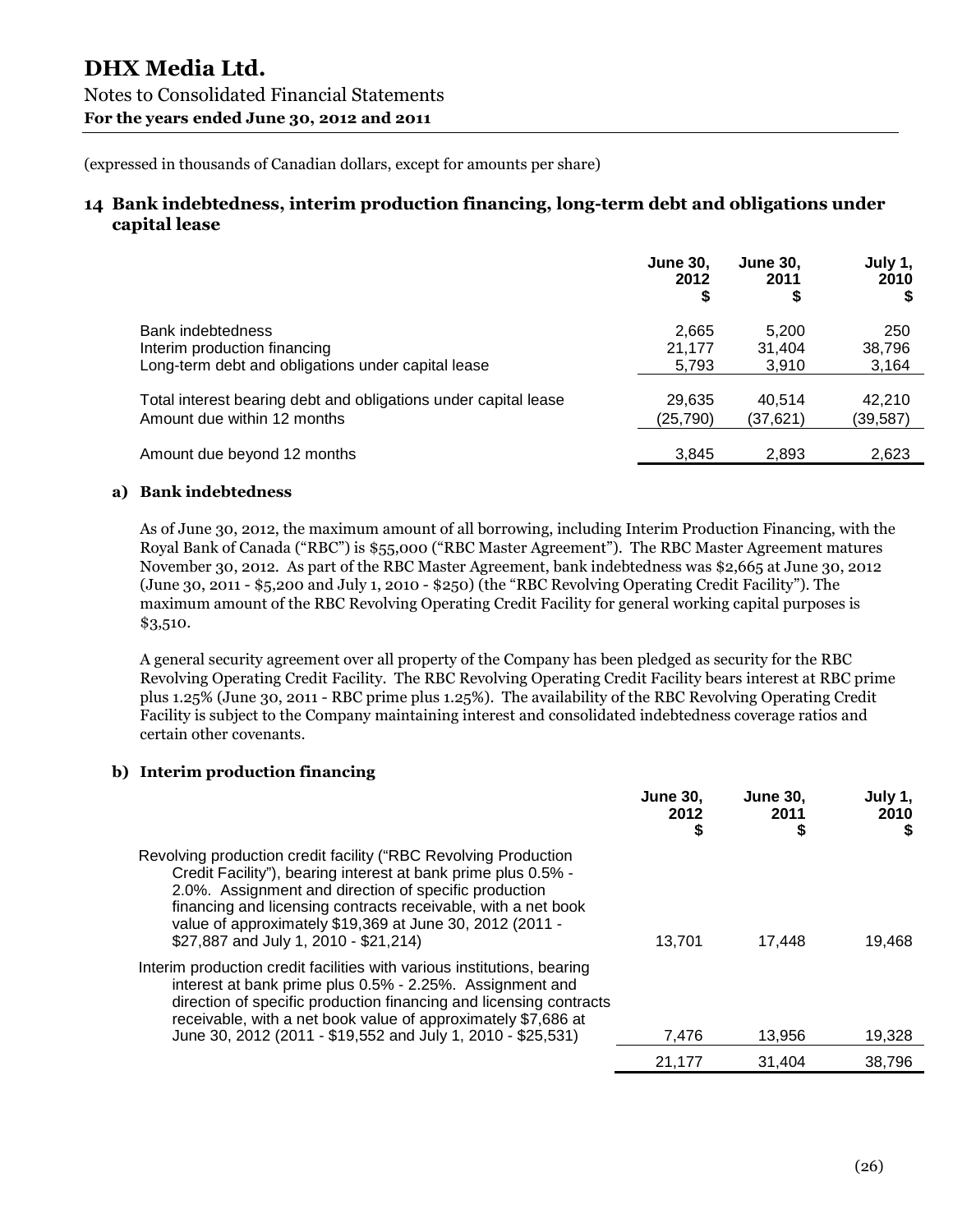# DHX Media Ltd.

Notes to Consolidated Financial Statements
**For the years ended June 30, 2012 and 2011**

(expressed in thousands of Canadian dollars, except for amounts per share)

## 14 Bank indebtedness, interim production financing, long-term debt and obligations under capital lease

| | June 30, 2012 $ | June 30, 2011 $ | July 1, 2010 $ |
|---|---|---|---|
| Bank indebtedness | 2,665 | 5,200 | 250 |
| Interim production financing | 21,177 | 31,404 | 38,796 |
| Long-term debt and obligations under capital lease | 5,793 | 3,910 | 3,164 |
| Total interest bearing debt and obligations under capital lease | 29,635 | 40,514 | 42,210 |
| Amount due within 12 months | (25,790) | (37,621) | (39,587) |
| Amount due beyond 12 months | 3,845 | 2,893 | 2,623 |

### a) Bank indebtedness

As of June 30, 2012, the maximum amount of all borrowing, including Interim Production Financing, with the Royal Bank of Canada ("RBC") is $55,000 ("RBC Master Agreement"). The RBC Master Agreement matures November 30, 2012. As part of the RBC Master Agreement, bank indebtedness was $2,665 at June 30, 2012 (June 30, 2011 - $5,200 and July 1, 2010 - $250) (the "RBC Revolving Operating Credit Facility"). The maximum amount of the RBC Revolving Operating Credit Facility for general working capital purposes is $3,510.

A general security agreement over all property of the Company has been pledged as security for the RBC Revolving Operating Credit Facility. The RBC Revolving Operating Credit Facility bears interest at RBC prime plus 1.25% (June 30, 2011 - RBC prime plus 1.25%). The availability of the RBC Revolving Operating Credit Facility is subject to the Company maintaining interest and consolidated indebtedness coverage ratios and certain other covenants.

### b) Interim production financing

| | June 30, 2012 $ | June 30, 2011 $ | July 1, 2010 $ |
|---|---|---|---|
| Revolving production credit facility ("RBC Revolving Production Credit Facility"), bearing interest at bank prime plus 0.5% - 2.0%. Assignment and direction of specific production financing and licensing contracts receivable, with a net book value of approximately $19,369 at June 30, 2012 (2011 - $27,887 and July 1, 2010 - $21,214) | 13,701 | 17,448 | 19,468 |
| Interim production credit facilities with various institutions, bearing interest at bank prime plus 0.5% - 2.25%. Assignment and direction of specific production financing and licensing contracts receivable, with a net book value of approximately $7,686 at June 30, 2012 (2011 - $19,552 and July 1, 2010 - $25,531) | 7,476 | 13,956 | 19,328 |
| | 21,177 | 31,404 | 38,796 |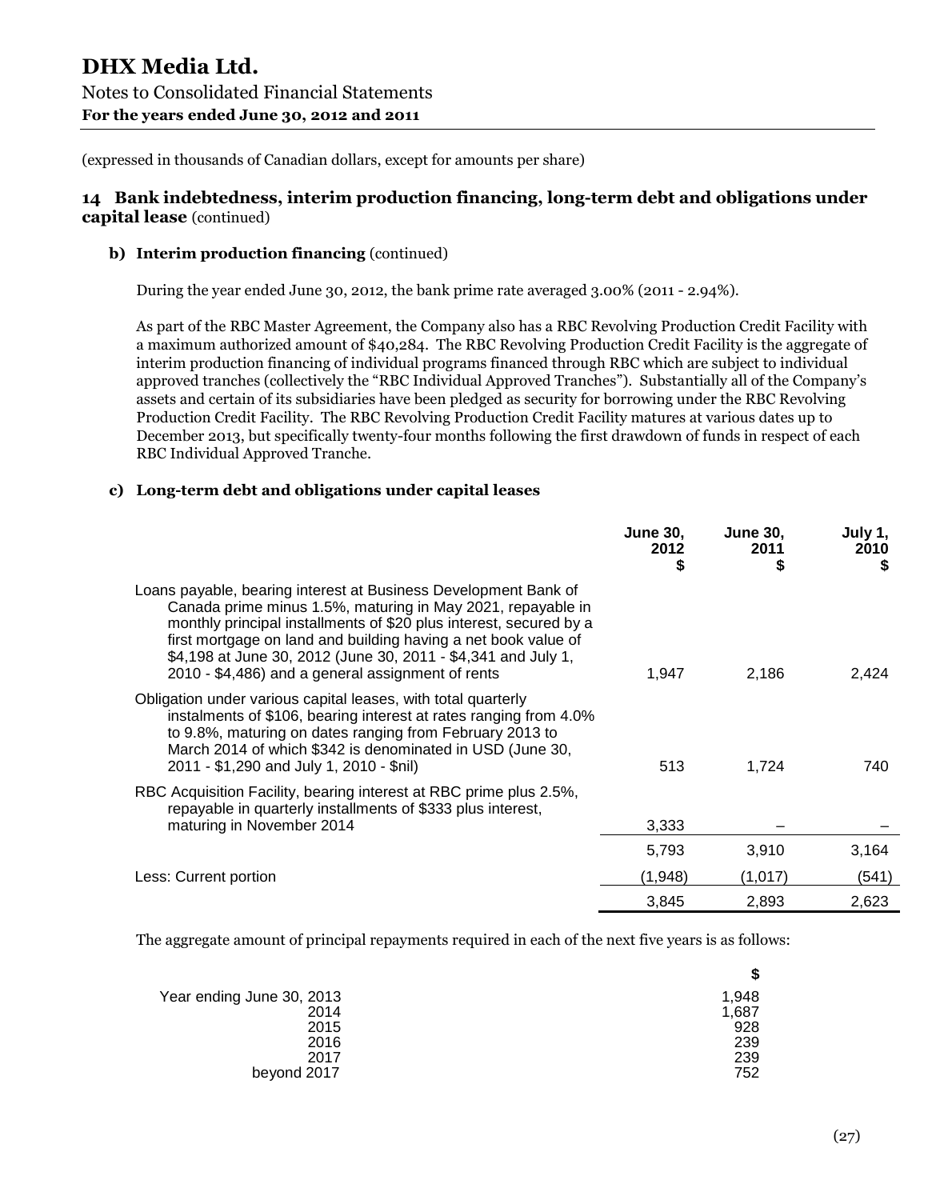# DHX Media Ltd.

Notes to Consolidated Financial Statements
**For the years ended June 30, 2012 and 2011**

(expressed in thousands of Canadian dollars, except for amounts per share)

## 14 Bank indebtedness, interim production financing, long-term debt and obligations under capital lease (continued)

### b) Interim production financing (continued)

During the year ended June 30, 2012, the bank prime rate averaged 3.00% (2011 - 2.94%).

As part of the RBC Master Agreement, the Company also has a RBC Revolving Production Credit Facility with a maximum authorized amount of $40,284. The RBC Revolving Production Credit Facility is the aggregate of interim production financing of individual programs financed through RBC which are subject to individual approved tranches (collectively the "RBC Individual Approved Tranches"). Substantially all of the Company's assets and certain of its subsidiaries have been pledged as security for borrowing under the RBC Revolving Production Credit Facility. The RBC Revolving Production Credit Facility matures at various dates up to December 2013, but specifically twenty-four months following the first drawdown of funds in respect of each RBC Individual Approved Tranche.

### c) Long-term debt and obligations under capital leases

| | June 30, 2012 $ | June 30, 2011 $ | July 1, 2010 $ |
|---|---|---|---|
| Loans payable, bearing interest at Business Development Bank of Canada prime minus 1.5%, maturing in May 2021, repayable in monthly principal installments of $20 plus interest, secured by a first mortgage on land and building having a net book value of $4,198 at June 30, 2012 (June 30, 2011 - $4,341 and July 1, 2010 - $4,486) and a general assignment of rents | 1,947 | 2,186 | 2,424 |
| Obligation under various capital leases, with total quarterly instalments of $106, bearing interest at rates ranging from 4.0% to 9.8%, maturing on dates ranging from February 2013 to March 2014 of which $342 is denominated in USD (June 30, 2011 - $1,290 and July 1, 2010 - $nil) | 513 | 1,724 | 740 |
| RBC Acquisition Facility, bearing interest at RBC prime plus 2.5%, repayable in quarterly installments of $333 plus interest, maturing in November 2014 | 3,333 | – | – |
| | 5,793 | 3,910 | 3,164 |
| Less: Current portion | (1,948) | (1,017) | (541) |
| | 3,845 | 2,893 | 2,623 |

The aggregate amount of principal repayments required in each of the next five years is as follows:

| | $ |
|---|---|
| Year ending June 30, 2013 | 1,948 |
| 2014 | 1,687 |
| 2015 | 928 |
| 2016 | 239 |
| 2017 | 239 |
| beyond 2017 | 752 |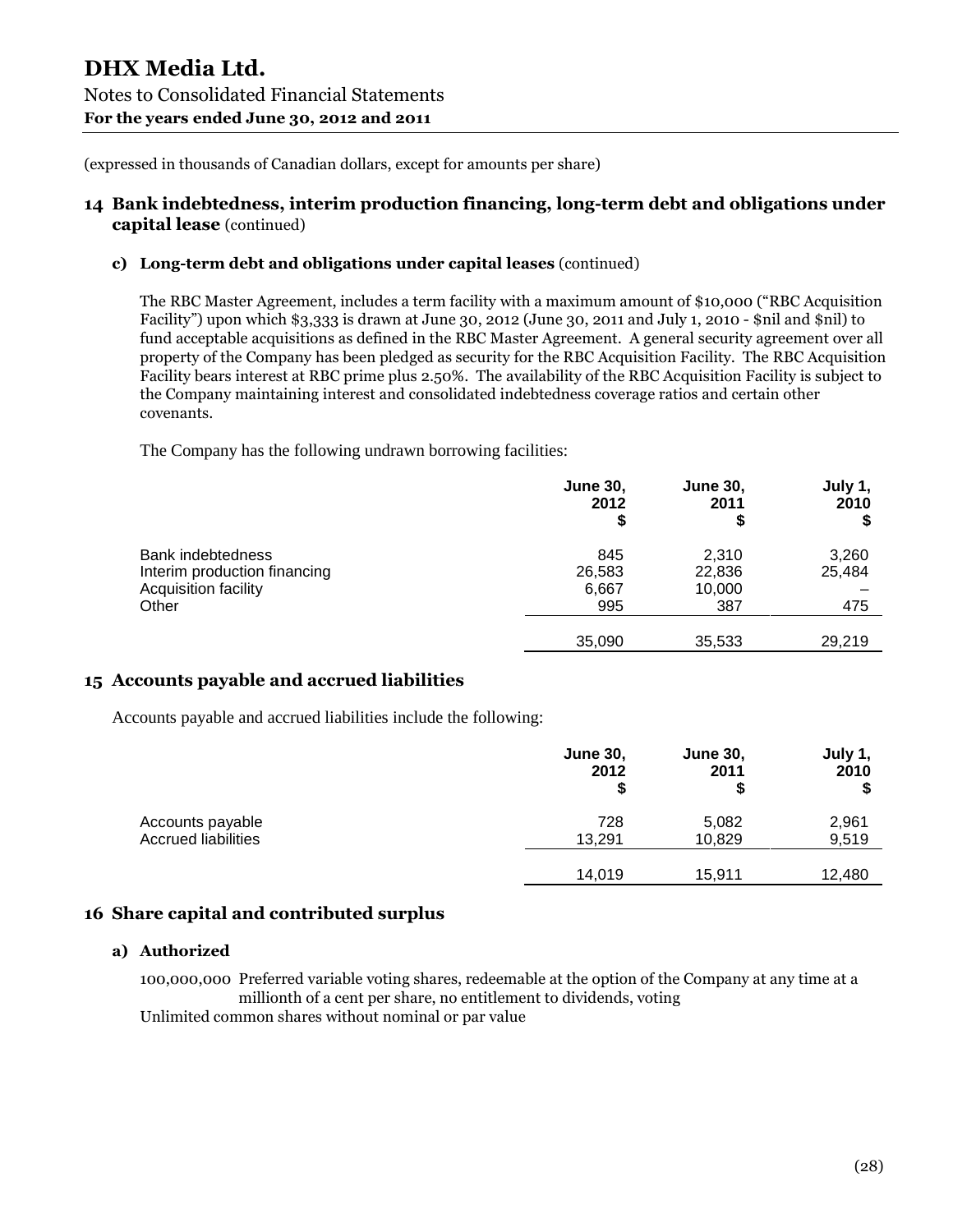(expressed in thousands of Canadian dollars, except for amounts per share)

## 14 Bank indebtedness, interim production financing, long-term debt and obligations under capital lease (continued)

### c) Long-term debt and obligations under capital leases (continued)

The RBC Master Agreement, includes a term facility with a maximum amount of $10,000 ("RBC Acquisition Facility") upon which $3,333 is drawn at June 30, 2012 (June 30, 2011 and July 1, 2010 - $nil and $nil) to fund acceptable acquisitions as defined in the RBC Master Agreement. A general security agreement over all property of the Company has been pledged as security for the RBC Acquisition Facility. The RBC Acquisition Facility bears interest at RBC prime plus 2.50%. The availability of the RBC Acquisition Facility is subject to the Company maintaining interest and consolidated indebtedness coverage ratios and certain other covenants.

The Company has the following undrawn borrowing facilities:

| | June 30, 2012 $ | June 30, 2011 $ | July 1, 2010 $ |
|---|---|---|---|
| Bank indebtedness | 845 | 2,310 | 3,260 |
| Interim production financing | 26,583 | 22,836 | 25,484 |
| Acquisition facility | 6,667 | 10,000 | – |
| Other | 995 | 387 | 475 |
| | 35,090 | 35,533 | 29,219 |

## 15 Accounts payable and accrued liabilities

Accounts payable and accrued liabilities include the following:

| | June 30, 2012 $ | June 30, 2011 $ | July 1, 2010 $ |
|---|---|---|---|
| Accounts payable | 728 | 5,082 | 2,961 |
| Accrued liabilities | 13,291 | 10,829 | 9,519 |
| | 14,019 | 15,911 | 12,480 |

## 16 Share capital and contributed surplus

### a) Authorized

100,000,000 Preferred variable voting shares, redeemable at the option of the Company at any time at a millionth of a cent per share, no entitlement to dividends, voting

Unlimited common shares without nominal or par value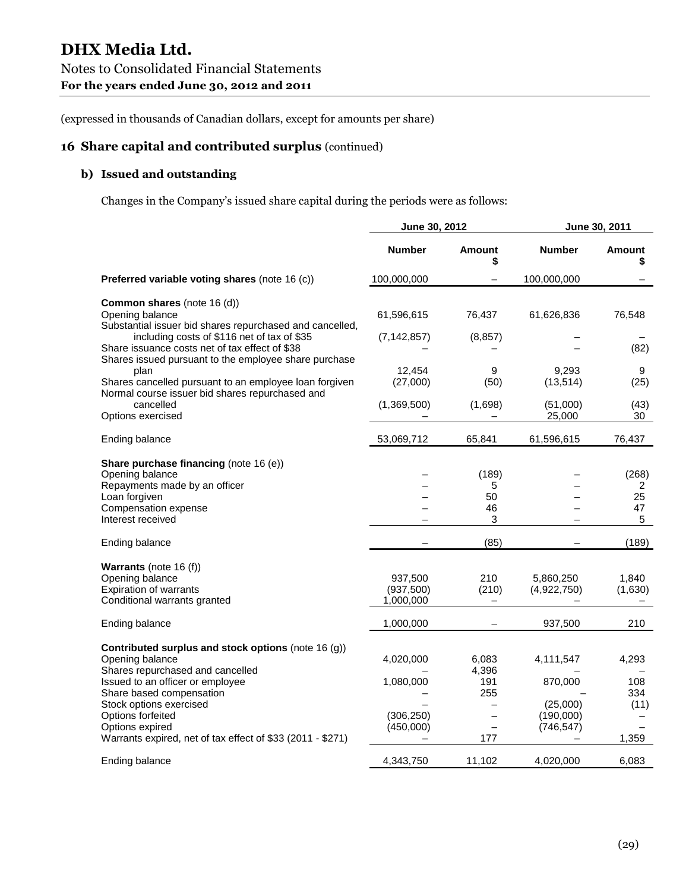# DHX Media Ltd.

Notes to Consolidated Financial Statements
**For the years ended June 30, 2012 and 2011**

(expressed in thousands of Canadian dollars, except for amounts per share)

## 16 Share capital and contributed surplus (continued)

### b) Issued and outstanding

Changes in the Company's issued share capital during the periods were as follows:

| | June 30, 2012 | | June 30, 2011 | |
|---|---|---|---|---|
| | **Number** | **Amount $** | **Number** | **Amount $** |
| **Preferred variable voting shares** (note 16 (c)) | 100,000,000 | – | 100,000,000 | – |
| **Common shares** (note 16 (d)) | | | | |
| Opening balance | 61,596,615 | 76,437 | 61,626,836 | 76,548 |
| Substantial issuer bid shares repurchased and cancelled, including costs of $116 net of tax of $35 | (7,142,857) | (8,857) | – | – |
| Share issuance costs net of tax effect of $38 | – | – | – | (82) |
| Shares issued pursuant to the employee share purchase plan | 12,454 | 9 | 9,293 | 9 |
| Shares cancelled pursuant to an employee loan forgiven | (27,000) | (50) | (13,514) | (25) |
| Normal course issuer bid shares repurchased and cancelled | (1,369,500) | (1,698) | (51,000) | (43) |
| Options exercised | – | – | 25,000 | 30 |
| Ending balance | 53,069,712 | 65,841 | 61,596,615 | 76,437 |
| **Share purchase financing** (note 16 (e)) | | | | |
| Opening balance | – | (189) | – | (268) |
| Repayments made by an officer | – | 5 | – | 2 |
| Loan forgiven | – | 50 | – | 25 |
| Compensation expense | – | 46 | – | 47 |
| Interest received | – | 3 | – | 5 |
| Ending balance | – | (85) | – | (189) |
| **Warrants** (note 16 (f)) | | | | |
| Opening balance | 937,500 | 210 | 5,860,250 | 1,840 |
| Expiration of warrants | (937,500) | (210) | (4,922,750) | (1,630) |
| Conditional warrants granted | 1,000,000 | – | – | – |
| Ending balance | 1,000,000 | – | 937,500 | 210 |
| **Contributed surplus and stock options** (note 16 (g)) | | | | |
| Opening balance | 4,020,000 | 6,083 | 4,111,547 | 4,293 |
| Shares repurchased and cancelled | – | 4,396 | | – |
| Issued to an officer or employee | 1,080,000 | 191 | 870,000 | 108 |
| Share based compensation | – | 255 | – | 334 |
| Stock options exercised | – | – | (25,000) | (11) |
| Options forfeited | (306,250) | – | (190,000) | – |
| Options expired | (450,000) | – | (746,547) | – |
| Warrants expired, net of tax effect of $33 (2011 - $271) | – | 177 | – | 1,359 |
| Ending balance | 4,343,750 | 11,102 | 4,020,000 | 6,083 |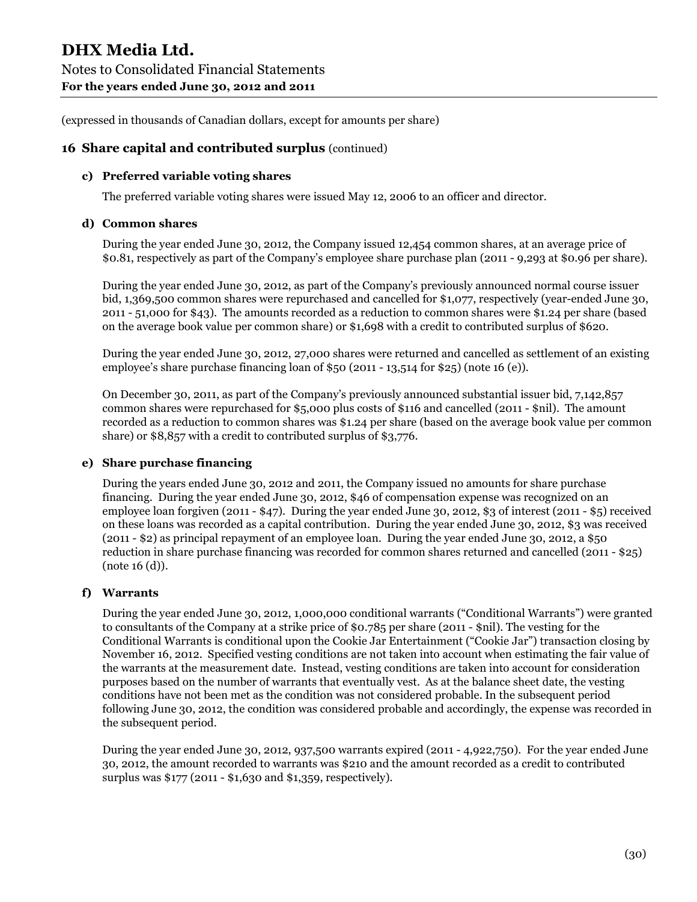(expressed in thousands of Canadian dollars, except for amounts per share)

## 16 Share capital and contributed surplus (continued)

### c) Preferred variable voting shares

The preferred variable voting shares were issued May 12, 2006 to an officer and director.

### d) Common shares

During the year ended June 30, 2012, the Company issued 12,454 common shares, at an average price of $0.81, respectively as part of the Company's employee share purchase plan (2011 - 9,293 at $0.96 per share).

During the year ended June 30, 2012, as part of the Company's previously announced normal course issuer bid, 1,369,500 common shares were repurchased and cancelled for $1,077, respectively (year-ended June 30, 2011 - 51,000 for $43). The amounts recorded as a reduction to common shares were $1.24 per share (based on the average book value per common share) or $1,698 with a credit to contributed surplus of $620.

During the year ended June 30, 2012, 27,000 shares were returned and cancelled as settlement of an existing employee's share purchase financing loan of $50 (2011 - 13,514 for $25) (note 16 (e)).

On December 30, 2011, as part of the Company's previously announced substantial issuer bid, 7,142,857 common shares were repurchased for $5,000 plus costs of $116 and cancelled (2011 - $nil). The amount recorded as a reduction to common shares was $1.24 per share (based on the average book value per common share) or $8,857 with a credit to contributed surplus of $3,776.

### e) Share purchase financing

During the years ended June 30, 2012 and 2011, the Company issued no amounts for share purchase financing. During the year ended June 30, 2012, $46 of compensation expense was recognized on an employee loan forgiven (2011 - $47). During the year ended June 30, 2012, $3 of interest (2011 - $5) received on these loans was recorded as a capital contribution. During the year ended June 30, 2012, $3 was received (2011 - $2) as principal repayment of an employee loan. During the year ended June 30, 2012, a $50 reduction in share purchase financing was recorded for common shares returned and cancelled (2011 - $25) (note 16 (d)).

### f) Warrants

During the year ended June 30, 2012, 1,000,000 conditional warrants ("Conditional Warrants") were granted to consultants of the Company at a strike price of $0.785 per share (2011 - $nil). The vesting for the Conditional Warrants is conditional upon the Cookie Jar Entertainment ("Cookie Jar") transaction closing by November 16, 2012. Specified vesting conditions are not taken into account when estimating the fair value of the warrants at the measurement date. Instead, vesting conditions are taken into account for consideration purposes based on the number of warrants that eventually vest. As at the balance sheet date, the vesting conditions have not been met as the condition was not considered probable. In the subsequent period following June 30, 2012, the condition was considered probable and accordingly, the expense was recorded in the subsequent period.

During the year ended June 30, 2012, 937,500 warrants expired (2011 - 4,922,750). For the year ended June 30, 2012, the amount recorded to warrants was $210 and the amount recorded as a credit to contributed surplus was $177 (2011 - $1,630 and $1,359, respectively).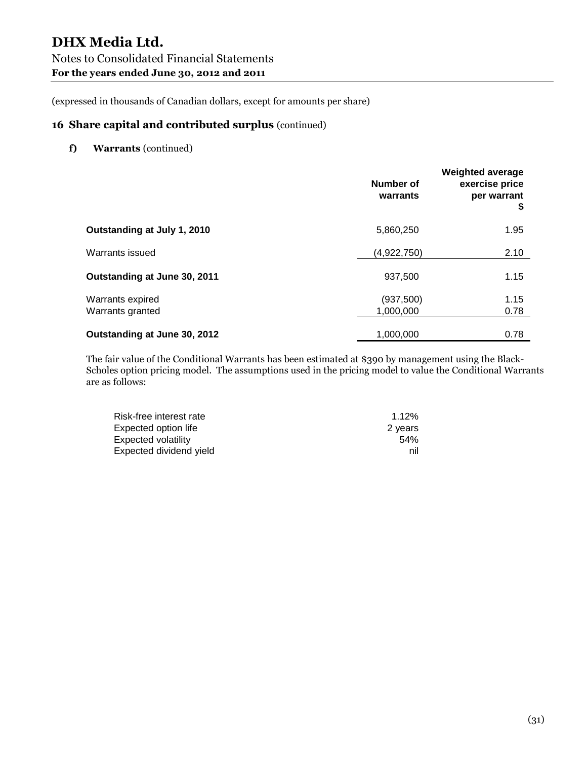# DHX Media Ltd.

Notes to Consolidated Financial Statements

**For the years ended June 30, 2012 and 2011**

(expressed in thousands of Canadian dollars, except for amounts per share)

## 16 Share capital and contributed surplus (continued)

### f) Warrants (continued)

| | Number of warrants | Weighted average exercise price per warrant $ |
|---|---|---|
| **Outstanding at July 1, 2010** | 5,860,250 | 1.95 |
| Warrants issued | (4,922,750) | 2.10 |
| **Outstanding at June 30, 2011** | 937,500 | 1.15 |
| Warrants expired | (937,500) | 1.15 |
| Warrants granted | 1,000,000 | 0.78 |
| **Outstanding at June 30, 2012** | 1,000,000 | 0.78 |

The fair value of the Conditional Warrants has been estimated at $390 by management using the Black-Scholes option pricing model. The assumptions used in the pricing model to value the Conditional Warrants are as follows:

| | |
|---|---|
| Risk-free interest rate | 1.12% |
| Expected option life | 2 years |
| Expected volatility | 54% |
| Expected dividend yield | nil |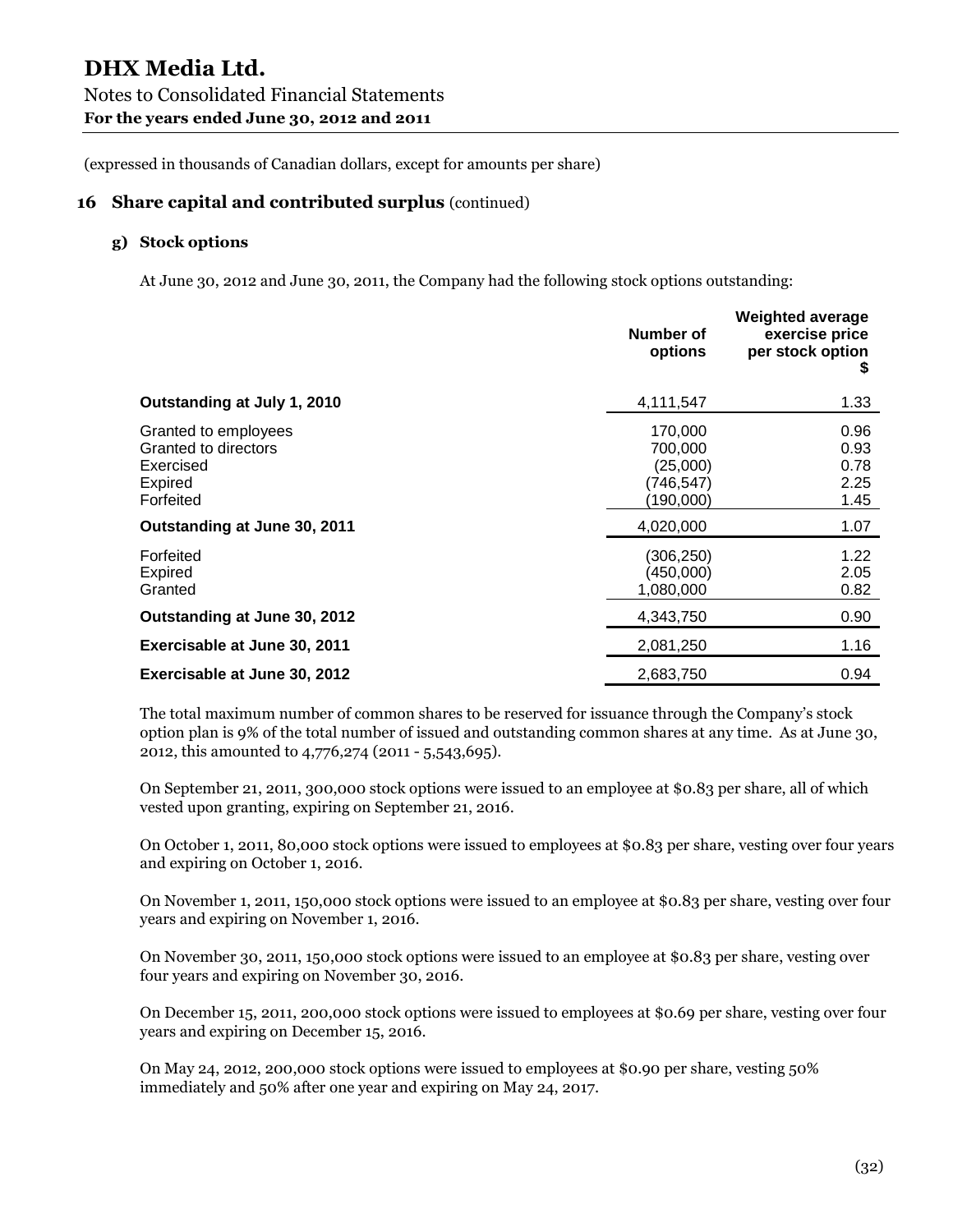# DHX Media Ltd.

Notes to Consolidated Financial Statements
**For the years ended June 30, 2012 and 2011**

(expressed in thousands of Canadian dollars, except for amounts per share)

## 16 Share capital and contributed surplus (continued)

### g) Stock options

At June 30, 2012 and June 30, 2011, the Company had the following stock options outstanding:

| | Number of options | Weighted average exercise price per stock option $ |
|---|---|---|
| **Outstanding at July 1, 2010** | 4,111,547 | 1.33 |
| Granted to employees | 170,000 | 0.96 |
| Granted to directors | 700,000 | 0.93 |
| Exercised | (25,000) | 0.78 |
| Expired | (746,547) | 2.25 |
| Forfeited | (190,000) | 1.45 |
| **Outstanding at June 30, 2011** | 4,020,000 | 1.07 |
| Forfeited | (306,250) | 1.22 |
| Expired | (450,000) | 2.05 |
| Granted | 1,080,000 | 0.82 |
| **Outstanding at June 30, 2012** | 4,343,750 | 0.90 |
| **Exercisable at June 30, 2011** | 2,081,250 | 1.16 |
| **Exercisable at June 30, 2012** | 2,683,750 | 0.94 |

The total maximum number of common shares to be reserved for issuance through the Company's stock option plan is 9% of the total number of issued and outstanding common shares at any time. As at June 30, 2012, this amounted to 4,776,274 (2011 - 5,543,695).

On September 21, 2011, 300,000 stock options were issued to an employee at $0.83 per share, all of which vested upon granting, expiring on September 21, 2016.

On October 1, 2011, 80,000 stock options were issued to employees at $0.83 per share, vesting over four years and expiring on October 1, 2016.

On November 1, 2011, 150,000 stock options were issued to an employee at $0.83 per share, vesting over four years and expiring on November 1, 2016.

On November 30, 2011, 150,000 stock options were issued to an employee at $0.83 per share, vesting over four years and expiring on November 30, 2016.

On December 15, 2011, 200,000 stock options were issued to employees at $0.69 per share, vesting over four years and expiring on December 15, 2016.

On May 24, 2012, 200,000 stock options were issued to employees at $0.90 per share, vesting 50% immediately and 50% after one year and expiring on May 24, 2017.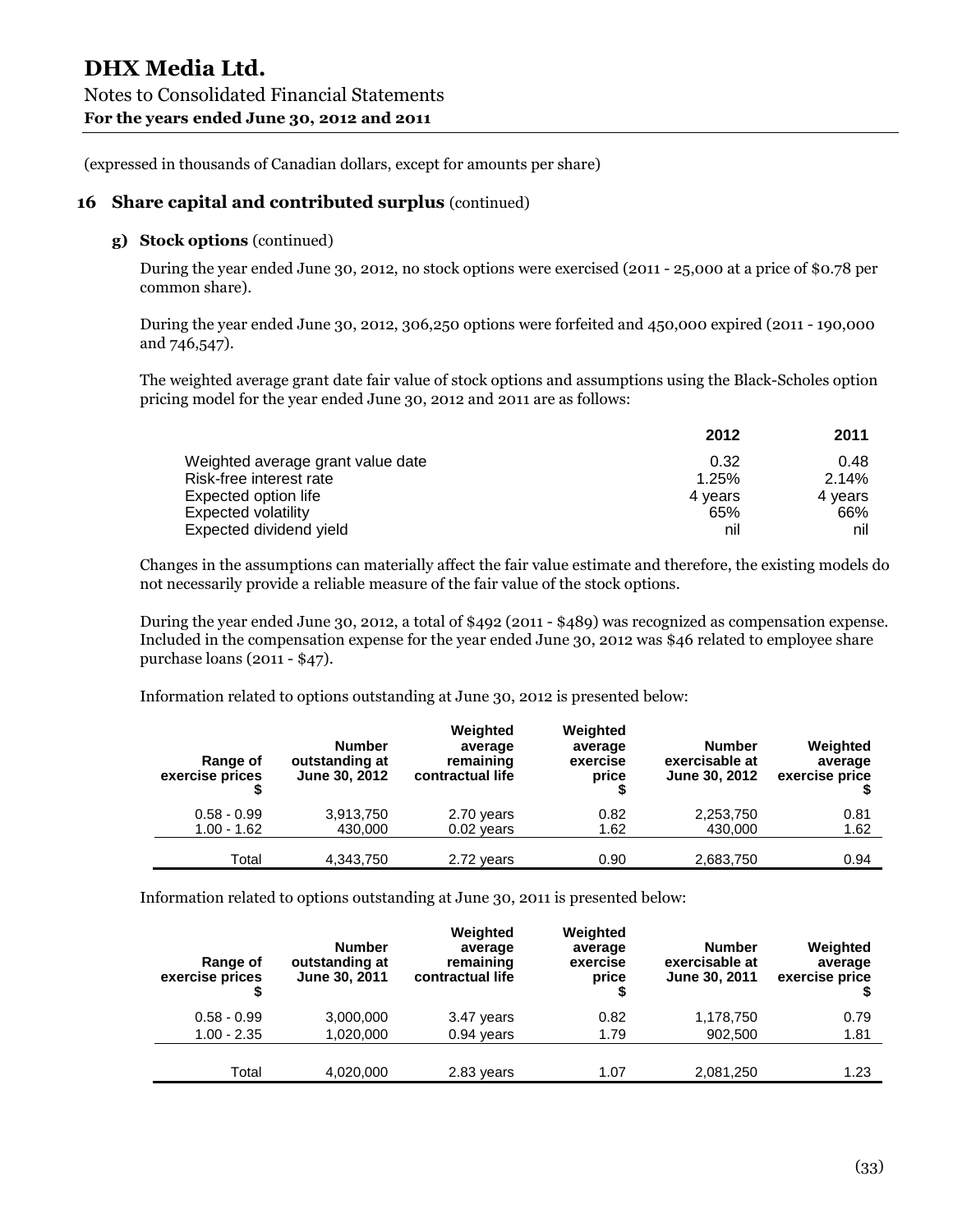(expressed in thousands of Canadian dollars, except for amounts per share)

## 16 Share capital and contributed surplus (continued)

### g) Stock options (continued)

During the year ended June 30, 2012, no stock options were exercised (2011 - 25,000 at a price of $0.78 per common share).

During the year ended June 30, 2012, 306,250 options were forfeited and 450,000 expired (2011 - 190,000 and 746,547).

The weighted average grant date fair value of stock options and assumptions using the Black-Scholes option pricing model for the year ended June 30, 2012 and 2011 are as follows:

| | 2012 | 2011 |
|---|---|---|
| Weighted average grant value date | 0.32 | 0.48 |
| Risk-free interest rate | 1.25% | 2.14% |
| Expected option life | 4 years | 4 years |
| Expected volatility | 65% | 66% |
| Expected dividend yield | nil | nil |

Changes in the assumptions can materially affect the fair value estimate and therefore, the existing models do not necessarily provide a reliable measure of the fair value of the stock options.

During the year ended June 30, 2012, a total of $492 (2011 - $489) was recognized as compensation expense. Included in the compensation expense for the year ended June 30, 2012 was $46 related to employee share purchase loans (2011 - $47).

Information related to options outstanding at June 30, 2012 is presented below:

| Range of exercise prices $ | Number outstanding at June 30, 2012 | Weighted average remaining contractual life | Weighted average exercise price $ | Number exercisable at June 30, 2012 | Weighted average exercise price $ |
|---|---|---|---|---|---|
| 0.58 - 0.99 | 3,913,750 | 2.70 years | 0.82 | 2,253,750 | 0.81 |
| 1.00 - 1.62 | 430,000 | 0.02 years | 1.62 | 430,000 | 1.62 |
| Total | 4,343,750 | 2.72 years | 0.90 | 2,683,750 | 0.94 |

Information related to options outstanding at June 30, 2011 is presented below:

| Range of exercise prices $ | Number outstanding at June 30, 2011 | Weighted average remaining contractual life | Weighted average exercise price $ | Number exercisable at June 30, 2011 | Weighted average exercise price $ |
|---|---|---|---|---|---|
| 0.58 - 0.99 | 3,000,000 | 3.47 years | 0.82 | 1,178,750 | 0.79 |
| 1.00 - 2.35 | 1,020,000 | 0.94 years | 1.79 | 902,500 | 1.81 |
| Total | 4,020,000 | 2.83 years | 1.07 | 2,081,250 | 1.23 |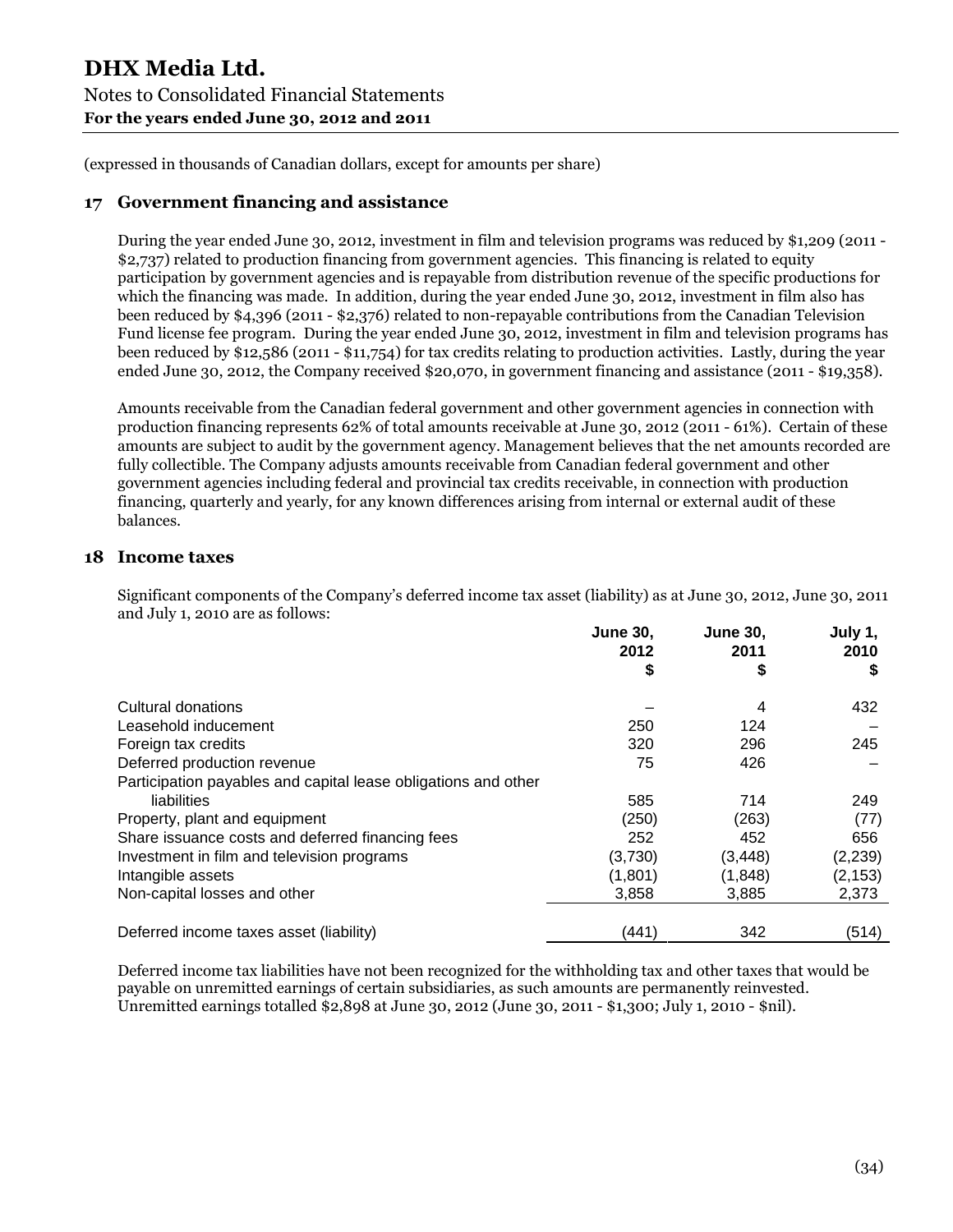(expressed in thousands of Canadian dollars, except for amounts per share)

## 17 Government financing and assistance

During the year ended June 30, 2012, investment in film and television programs was reduced by $1,209 (2011 - $2,737) related to production financing from government agencies. This financing is related to equity participation by government agencies and is repayable from distribution revenue of the specific productions for which the financing was made. In addition, during the year ended June 30, 2012, investment in film also has been reduced by $4,396 (2011 - $2,376) related to non-repayable contributions from the Canadian Television Fund license fee program. During the year ended June 30, 2012, investment in film and television programs has been reduced by $12,586 (2011 - $11,754) for tax credits relating to production activities. Lastly, during the year ended June 30, 2012, the Company received $20,070, in government financing and assistance (2011 - $19,358).

Amounts receivable from the Canadian federal government and other government agencies in connection with production financing represents 62% of total amounts receivable at June 30, 2012 (2011 - 61%). Certain of these amounts are subject to audit by the government agency. Management believes that the net amounts recorded are fully collectible. The Company adjusts amounts receivable from Canadian federal government and other government agencies including federal and provincial tax credits receivable, in connection with production financing, quarterly and yearly, for any known differences arising from internal or external audit of these balances.

## 18 Income taxes

Significant components of the Company's deferred income tax asset (liability) as at June 30, 2012, June 30, 2011 and July 1, 2010 are as follows:

| | June 30, 2012 $ | June 30, 2011 $ | July 1, 2010 $ |
|---|---|---|---|
| Cultural donations | – | 4 | 432 |
| Leasehold inducement | 250 | 124 | – |
| Foreign tax credits | 320 | 296 | 245 |
| Deferred production revenue | 75 | 426 | – |
| Participation payables and capital lease obligations and other liabilities | 585 | 714 | 249 |
| Property, plant and equipment | (250) | (263) | (77) |
| Share issuance costs and deferred financing fees | 252 | 452 | 656 |
| Investment in film and television programs | (3,730) | (3,448) | (2,239) |
| Intangible assets | (1,801) | (1,848) | (2,153) |
| Non-capital losses and other | 3,858 | 3,885 | 2,373 |
| Deferred income taxes asset (liability) | (441) | 342 | (514) |

Deferred income tax liabilities have not been recognized for the withholding tax and other taxes that would be payable on unremitted earnings of certain subsidiaries, as such amounts are permanently reinvested. Unremitted earnings totalled $2,898 at June 30, 2012 (June 30, 2011 - $1,300; July 1, 2010 - $nil).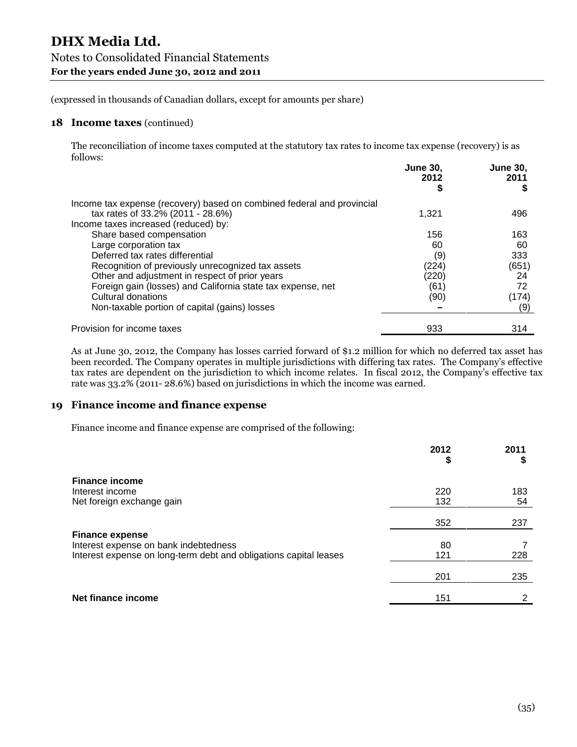# DHX Media Ltd.

Notes to Consolidated Financial Statements

**For the years ended June 30, 2012 and 2011**

(expressed in thousands of Canadian dollars, except for amounts per share)

## 18 Income taxes (continued)

The reconciliation of income taxes computed at the statutory tax rates to income tax expense (recovery) is as follows:

| | June 30, 2012 $ | June 30, 2011 $ |
|---|---|---|
| Income tax expense (recovery) based on combined federal and provincial tax rates of 33.2% (2011 - 28.6%) | 1,321 | 496 |
| Income taxes increased (reduced) by: | | |
| Share based compensation | 156 | 163 |
| Large corporation tax | 60 | 60 |
| Deferred tax rates differential | (9) | 333 |
| Recognition of previously unrecognized tax assets | (224) | (651) |
| Other and adjustment in respect of prior years | (220) | 24 |
| Foreign gain (losses) and California state tax expense, net | (61) | 72 |
| Cultural donations | (90) | (174) |
| Non-taxable portion of capital (gains) losses | – | (9) |
| Provision for income taxes | 933 | 314 |

As at June 30, 2012, the Company has losses carried forward of $1.2 million for which no deferred tax asset has been recorded. The Company operates in multiple jurisdictions with differing tax rates. The Company's effective tax rates are dependent on the jurisdiction to which income relates. In fiscal 2012, the Company's effective tax rate was 33.2% (2011- 28.6%) based on jurisdictions in which the income was earned.

## 19 Finance income and finance expense

Finance income and finance expense are comprised of the following:

| | 2012 $ | 2011 $ |
|---|---|---|
| **Finance income** | | |
| Interest income | 220 | 183 |
| Net foreign exchange gain | 132 | 54 |
| | 352 | 237 |
| **Finance expense** | | |
| Interest expense on bank indebtedness | 80 | 7 |
| Interest expense on long-term debt and obligations capital leases | 121 | 228 |
| | 201 | 235 |
| **Net finance income** | 151 | 2 |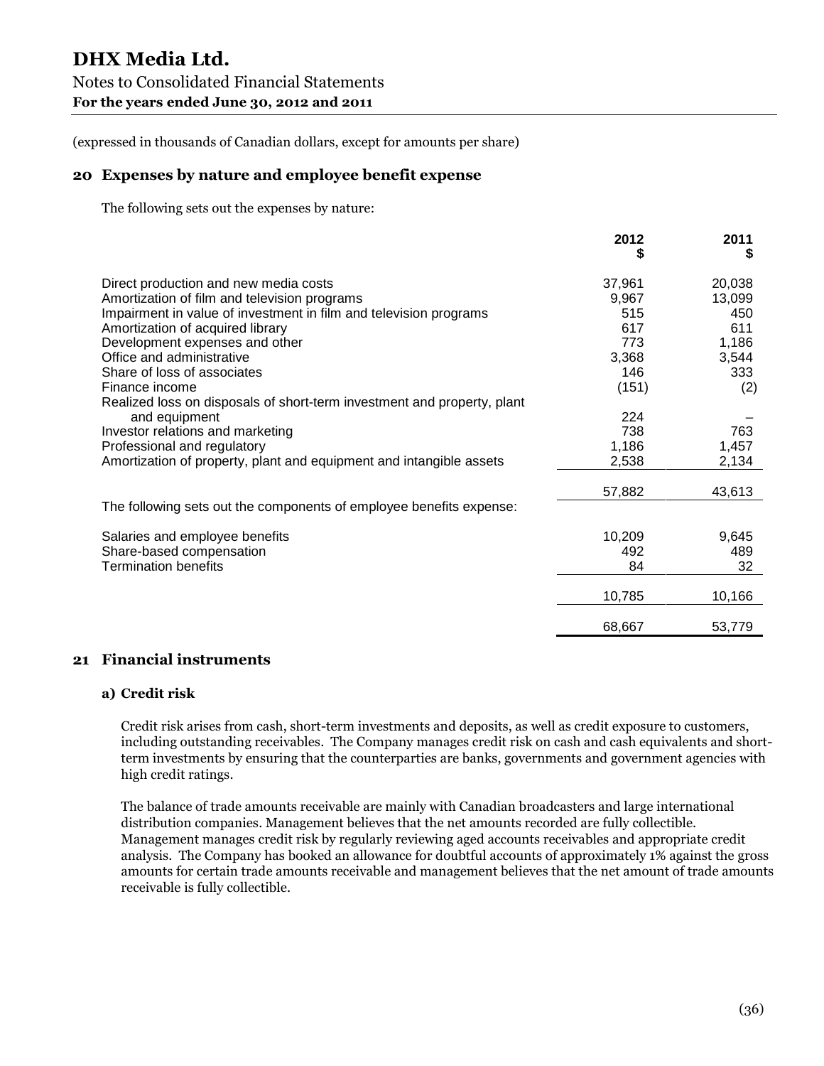# DHX Media Ltd.

Notes to Consolidated Financial Statements
**For the years ended June 30, 2012 and 2011**

(expressed in thousands of Canadian dollars, except for amounts per share)

## 20 Expenses by nature and employee benefit expense

The following sets out the expenses by nature:

| | 2012 $ | 2011 $ |
|---|---|---|
| Direct production and new media costs | 37,961 | 20,038 |
| Amortization of film and television programs | 9,967 | 13,099 |
| Impairment in value of investment in film and television programs | 515 | 450 |
| Amortization of acquired library | 617 | 611 |
| Development expenses and other | 773 | 1,186 |
| Office and administrative | 3,368 | 3,544 |
| Share of loss of associates | 146 | 333 |
| Finance income | (151) | (2) |
| Realized loss on disposals of short-term investment and property, plant and equipment | 224 | – |
| Investor relations and marketing | 738 | 763 |
| Professional and regulatory | 1,186 | 1,457 |
| Amortization of property, plant and equipment and intangible assets | 2,538 | 2,134 |
| | 57,882 | 43,613 |
| The following sets out the components of employee benefits expense: | | |
| Salaries and employee benefits | 10,209 | 9,645 |
| Share-based compensation | 492 | 489 |
| Termination benefits | 84 | 32 |
| | 10,785 | 10,166 |
| | 68,667 | 53,779 |

## 21 Financial instruments

### a) Credit risk

Credit risk arises from cash, short-term investments and deposits, as well as credit exposure to customers, including outstanding receivables. The Company manages credit risk on cash and cash equivalents and short-term investments by ensuring that the counterparties are banks, governments and government agencies with high credit ratings.

The balance of trade amounts receivable are mainly with Canadian broadcasters and large international distribution companies. Management believes that the net amounts recorded are fully collectible. Management manages credit risk by regularly reviewing aged accounts receivables and appropriate credit analysis. The Company has booked an allowance for doubtful accounts of approximately 1% against the gross amounts for certain trade amounts receivable and management believes that the net amount of trade amounts receivable is fully collectible.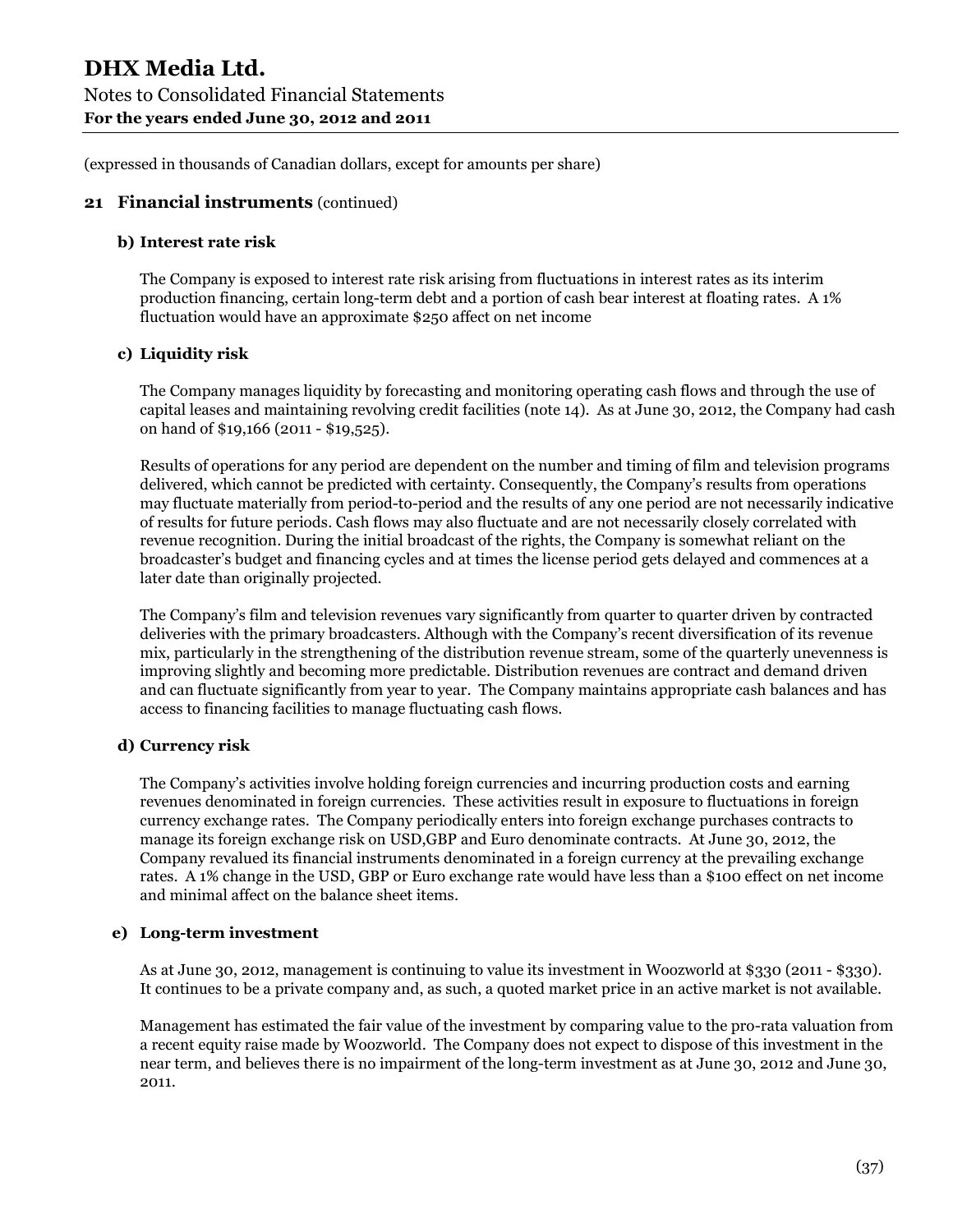(expressed in thousands of Canadian dollars, except for amounts per share)

## 21 Financial instruments (continued)

### b) Interest rate risk

The Company is exposed to interest rate risk arising from fluctuations in interest rates as its interim production financing, certain long-term debt and a portion of cash bear interest at floating rates. A 1% fluctuation would have an approximate $250 affect on net income

### c) Liquidity risk

The Company manages liquidity by forecasting and monitoring operating cash flows and through the use of capital leases and maintaining revolving credit facilities (note 14). As at June 30, 2012, the Company had cash on hand of $19,166 (2011 - $19,525).

Results of operations for any period are dependent on the number and timing of film and television programs delivered, which cannot be predicted with certainty. Consequently, the Company's results from operations may fluctuate materially from period-to-period and the results of any one period are not necessarily indicative of results for future periods. Cash flows may also fluctuate and are not necessarily closely correlated with revenue recognition. During the initial broadcast of the rights, the Company is somewhat reliant on the broadcaster's budget and financing cycles and at times the license period gets delayed and commences at a later date than originally projected.

The Company's film and television revenues vary significantly from quarter to quarter driven by contracted deliveries with the primary broadcasters. Although with the Company's recent diversification of its revenue mix, particularly in the strengthening of the distribution revenue stream, some of the quarterly unevenness is improving slightly and becoming more predictable. Distribution revenues are contract and demand driven and can fluctuate significantly from year to year. The Company maintains appropriate cash balances and has access to financing facilities to manage fluctuating cash flows.

### d) Currency risk

The Company's activities involve holding foreign currencies and incurring production costs and earning revenues denominated in foreign currencies. These activities result in exposure to fluctuations in foreign currency exchange rates. The Company periodically enters into foreign exchange purchases contracts to manage its foreign exchange risk on USD,GBP and Euro denominate contracts. At June 30, 2012, the Company revalued its financial instruments denominated in a foreign currency at the prevailing exchange rates. A 1% change in the USD, GBP or Euro exchange rate would have less than a $100 effect on net income and minimal affect on the balance sheet items.

### e) Long-term investment

As at June 30, 2012, management is continuing to value its investment in Woozworld at $330 (2011 - $330). It continues to be a private company and, as such, a quoted market price in an active market is not available.

Management has estimated the fair value of the investment by comparing value to the pro-rata valuation from a recent equity raise made by Woozworld. The Company does not expect to dispose of this investment in the near term, and believes there is no impairment of the long-term investment as at June 30, 2012 and June 30, 2011.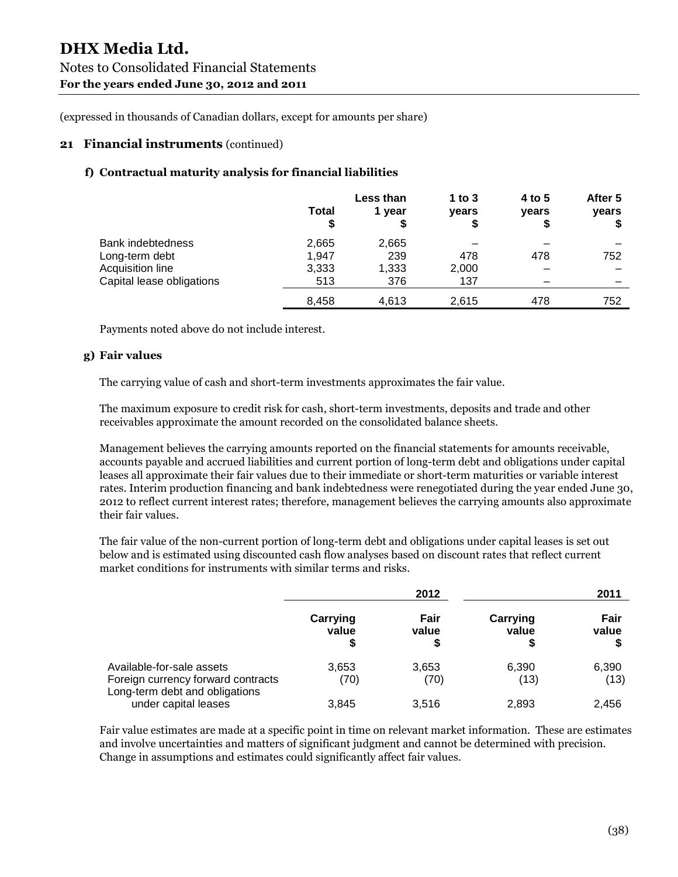# DHX Media Ltd.

Notes to Consolidated Financial Statements
**For the years ended June 30, 2012 and 2011**

(expressed in thousands of Canadian dollars, except for amounts per share)

## 21 Financial instruments (continued)

### f) Contractual maturity analysis for financial liabilities

| | Total $ | Less than 1 year $ | 1 to 3 years $ | 4 to 5 years $ | After 5 years $ |
|---|---|---|---|---|---|
| Bank indebtedness | 2,665 | 2,665 | – | – | – |
| Long-term debt | 1,947 | 239 | 478 | 478 | 752 |
| Acquisition line | 3,333 | 1,333 | 2,000 | – | – |
| Capital lease obligations | 513 | 376 | 137 | – | – |
| | 8,458 | 4,613 | 2,615 | 478 | 752 |

Payments noted above do not include interest.

### g) Fair values

The carrying value of cash and short-term investments approximates the fair value.

The maximum exposure to credit risk for cash, short-term investments, deposits and trade and other receivables approximate the amount recorded on the consolidated balance sheets.

Management believes the carrying amounts reported on the financial statements for amounts receivable, accounts payable and accrued liabilities and current portion of long-term debt and obligations under capital leases all approximate their fair values due to their immediate or short-term maturities or variable interest rates. Interim production financing and bank indebtedness were renegotiated during the year ended June 30, 2012 to reflect current interest rates; therefore, management believes the carrying amounts also approximate their fair values.

The fair value of the non-current portion of long-term debt and obligations under capital leases is set out below and is estimated using discounted cash flow analyses based on discount rates that reflect current market conditions for instruments with similar terms and risks.

| | 2012 | | 2011 | |
|---|---|---|---|---|
| | Carrying value $ | Fair value $ | Carrying value $ | Fair value $ |
| Available-for-sale assets | 3,653 | 3,653 | 6,390 | 6,390 |
| Foreign currency forward contracts | (70) | (70) | (13) | (13) |
| Long-term debt and obligations under capital leases | 3,845 | 3,516 | 2,893 | 2,456 |

Fair value estimates are made at a specific point in time on relevant market information. These are estimates and involve uncertainties and matters of significant judgment and cannot be determined with precision. Change in assumptions and estimates could significantly affect fair values.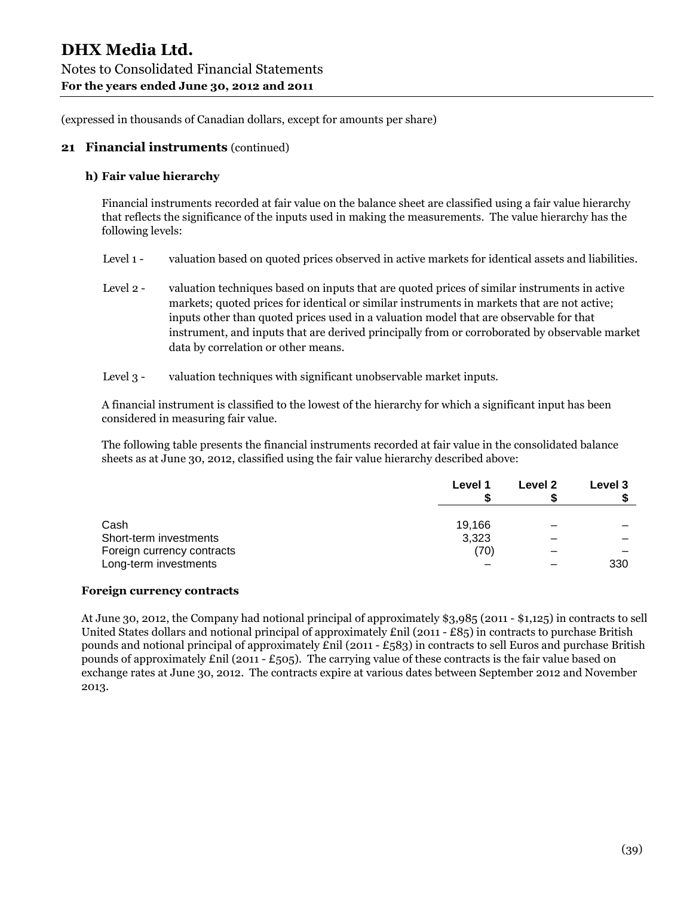# DHX Media Ltd.

Notes to Consolidated Financial Statements

**For the years ended June 30, 2012 and 2011**

(expressed in thousands of Canadian dollars, except for amounts per share)

## 21 Financial instruments (continued)

### h) Fair value hierarchy

Financial instruments recorded at fair value on the balance sheet are classified using a fair value hierarchy that reflects the significance of the inputs used in making the measurements. The value hierarchy has the following levels:

Level 1 - valuation based on quoted prices observed in active markets for identical assets and liabilities.

Level 2 - valuation techniques based on inputs that are quoted prices of similar instruments in active markets; quoted prices for identical or similar instruments in markets that are not active; inputs other than quoted prices used in a valuation model that are observable for that instrument, and inputs that are derived principally from or corroborated by observable market data by correlation or other means.

Level 3 - valuation techniques with significant unobservable market inputs.

A financial instrument is classified to the lowest of the hierarchy for which a significant input has been considered in measuring fair value.

The following table presents the financial instruments recorded at fair value in the consolidated balance sheets as at June 30, 2012, classified using the fair value hierarchy described above:

| | Level 1 $ | Level 2 $ | Level 3 $ |
|---|---|---|---|
| Cash | 19,166 | – | – |
| Short-term investments | 3,323 | – | – |
| Foreign currency contracts | (70) | – | – |
| Long-term investments | – | – | 330 |

**Foreign currency contracts**

At June 30, 2012, the Company had notional principal of approximately $3,985 (2011 - $1,125) in contracts to sell United States dollars and notional principal of approximately £nil (2011 - £85) in contracts to purchase British pounds and notional principal of approximately £nil (2011 - £583) in contracts to sell Euros and purchase British pounds of approximately £nil (2011 - £505). The carrying value of these contracts is the fair value based on exchange rates at June 30, 2012. The contracts expire at various dates between September 2012 and November 2013.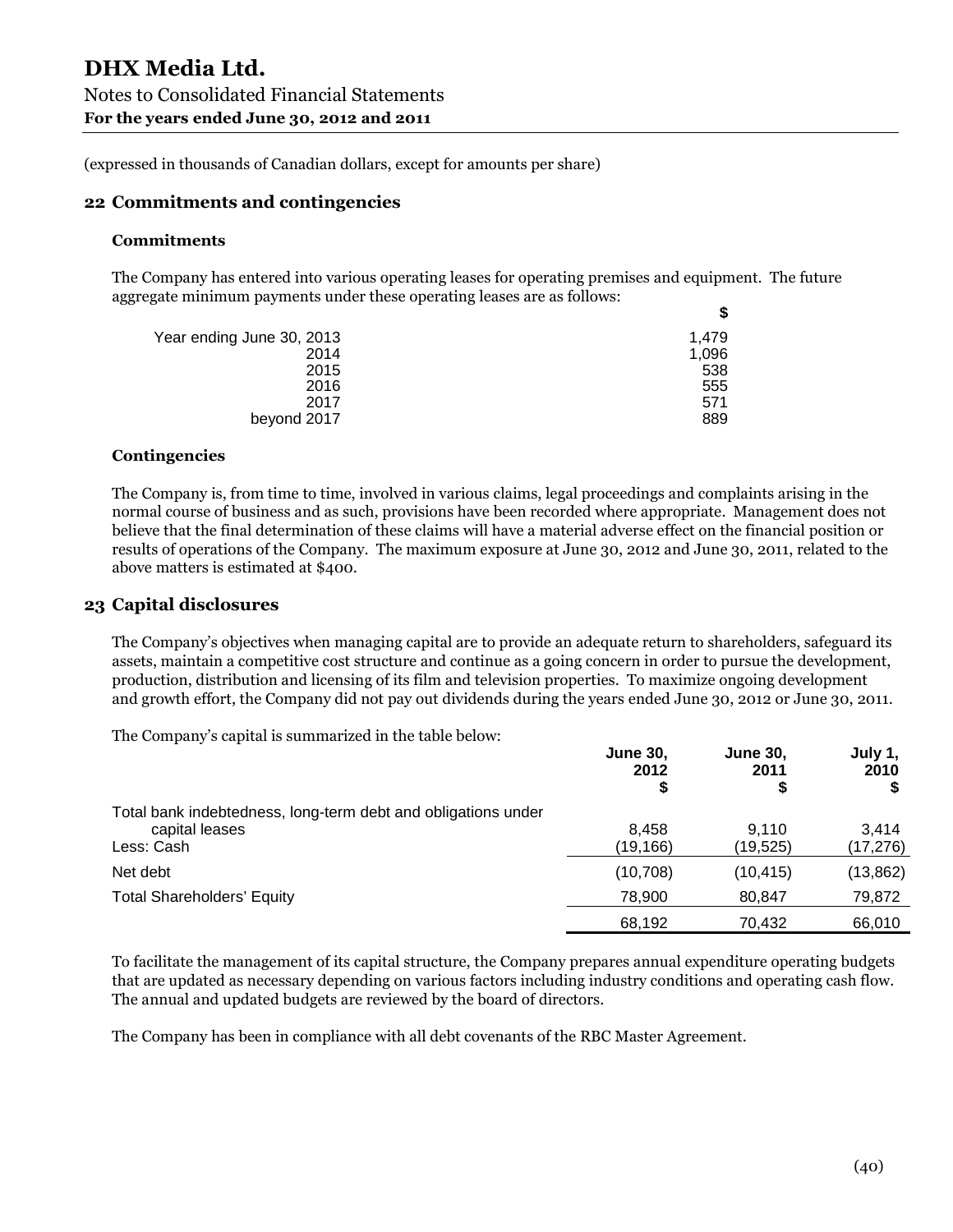# DHX Media Ltd.

Notes to Consolidated Financial Statements

**For the years ended June 30, 2012 and 2011**

(expressed in thousands of Canadian dollars, except for amounts per share)

## 22 Commitments and contingencies

### Commitments

The Company has entered into various operating leases for operating premises and equipment. The future aggregate minimum payments under these operating leases are as follows:

| | $ |
|---|---|
| Year ending June 30, 2013 | 1,479 |
| 2014 | 1,096 |
| 2015 | 538 |
| 2016 | 555 |
| 2017 | 571 |
| beyond 2017 | 889 |

### Contingencies

The Company is, from time to time, involved in various claims, legal proceedings and complaints arising in the normal course of business and as such, provisions have been recorded where appropriate. Management does not believe that the final determination of these claims will have a material adverse effect on the financial position or results of operations of the Company. The maximum exposure at June 30, 2012 and June 30, 2011, related to the above matters is estimated at $400.

## 23 Capital disclosures

The Company's objectives when managing capital are to provide an adequate return to shareholders, safeguard its assets, maintain a competitive cost structure and continue as a going concern in order to pursue the development, production, distribution and licensing of its film and television properties. To maximize ongoing development and growth effort, the Company did not pay out dividends during the years ended June 30, 2012 or June 30, 2011.

The Company's capital is summarized in the table below:

| | June 30, 2012 $ | June 30, 2011 $ | July 1, 2010 $ |
|---|---|---|---|
| Total bank indebtedness, long-term debt and obligations under capital leases | 8,458 | 9,110 | 3,414 |
| Less: Cash | (19,166) | (19,525) | (17,276) |
| Net debt | (10,708) | (10,415) | (13,862) |
| Total Shareholders' Equity | 78,900 | 80,847 | 79,872 |
| | 68,192 | 70,432 | 66,010 |

To facilitate the management of its capital structure, the Company prepares annual expenditure operating budgets that are updated as necessary depending on various factors including industry conditions and operating cash flow. The annual and updated budgets are reviewed by the board of directors.

The Company has been in compliance with all debt covenants of the RBC Master Agreement.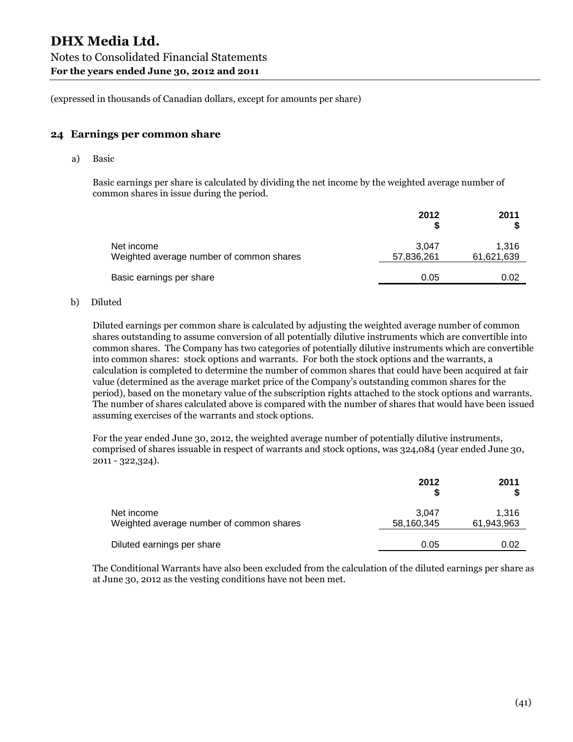(expressed in thousands of Canadian dollars, except for amounts per share)

## 24 Earnings per common share

a) Basic

Basic earnings per share is calculated by dividing the net income by the weighted average number of common shares in issue during the period.

| | 2012<br>$ | 2011<br>$ |
|---|---|---|
| Net income | 3,047 | 1,316 |
| Weighted average number of common shares | 57,836,261 | 61,621,639 |
| Basic earnings per share | 0.05 | 0.02 |

b) Diluted

Diluted earnings per common share is calculated by adjusting the weighted average number of common shares outstanding to assume conversion of all potentially dilutive instruments which are convertible into common shares. The Company has two categories of potentially dilutive instruments which are convertible into common shares: stock options and warrants. For both the stock options and the warrants, a calculation is completed to determine the number of common shares that could have been acquired at fair value (determined as the average market price of the Company's outstanding common shares for the period), based on the monetary value of the subscription rights attached to the stock options and warrants. The number of shares calculated above is compared with the number of shares that would have been issued assuming exercises of the warrants and stock options.

For the year ended June 30, 2012, the weighted average number of potentially dilutive instruments, comprised of shares issuable in respect of warrants and stock options, was 324,084 (year ended June 30, 2011 - 322,324).

| | 2012<br>$ | 2011<br>$ |
|---|---|---|
| Net income | 3,047 | 1,316 |
| Weighted average number of common shares | 58,160,345 | 61,943,963 |
| Diluted earnings per share | 0.05 | 0.02 |

The Conditional Warrants have also been excluded from the calculation of the diluted earnings per share as at June 30, 2012 as the vesting conditions have not been met.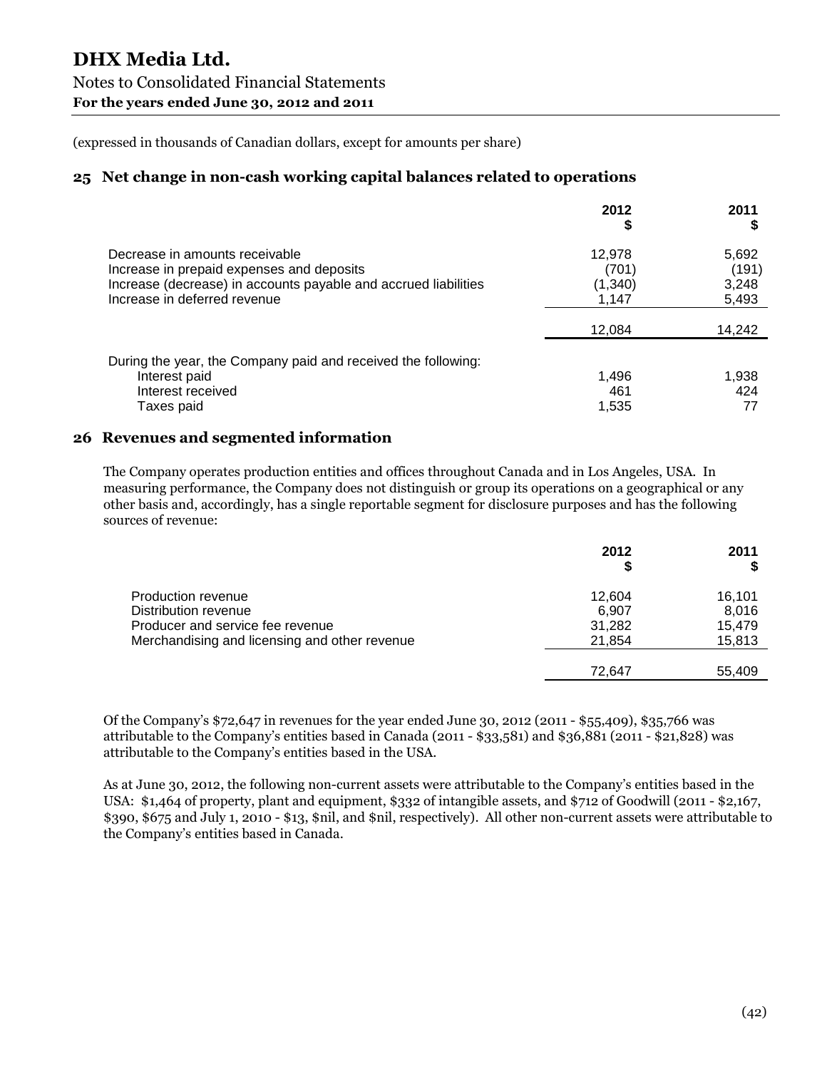# DHX Media Ltd.

Notes to Consolidated Financial Statements
**For the years ended June 30, 2012 and 2011**

(expressed in thousands of Canadian dollars, except for amounts per share)

## 25 Net change in non-cash working capital balances related to operations

| | 2012<br>$ | 2011<br>$ |
|---|---|---|
| Decrease in amounts receivable | 12,978 | 5,692 |
| Increase in prepaid expenses and deposits | (701) | (191) |
| Increase (decrease) in accounts payable and accrued liabilities | (1,340) | 3,248 |
| Increase in deferred revenue | 1,147 | 5,493 |
| | 12,084 | 14,242 |
| During the year, the Company paid and received the following: | | |
| Interest paid | 1,496 | 1,938 |
| Interest received | 461 | 424 |
| Taxes paid | 1,535 | 77 |

## 26 Revenues and segmented information

The Company operates production entities and offices throughout Canada and in Los Angeles, USA. In measuring performance, the Company does not distinguish or group its operations on a geographical or any other basis and, accordingly, has a single reportable segment for disclosure purposes and has the following sources of revenue:

| | 2012<br>$ | 2011<br>$ |
|---|---|---|
| Production revenue | 12,604 | 16,101 |
| Distribution revenue | 6,907 | 8,016 |
| Producer and service fee revenue | 31,282 | 15,479 |
| Merchandising and licensing and other revenue | 21,854 | 15,813 |
| | 72,647 | 55,409 |

Of the Company's $72,647 in revenues for the year ended June 30, 2012 (2011 - $55,409), $35,766 was attributable to the Company's entities based in Canada (2011 - $33,581) and $36,881 (2011 - $21,828) was attributable to the Company's entities based in the USA.

As at June 30, 2012, the following non-current assets were attributable to the Company's entities based in the USA: $1,464 of property, plant and equipment, $332 of intangible assets, and $712 of Goodwill (2011 - $2,167, $390, $675 and July 1, 2010 - $13, $nil, and $nil, respectively). All other non-current assets were attributable to the Company's entities based in Canada.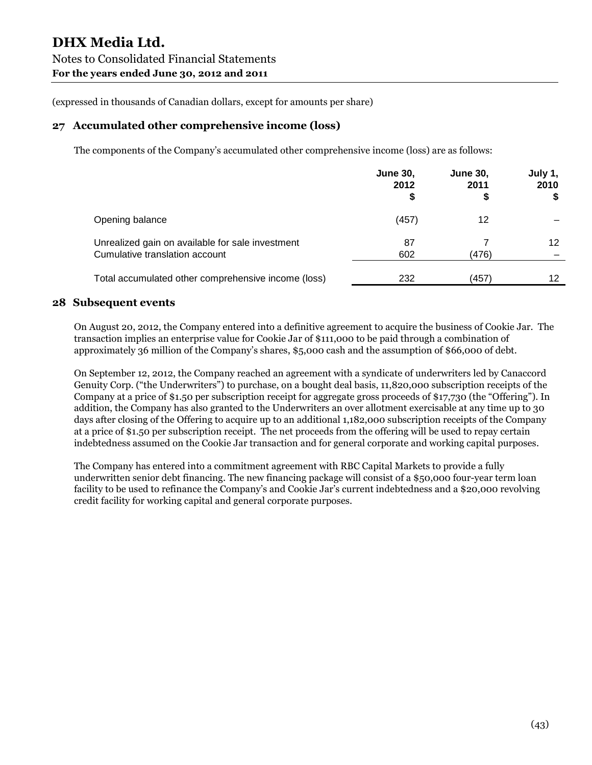# DHX Media Ltd.

Notes to Consolidated Financial Statements

**For the years ended June 30, 2012 and 2011**

(expressed in thousands of Canadian dollars, except for amounts per share)

## 27 Accumulated other comprehensive income (loss)

The components of the Company's accumulated other comprehensive income (loss) are as follows:

| | June 30, 2012 $ | June 30, 2011 $ | July 1, 2010 $ |
|---|---|---|---|
| Opening balance | (457) | 12 | – |
| Unrealized gain on available for sale investment | 87 | 7 | 12 |
| Cumulative translation account | 602 | (476) | – |
| Total accumulated other comprehensive income (loss) | 232 | (457) | 12 |

## 28 Subsequent events

On August 20, 2012, the Company entered into a definitive agreement to acquire the business of Cookie Jar. The transaction implies an enterprise value for Cookie Jar of $111,000 to be paid through a combination of approximately 36 million of the Company's shares, $5,000 cash and the assumption of $66,000 of debt.

On September 12, 2012, the Company reached an agreement with a syndicate of underwriters led by Canaccord Genuity Corp. ("the Underwriters") to purchase, on a bought deal basis, 11,820,000 subscription receipts of the Company at a price of $1.50 per subscription receipt for aggregate gross proceeds of $17,730 (the "Offering"). In addition, the Company has also granted to the Underwriters an over allotment exercisable at any time up to 30 days after closing of the Offering to acquire up to an additional 1,182,000 subscription receipts of the Company at a price of $1.50 per subscription receipt. The net proceeds from the offering will be used to repay certain indebtedness assumed on the Cookie Jar transaction and for general corporate and working capital purposes.

The Company has entered into a commitment agreement with RBC Capital Markets to provide a fully underwritten senior debt financing. The new financing package will consist of a $50,000 four-year term loan facility to be used to refinance the Company's and Cookie Jar's current indebtedness and a $20,000 revolving credit facility for working capital and general corporate purposes.